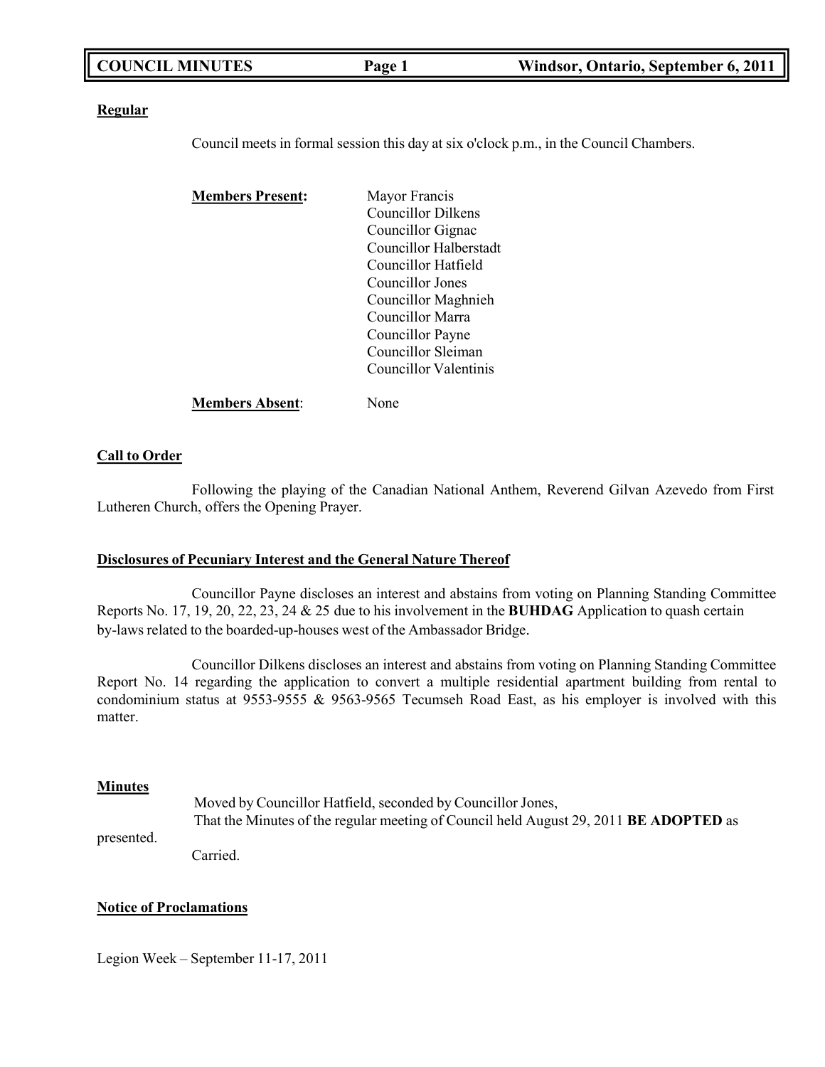**COUNCIL MINUTES** **Windsor, Ontario, September 6, 2011**

## Regular

Council meets in formal session this day at six o'clock p.m., in the Council Chambers.

**Members Present:**

- Mayor Francis
- Councillor Dilkens
- Councillor Gignac
- Councillor Halberstadt
- Councillor Hatfield
- Councillor Jones
- Councillor Maghnieh
- Councillor Marra
- Councillor Payne
- Councillor Sleiman
- Councillor Valentinis

**Members Absent**: None

## Call to Order

Following the playing of the Canadian National Anthem, Reverend Gilvan Azevedo from First Lutheren Church, offers the Opening Prayer.

## Disclosures of Pecuniary Interest and the General Nature Thereof

Councillor Payne discloses an interest and abstains from voting on Planning Standing Committee Reports No. 17, 19, 20, 22, 23, 24 & 25 due to his involvement in the **BUHDAG** Application to quash certain by-laws related to the boarded-up-houses west of the Ambassador Bridge.

Councillor Dilkens discloses an interest and abstains from voting on Planning Standing Committee Report No. 14 regarding the application to convert a multiple residential apartment building from rental to condominium status at 9553-9555 & 9563-9565 Tecumseh Road East, as his employer is involved with this matter.

## Minutes

Moved by Councillor Hatfield, seconded by Councillor Jones,
That the Minutes of the regular meeting of Council held August 29, 2011 **BE ADOPTED** as presented.
Carried.

## Notice of Proclamations

Legion Week – September 11-17, 2011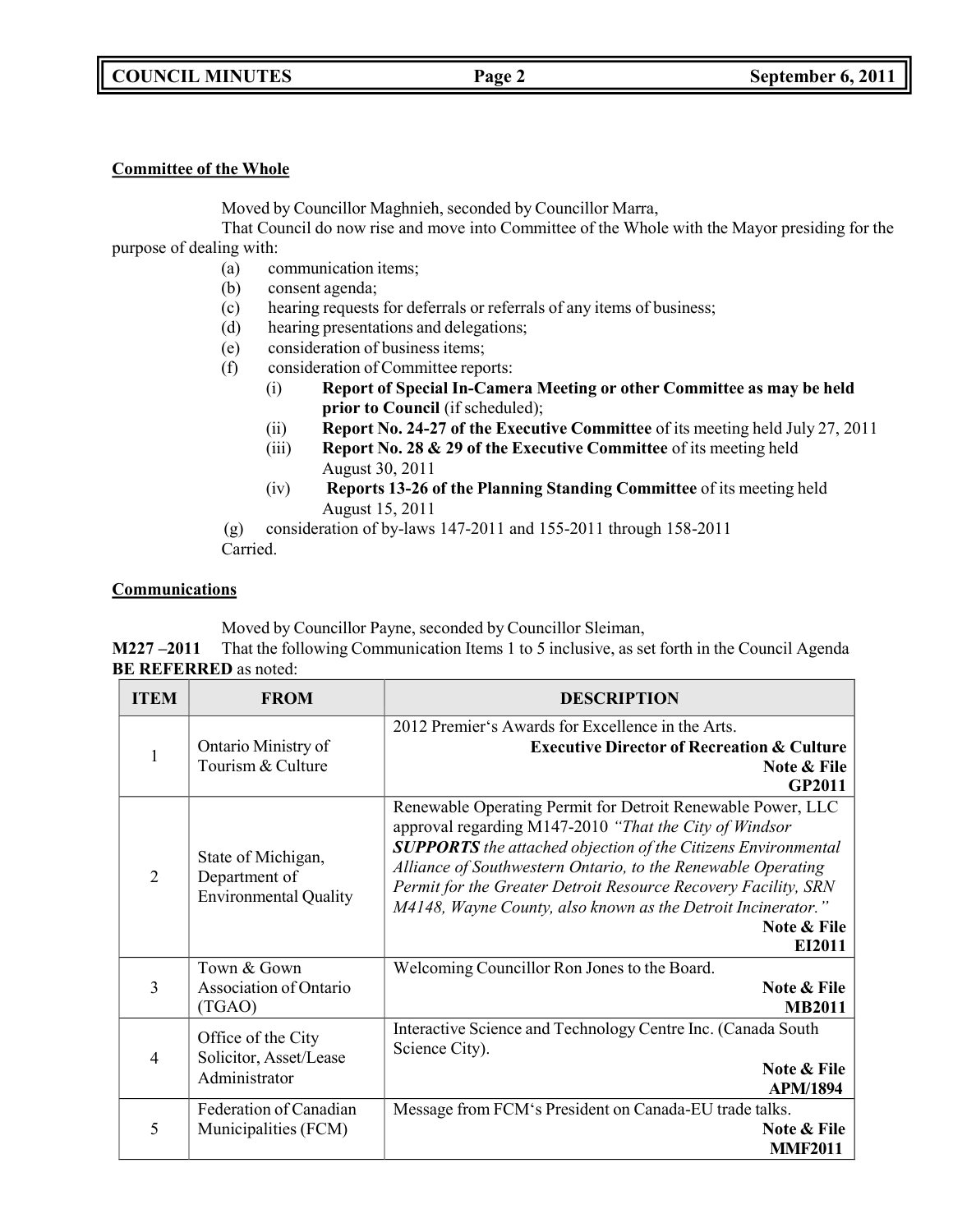**Committee of the Whole**

Moved by Councillor Maghnieh, seconded by Councillor Marra,

That Council do now rise and move into Committee of the Whole with the Mayor presiding for the purpose of dealing with:

(a) communication items;
(b) consent agenda;
(c) hearing requests for deferrals or referrals of any items of business;
(d) hearing presentations and delegations;
(e) consideration of business items;
(f) consideration of Committee reports:
   (i) **Report of Special In-Camera Meeting or other Committee as may be held prior to Council** (if scheduled);
   (ii) **Report No. 24-27 of the Executive Committee** of its meeting held July 27, 2011
   (iii) **Report No. 28 & 29 of the Executive Committee** of its meeting held August 30, 2011
   (iv) **Reports 13-26 of the Planning Standing Committee** of its meeting held August 15, 2011

(g) consideration of by-laws 147-2011 and 155-2011 through 158-2011

Carried.

**Communications**

Moved by Councillor Payne, seconded by Councillor Sleiman,

**M227 –2011** That the following Communication Items 1 to 5 inclusive, as set forth in the Council Agenda **BE REFERRED** as noted:

| ITEM | FROM | DESCRIPTION |
|---|---|---|
| 1 | Ontario Ministry of Tourism & Culture | 2012 Premier's Awards for Excellence in the Arts. **Executive Director of Recreation & Culture** **Note & File** **GP2011** |
| 2 | State of Michigan, Department of Environmental Quality | Renewable Operating Permit for Detroit Renewable Power, LLC approval regarding M147-2010 *"That the City of Windsor **SUPPORTS** the attached objection of the Citizens Environmental Alliance of Southwestern Ontario, to the Renewable Operating Permit for the Greater Detroit Resource Recovery Facility, SRN M4148, Wayne County, also known as the Detroit Incinerator."* **Note & File** **EI2011** |
| 3 | Town & Gown Association of Ontario (TGAO) | Welcoming Councillor Ron Jones to the Board. **Note & File** **MB2011** |
| 4 | Office of the City Solicitor, Asset/Lease Administrator | Interactive Science and Technology Centre Inc. (Canada South Science City). **Note & File** **APM/1894** |
| 5 | Federation of Canadian Municipalities (FCM) | Message from FCM's President on Canada-EU trade talks. **Note & File** **MMF2011** |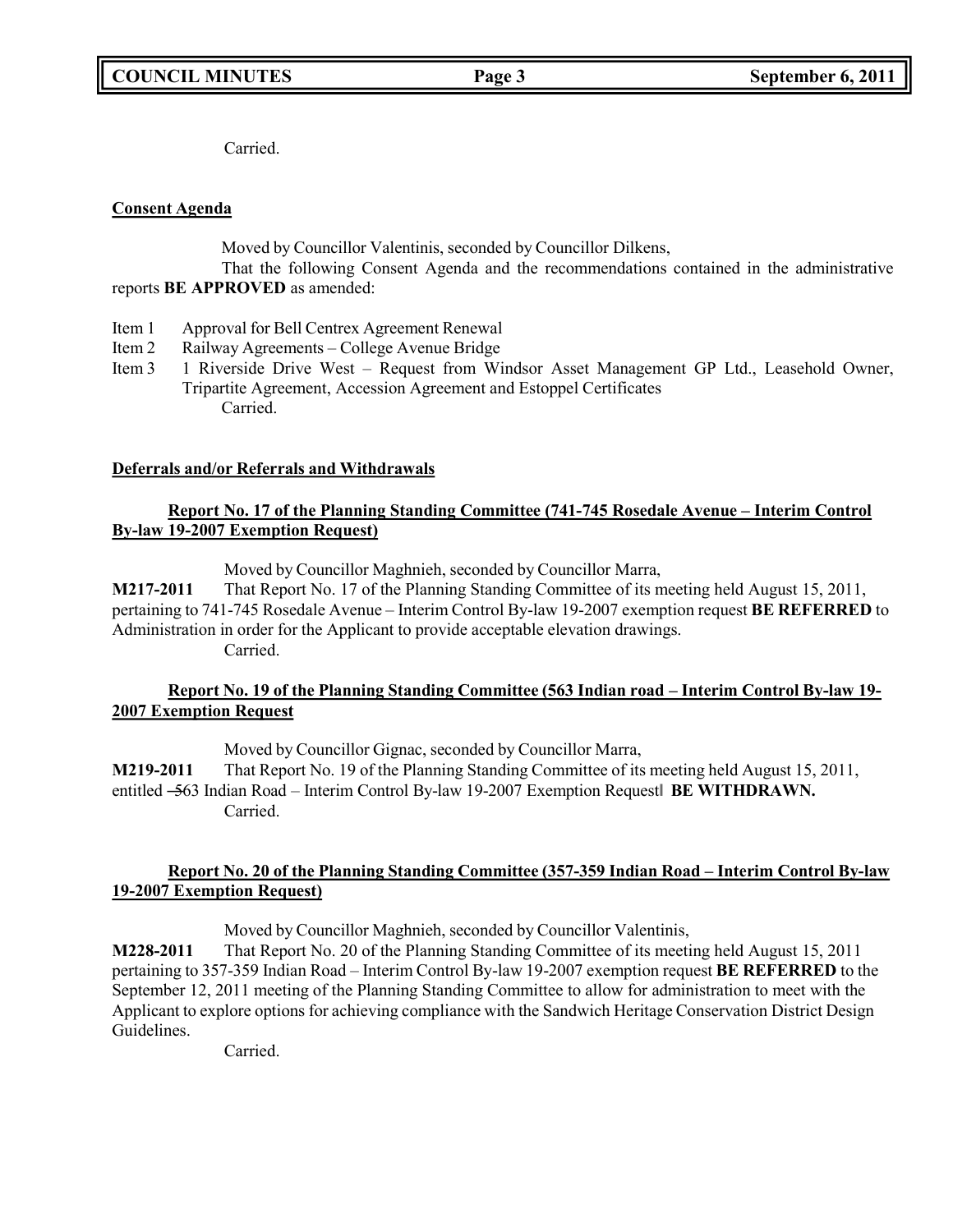Carried.

**Consent Agenda**

Moved by Councillor Valentinis, seconded by Councillor Dilkens,

That the following Consent Agenda and the recommendations contained in the administrative reports **BE APPROVED** as amended:

- Item 1 Approval for Bell Centrex Agreement Renewal
- Item 2 Railway Agreements – College Avenue Bridge
- Item 3 1 Riverside Drive West – Request from Windsor Asset Management GP Ltd., Leasehold Owner, Tripartite Agreement, Accession Agreement and Estoppel Certificates

Carried.

**Deferrals and/or Referrals and Withdrawals**

**Report No. 17 of the Planning Standing Committee (741-745 Rosedale Avenue – Interim Control By-law 19-2007 Exemption Request)**

Moved by Councillor Maghnieh, seconded by Councillor Marra,

**M217-2011** That Report No. 17 of the Planning Standing Committee of its meeting held August 15, 2011, pertaining to 741-745 Rosedale Avenue – Interim Control By-law 19-2007 exemption request **BE REFERRED** to Administration in order for the Applicant to provide acceptable elevation drawings.

Carried.

**Report No. 19 of the Planning Standing Committee (563 Indian road – Interim Control By-law 19-2007 Exemption Request**

Moved by Councillor Gignac, seconded by Councillor Marra,

**M219-2011** That Report No. 19 of the Planning Standing Committee of its meeting held August 15, 2011, entitled ―563 Indian Road – Interim Control By-law 19-2007 Exemption Request‖ **BE WITHDRAWN.**

Carried.

**Report No. 20 of the Planning Standing Committee (357-359 Indian Road – Interim Control By-law 19-2007 Exemption Request)**

Moved by Councillor Maghnieh, seconded by Councillor Valentinis,

**M228-2011** That Report No. 20 of the Planning Standing Committee of its meeting held August 15, 2011 pertaining to 357-359 Indian Road – Interim Control By-law 19-2007 exemption request **BE REFERRED** to the September 12, 2011 meeting of the Planning Standing Committee to allow for administration to meet with the Applicant to explore options for achieving compliance with the Sandwich Heritage Conservation District Design Guidelines.

Carried.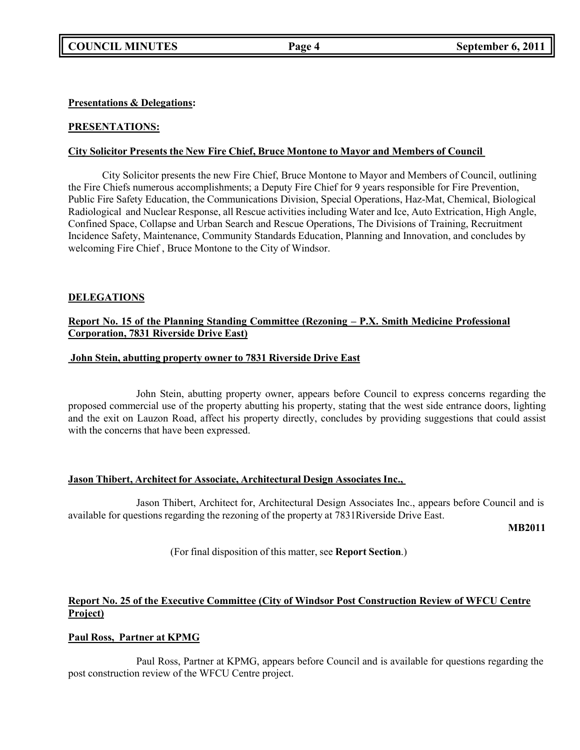**Presentations & Delegations:**

**PRESENTATIONS:**

**City Solicitor Presents the New Fire Chief, Bruce Montone to Mayor and Members of Council**

City Solicitor presents the new Fire Chief, Bruce Montone to Mayor and Members of Council, outlining the Fire Chiefs numerous accomplishments; a Deputy Fire Chief for 9 years responsible for Fire Prevention, Public Fire Safety Education, the Communications Division, Special Operations, Haz-Mat, Chemical, Biological Radiological and Nuclear Response, all Rescue activities including Water and Ice, Auto Extrication, High Angle, Confined Space, Collapse and Urban Search and Rescue Operations, The Divisions of Training, Recruitment Incidence Safety, Maintenance, Community Standards Education, Planning and Innovation, and concludes by welcoming Fire Chief , Bruce Montone to the City of Windsor.

**DELEGATIONS**

**Report No. 15 of the Planning Standing Committee (Rezoning – P.X. Smith Medicine Professional Corporation, 7831 Riverside Drive East)**

**John Stein, abutting property owner to 7831 Riverside Drive East**

John Stein, abutting property owner, appears before Council to express concerns regarding the proposed commercial use of the property abutting his property, stating that the west side entrance doors, lighting and the exit on Lauzon Road, affect his property directly, concludes by providing suggestions that could assist with the concerns that have been expressed.

**Jason Thibert, Architect for Associate, Architectural Design Associates Inc.,**

Jason Thibert, Architect for, Architectural Design Associates Inc., appears before Council and is available for questions regarding the rezoning of the property at 7831Riverside Drive East.

**MB2011**

(For final disposition of this matter, see **Report Section**.)

**Report No. 25 of the Executive Committee (City of Windsor Post Construction Review of WFCU Centre Project)**

**Paul Ross, Partner at KPMG**

Paul Ross, Partner at KPMG, appears before Council and is available for questions regarding the post construction review of the WFCU Centre project.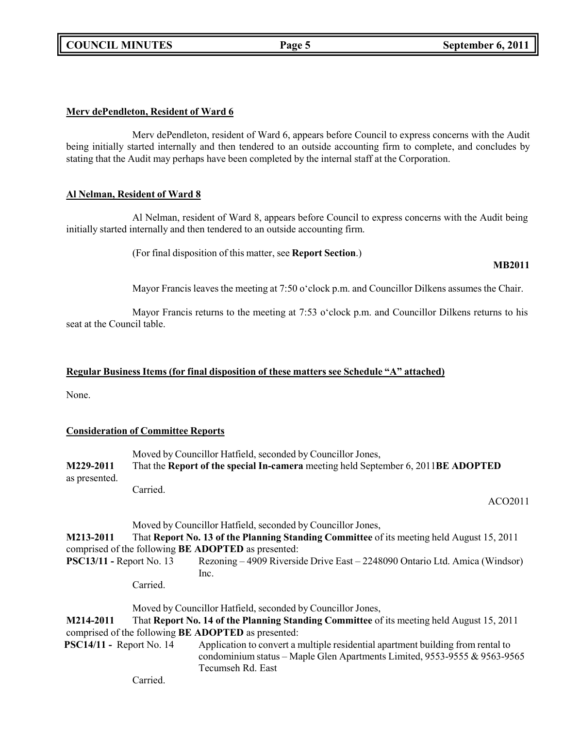**Merv dePendleton, Resident of Ward 6**

Merv dePendleton, resident of Ward 6, appears before Council to express concerns with the Audit being initially started internally and then tendered to an outside accounting firm to complete, and concludes by stating that the Audit may perhaps have been completed by the internal staff at the Corporation.

**Al Nelman, Resident of Ward 8**

Al Nelman, resident of Ward 8, appears before Council to express concerns with the Audit being initially started internally and then tendered to an outside accounting firm.

(For final disposition of this matter, see **Report Section**.)

**MB2011**

Mayor Francis leaves the meeting at 7:50 o'clock p.m. and Councillor Dilkens assumes the Chair.

Mayor Francis returns to the meeting at 7:53 o'clock p.m. and Councillor Dilkens returns to his seat at the Council table.

**Regular Business Items (for final disposition of these matters see Schedule "A" attached)**

None.

**Consideration of Committee Reports**

Moved by Councillor Hatfield, seconded by Councillor Jones,

**M229-2011** That the **Report of the special In-camera** meeting held September 6, 2011 **BE ADOPTED** as presented.

Carried.

ACO2011

Moved by Councillor Hatfield, seconded by Councillor Jones,

**M213-2011** That **Report No. 13 of the Planning Standing Committee** of its meeting held August 15, 2011 comprised of the following **BE ADOPTED** as presented:

**PSC13/11 -** Report No. 13 Rezoning – 4909 Riverside Drive East – 2248090 Ontario Ltd. Amica (Windsor) Inc.

Carried.

Moved by Councillor Hatfield, seconded by Councillor Jones,

**M214-2011** That **Report No. 14 of the Planning Standing Committee** of its meeting held August 15, 2011 comprised of the following **BE ADOPTED** as presented:

**PSC14/11 -** Report No. 14 Application to convert a multiple residential apartment building from rental to condominium status – Maple Glen Apartments Limited, 9553-9555 & 9563-9565 Tecumseh Rd. East

Carried.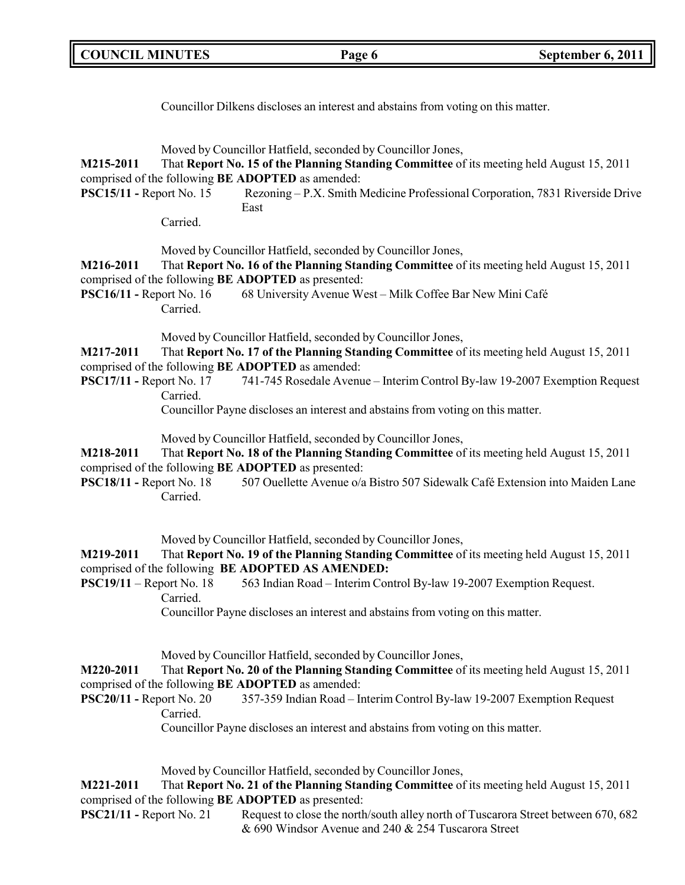Councillor Dilkens discloses an interest and abstains from voting on this matter.

Moved by Councillor Hatfield, seconded by Councillor Jones,

**M215-2011** That **Report No. 15 of the Planning Standing Committee** of its meeting held August 15, 2011 comprised of the following **BE ADOPTED** as amended:

**PSC15/11 -** Report No. 15 Rezoning – P.X. Smith Medicine Professional Corporation, 7831 Riverside Drive East

Carried.

Moved by Councillor Hatfield, seconded by Councillor Jones,

**M216-2011** That **Report No. 16 of the Planning Standing Committee** of its meeting held August 15, 2011 comprised of the following **BE ADOPTED** as presented:

**PSC16/11 -** Report No. 16 68 University Avenue West – Milk Coffee Bar New Mini Café

Carried.

Moved by Councillor Hatfield, seconded by Councillor Jones,

**M217-2011** That **Report No. 17 of the Planning Standing Committee** of its meeting held August 15, 2011 comprised of the following **BE ADOPTED** as amended:

**PSC17/11 -** Report No. 17 741-745 Rosedale Avenue – Interim Control By-law 19-2007 Exemption Request

Carried.

Councillor Payne discloses an interest and abstains from voting on this matter.

Moved by Councillor Hatfield, seconded by Councillor Jones,

**M218-2011** That **Report No. 18 of the Planning Standing Committee** of its meeting held August 15, 2011 comprised of the following **BE ADOPTED** as presented:

**PSC18/11 -** Report No. 18 507 Ouellette Avenue o/a Bistro 507 Sidewalk Café Extension into Maiden Lane

Carried.

Moved by Councillor Hatfield, seconded by Councillor Jones,

**M219-2011** That **Report No. 19 of the Planning Standing Committee** of its meeting held August 15, 2011 comprised of the following **BE ADOPTED AS AMENDED:**

**PSC19/11** – Report No. 18 563 Indian Road – Interim Control By-law 19-2007 Exemption Request.

Carried.

Councillor Payne discloses an interest and abstains from voting on this matter.

Moved by Councillor Hatfield, seconded by Councillor Jones,

**M220-2011** That **Report No. 20 of the Planning Standing Committee** of its meeting held August 15, 2011 comprised of the following **BE ADOPTED** as amended:

**PSC20/11 -** Report No. 20 357-359 Indian Road – Interim Control By-law 19-2007 Exemption Request

Carried.

Councillor Payne discloses an interest and abstains from voting on this matter.

Moved by Councillor Hatfield, seconded by Councillor Jones,

**M221-2011** That **Report No. 21 of the Planning Standing Committee** of its meeting held August 15, 2011 comprised of the following **BE ADOPTED** as presented:

**PSC21/11 -** Report No. 21 Request to close the north/south alley north of Tuscarora Street between 670, 682 & 690 Windsor Avenue and 240 & 254 Tuscarora Street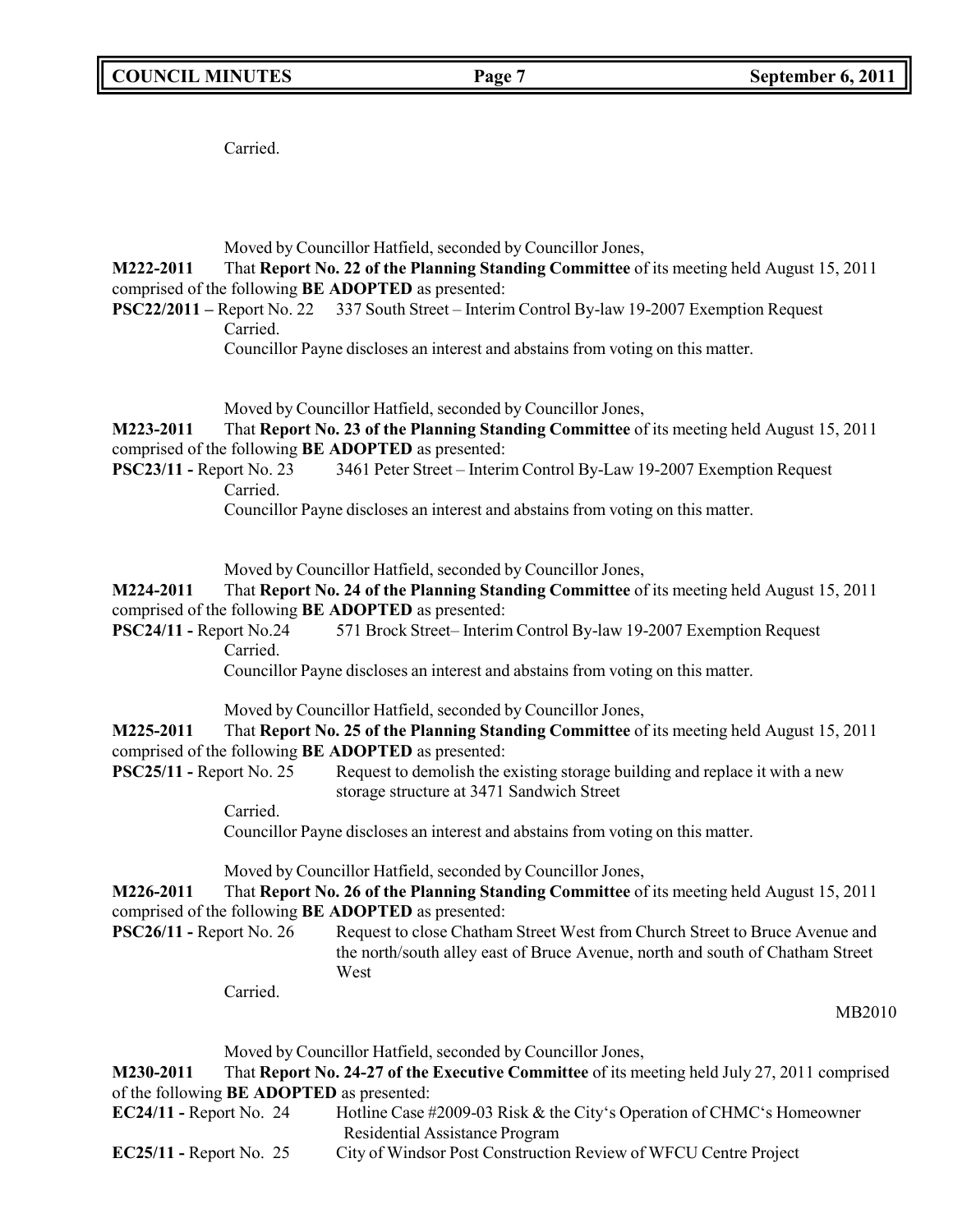Carried.

Moved by Councillor Hatfield, seconded by Councillor Jones,

**M222-2011** That **Report No. 22 of the Planning Standing Committee** of its meeting held August 15, 2011 comprised of the following **BE ADOPTED** as presented:

**PSC22/2011 –** Report No. 22 337 South Street – Interim Control By-law 19-2007 Exemption Request

Carried.

Councillor Payne discloses an interest and abstains from voting on this matter.

Moved by Councillor Hatfield, seconded by Councillor Jones,

**M223-2011** That **Report No. 23 of the Planning Standing Committee** of its meeting held August 15, 2011 comprised of the following **BE ADOPTED** as presented:

**PSC23/11 -** Report No. 23 3461 Peter Street – Interim Control By-Law 19-2007 Exemption Request

Carried.

Councillor Payne discloses an interest and abstains from voting on this matter.

Moved by Councillor Hatfield, seconded by Councillor Jones,

**M224-2011** That **Report No. 24 of the Planning Standing Committee** of its meeting held August 15, 2011 comprised of the following **BE ADOPTED** as presented:

**PSC24/11 -** Report No.24 571 Brock Street– Interim Control By-law 19-2007 Exemption Request

Carried.

Councillor Payne discloses an interest and abstains from voting on this matter.

Moved by Councillor Hatfield, seconded by Councillor Jones,

**M225-2011** That **Report No. 25 of the Planning Standing Committee** of its meeting held August 15, 2011 comprised of the following **BE ADOPTED** as presented:

**PSC25/11 -** Report No. 25 Request to demolish the existing storage building and replace it with a new storage structure at 3471 Sandwich Street

Carried.

Councillor Payne discloses an interest and abstains from voting on this matter.

Moved by Councillor Hatfield, seconded by Councillor Jones,

**M226-2011** That **Report No. 26 of the Planning Standing Committee** of its meeting held August 15, 2011 comprised of the following **BE ADOPTED** as presented:

**PSC26/11 -** Report No. 26 Request to close Chatham Street West from Church Street to Bruce Avenue and the north/south alley east of Bruce Avenue, north and south of Chatham Street West

Carried.

MB2010

Moved by Councillor Hatfield, seconded by Councillor Jones,

**M230-2011** That **Report No. 24-27 of the Executive Committee** of its meeting held July 27, 2011 comprised of the following **BE ADOPTED** as presented:

**EC24/11 -** Report No. 24 Hotline Case #2009-03 Risk & the City's Operation of CHMC's Homeowner Residential Assistance Program

**EC25/11 -** Report No. 25 City of Windsor Post Construction Review of WFCU Centre Project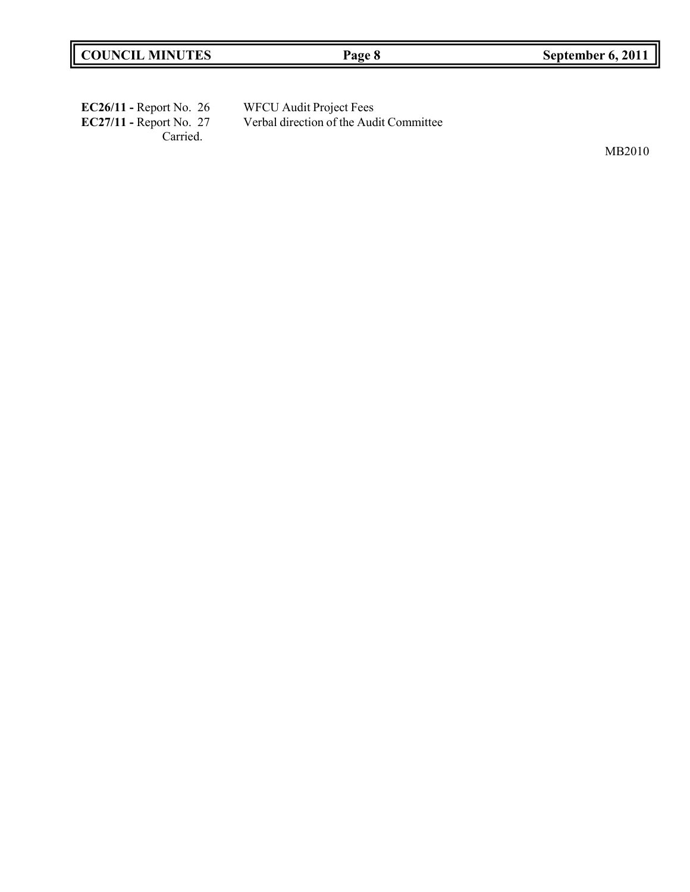**EC26/11 -** Report No. 26 WFCU Audit Project Fees

**EC27/11 -** Report No. 27 Verbal direction of the Audit Committee

Carried.

MB2010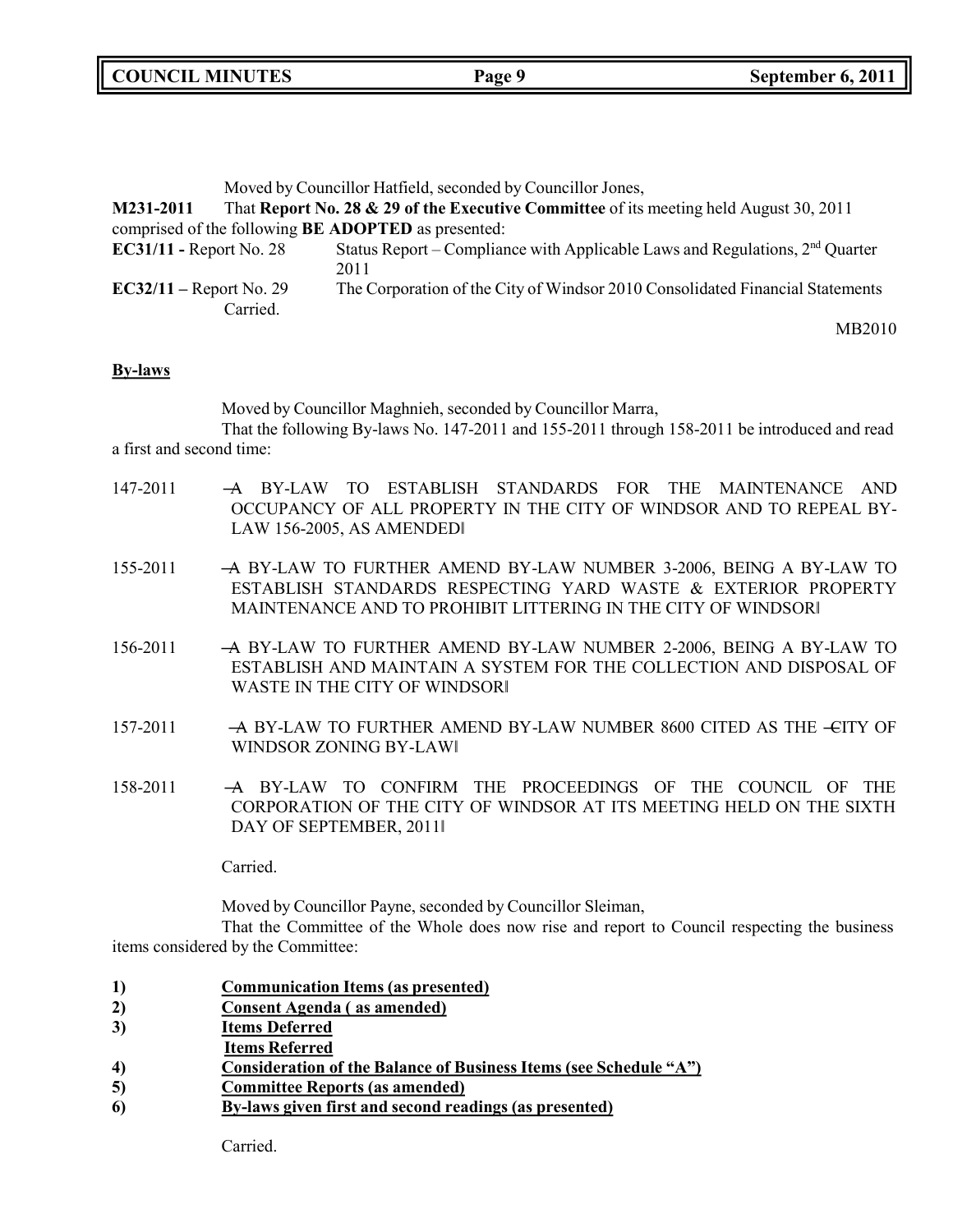Moved by Councillor Hatfield, seconded by Councillor Jones,

**M231-2011** That **Report No. 28 & 29 of the Executive Committee** of its meeting held August 30, 2011 comprised of the following **BE ADOPTED** as presented:

**EC31/11 -** Report No. 28 Status Report – Compliance with Applicable Laws and Regulations, 2nd Quarter 2011

**EC32/11 –** Report No. 29 The Corporation of the City of Windsor 2010 Consolidated Financial Statements

Carried.

MB2010

**By-laws**

Moved by Councillor Maghnieh, seconded by Councillor Marra,

That the following By-laws No. 147-2011 and 155-2011 through 158-2011 be introduced and read a first and second time:

147-2011 ―A BY-LAW TO ESTABLISH STANDARDS FOR THE MAINTENANCE AND OCCUPANCY OF ALL PROPERTY IN THE CITY OF WINDSOR AND TO REPEAL BY-LAW 156-2005, AS AMENDED‖

155-2011 ―A BY-LAW TO FURTHER AMEND BY-LAW NUMBER 3-2006, BEING A BY-LAW TO ESTABLISH STANDARDS RESPECTING YARD WASTE & EXTERIOR PROPERTY MAINTENANCE AND TO PROHIBIT LITTERING IN THE CITY OF WINDSOR‖

156-2011 ―A BY-LAW TO FURTHER AMEND BY-LAW NUMBER 2-2006, BEING A BY-LAW TO ESTABLISH AND MAINTAIN A SYSTEM FOR THE COLLECTION AND DISPOSAL OF WASTE IN THE CITY OF WINDSOR‖

157-2011 ―A BY-LAW TO FURTHER AMEND BY-LAW NUMBER 8600 CITED AS THE ―CITY OF WINDSOR ZONING BY-LAW‖

158-2011 ―A BY-LAW TO CONFIRM THE PROCEEDINGS OF THE COUNCIL OF THE CORPORATION OF THE CITY OF WINDSOR AT ITS MEETING HELD ON THE SIXTH DAY OF SEPTEMBER, 2011‖

Carried.

Moved by Councillor Payne, seconded by Councillor Sleiman,

That the Committee of the Whole does now rise and report to Council respecting the business items considered by the Committee:

**1) Communication Items (as presented)**
**2) Consent Agenda ( as amended)**
**3) Items Deferred**
**Items Referred**
**4) Consideration of the Balance of Business Items (see Schedule "A")**
**5) Committee Reports (as amended)**
**6) By-laws given first and second readings (as presented)**

Carried.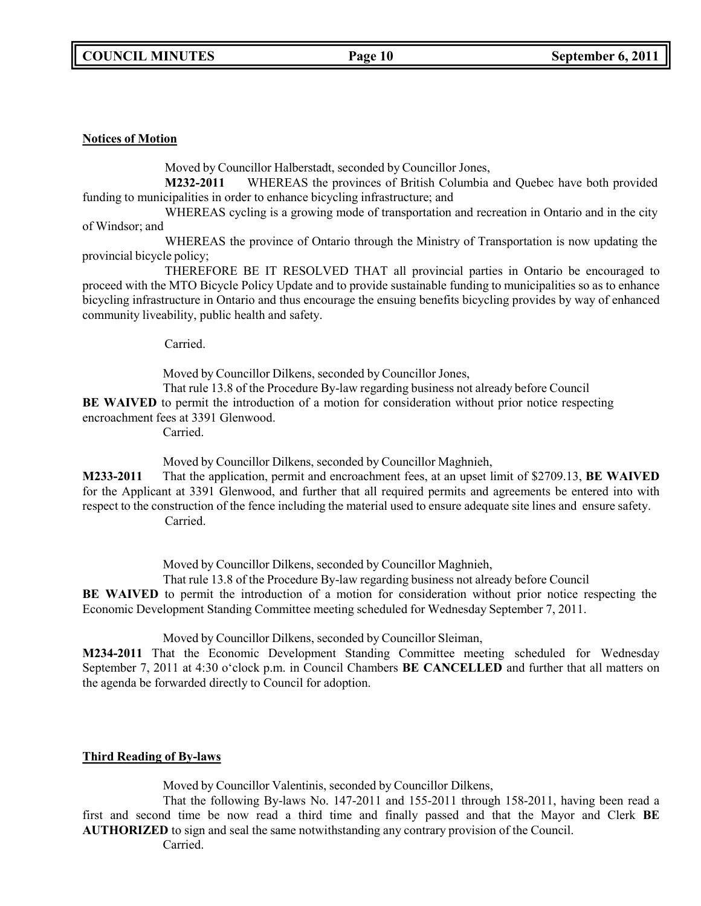**Notices of Motion**

Moved by Councillor Halberstadt, seconded by Councillor Jones,

**M232-2011** WHEREAS the provinces of British Columbia and Quebec have both provided funding to municipalities in order to enhance bicycling infrastructure; and

WHEREAS cycling is a growing mode of transportation and recreation in Ontario and in the city of Windsor; and

WHEREAS the province of Ontario through the Ministry of Transportation is now updating the provincial bicycle policy;

THEREFORE BE IT RESOLVED THAT all provincial parties in Ontario be encouraged to proceed with the MTO Bicycle Policy Update and to provide sustainable funding to municipalities so as to enhance bicycling infrastructure in Ontario and thus encourage the ensuing benefits bicycling provides by way of enhanced community liveability, public health and safety.

Carried.

Moved by Councillor Dilkens, seconded by Councillor Jones,

That rule 13.8 of the Procedure By-law regarding business not already before Council **BE WAIVED** to permit the introduction of a motion for consideration without prior notice respecting encroachment fees at 3391 Glenwood.

Carried.

Moved by Councillor Dilkens, seconded by Councillor Maghnieh,

**M233-2011** That the application, permit and encroachment fees, at an upset limit of $2709.13, **BE WAIVED** for the Applicant at 3391 Glenwood, and further that all required permits and agreements be entered into with respect to the construction of the fence including the material used to ensure adequate site lines and ensure safety.

Carried.

Moved by Councillor Dilkens, seconded by Councillor Maghnieh,

That rule 13.8 of the Procedure By-law regarding business not already before Council **BE WAIVED** to permit the introduction of a motion for consideration without prior notice respecting the Economic Development Standing Committee meeting scheduled for Wednesday September 7, 2011.

Moved by Councillor Dilkens, seconded by Councillor Sleiman,

**M234-2011** That the Economic Development Standing Committee meeting scheduled for Wednesday September 7, 2011 at 4:30 o'clock p.m. in Council Chambers **BE CANCELLED** and further that all matters on the agenda be forwarded directly to Council for adoption.

**Third Reading of By-laws**

Moved by Councillor Valentinis, seconded by Councillor Dilkens,

That the following By-laws No. 147-2011 and 155-2011 through 158-2011, having been read a first and second time be now read a third time and finally passed and that the Mayor and Clerk **BE AUTHORIZED** to sign and seal the same notwithstanding any contrary provision of the Council.

Carried.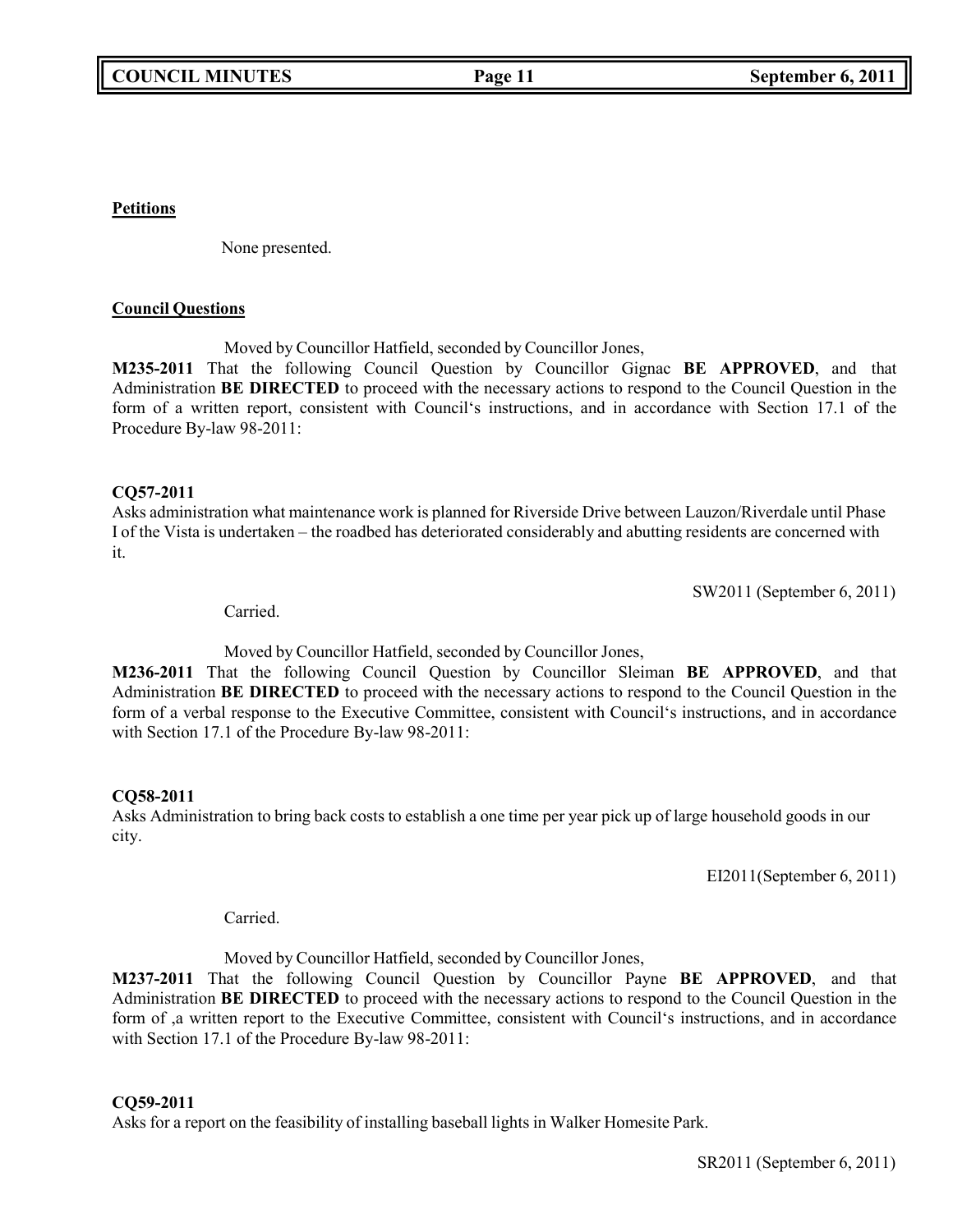**Petitions**

None presented.

**Council Questions**

Moved by Councillor Hatfield, seconded by Councillor Jones,

**M235-2011** That the following Council Question by Councillor Gignac **BE APPROVED**, and that Administration **BE DIRECTED** to proceed with the necessary actions to respond to the Council Question in the form of a written report, consistent with Council's instructions, and in accordance with Section 17.1 of the Procedure By-law 98-2011:

**CQ57-2011**

Asks administration what maintenance work is planned for Riverside Drive between Lauzon/Riverdale until Phase I of the Vista is undertaken – the roadbed has deteriorated considerably and abutting residents are concerned with it.

SW2011 (September 6, 2011)

Carried.

Moved by Councillor Hatfield, seconded by Councillor Jones,

**M236-2011** That the following Council Question by Councillor Sleiman **BE APPROVED**, and that Administration **BE DIRECTED** to proceed with the necessary actions to respond to the Council Question in the form of a verbal response to the Executive Committee, consistent with Council's instructions, and in accordance with Section 17.1 of the Procedure By-law 98-2011:

**CQ58-2011**

Asks Administration to bring back costs to establish a one time per year pick up of large household goods in our city.

EI2011(September 6, 2011)

Carried.

Moved by Councillor Hatfield, seconded by Councillor Jones,

**M237-2011** That the following Council Question by Councillor Payne **BE APPROVED**, and that Administration **BE DIRECTED** to proceed with the necessary actions to respond to the Council Question in the form of ,a written report to the Executive Committee, consistent with Council's instructions, and in accordance with Section 17.1 of the Procedure By-law 98-2011:

**CQ59-2011**

Asks for a report on the feasibility of installing baseball lights in Walker Homesite Park.

SR2011 (September 6, 2011)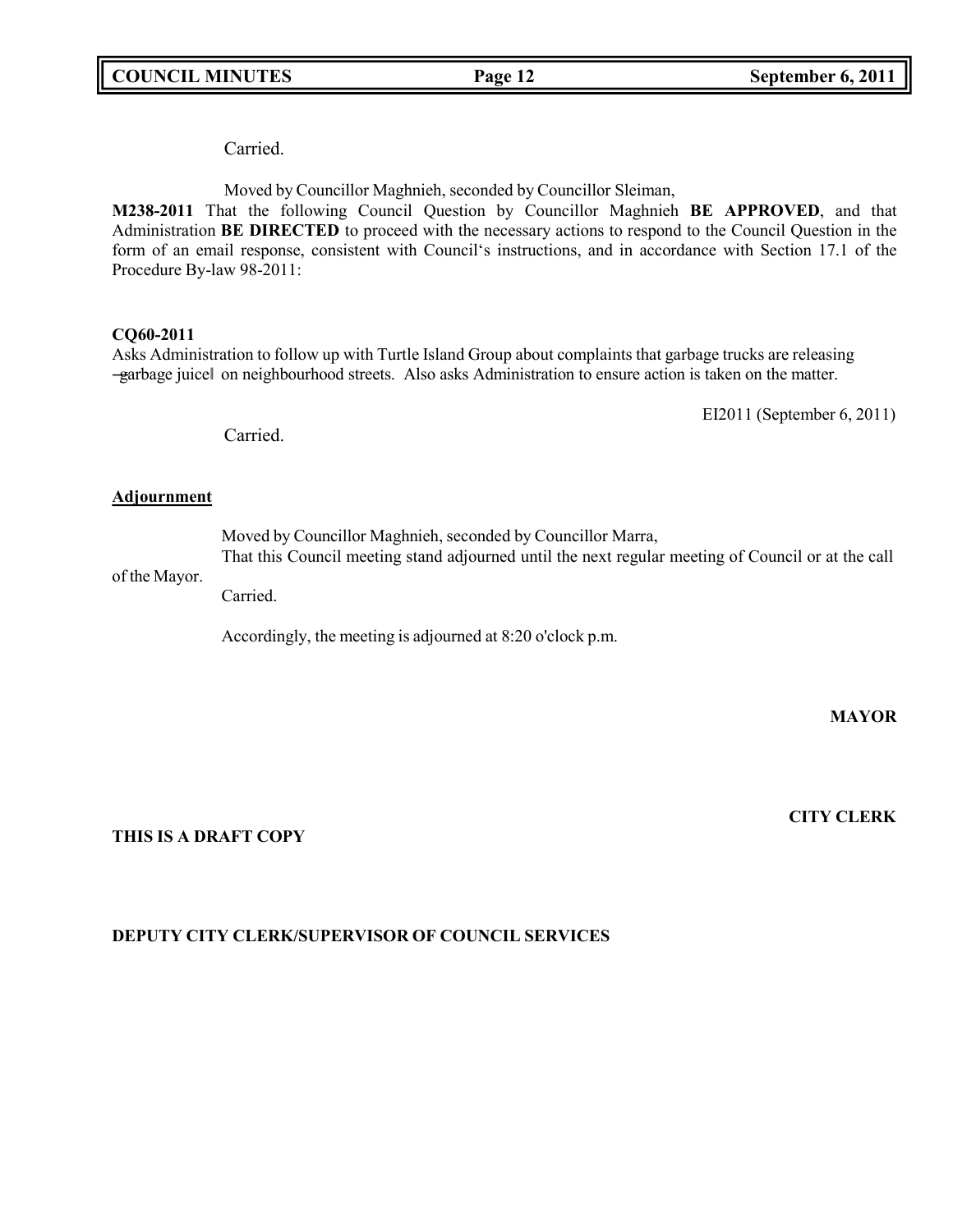Carried.

Moved by Councillor Maghnieh, seconded by Councillor Sleiman,

**M238-2011** That the following Council Question by Councillor Maghnieh **BE APPROVED**, and that Administration **BE DIRECTED** to proceed with the necessary actions to respond to the Council Question in the form of an email response, consistent with Council's instructions, and in accordance with Section 17.1 of the Procedure By-law 98-2011:

**CQ60-2011**

Asks Administration to follow up with Turtle Island Group about complaints that garbage trucks are releasing "garbage juice" on neighbourhood streets. Also asks Administration to ensure action is taken on the matter.

EI2011 (September 6, 2011)

Carried.

**Adjournment**

Moved by Councillor Maghnieh, seconded by Councillor Marra,

That this Council meeting stand adjourned until the next regular meeting of Council or at the call of the Mayor.

Carried.

Accordingly, the meeting is adjourned at 8:20 o'clock p.m.

**MAYOR**

**CITY CLERK**

**THIS IS A DRAFT COPY**

**DEPUTY CITY CLERK/SUPERVISOR OF COUNCIL SERVICES**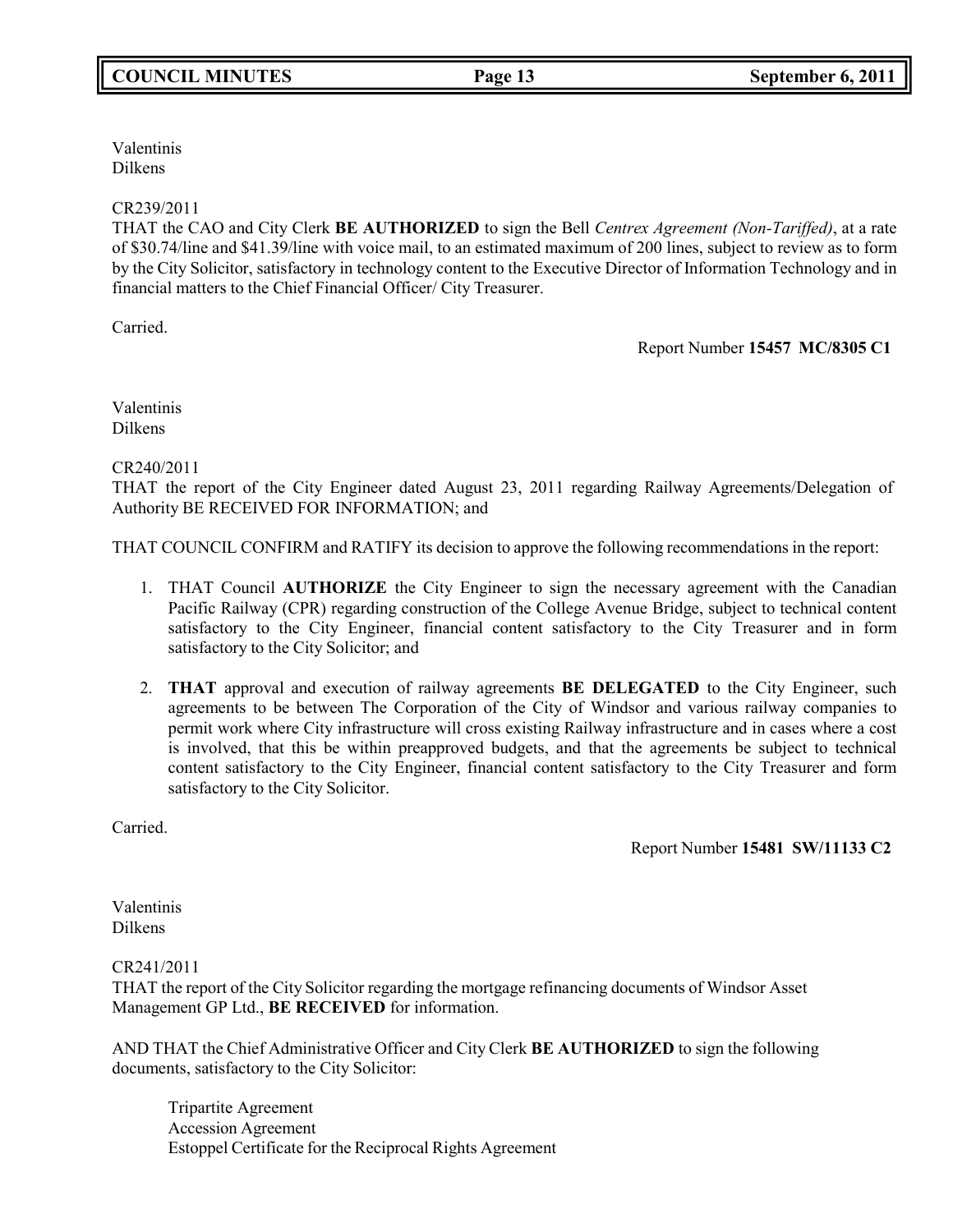Valentinis
Dilkens

CR239/2011
THAT the CAO and City Clerk **BE AUTHORIZED** to sign the Bell *Centrex Agreement (Non-Tariffed)*, at a rate of $30.74/line and $41.39/line with voice mail, to an estimated maximum of 200 lines, subject to review as to form by the City Solicitor, satisfactory in technology content to the Executive Director of Information Technology and in financial matters to the Chief Financial Officer/ City Treasurer.

Carried.

Report Number **15457 MC/8305 C1**

Valentinis
Dilkens

CR240/2011
THAT the report of the City Engineer dated August 23, 2011 regarding Railway Agreements/Delegation of Authority BE RECEIVED FOR INFORMATION; and

THAT COUNCIL CONFIRM and RATIFY its decision to approve the following recommendations in the report:

1. THAT Council **AUTHORIZE** the City Engineer to sign the necessary agreement with the Canadian Pacific Railway (CPR) regarding construction of the College Avenue Bridge, subject to technical content satisfactory to the City Engineer, financial content satisfactory to the City Treasurer and in form satisfactory to the City Solicitor; and

2. **THAT** approval and execution of railway agreements **BE DELEGATED** to the City Engineer, such agreements to be between The Corporation of the City of Windsor and various railway companies to permit work where City infrastructure will cross existing Railway infrastructure and in cases where a cost is involved, that this be within preapproved budgets, and that the agreements be subject to technical content satisfactory to the City Engineer, financial content satisfactory to the City Treasurer and form satisfactory to the City Solicitor.

Carried.

Report Number **15481 SW/11133 C2**

Valentinis
Dilkens

CR241/2011
THAT the report of the City Solicitor regarding the mortgage refinancing documents of Windsor Asset Management GP Ltd., **BE RECEIVED** for information.

AND THAT the Chief Administrative Officer and City Clerk **BE AUTHORIZED** to sign the following documents, satisfactory to the City Solicitor:

Tripartite Agreement
Accession Agreement
Estoppel Certificate for the Reciprocal Rights Agreement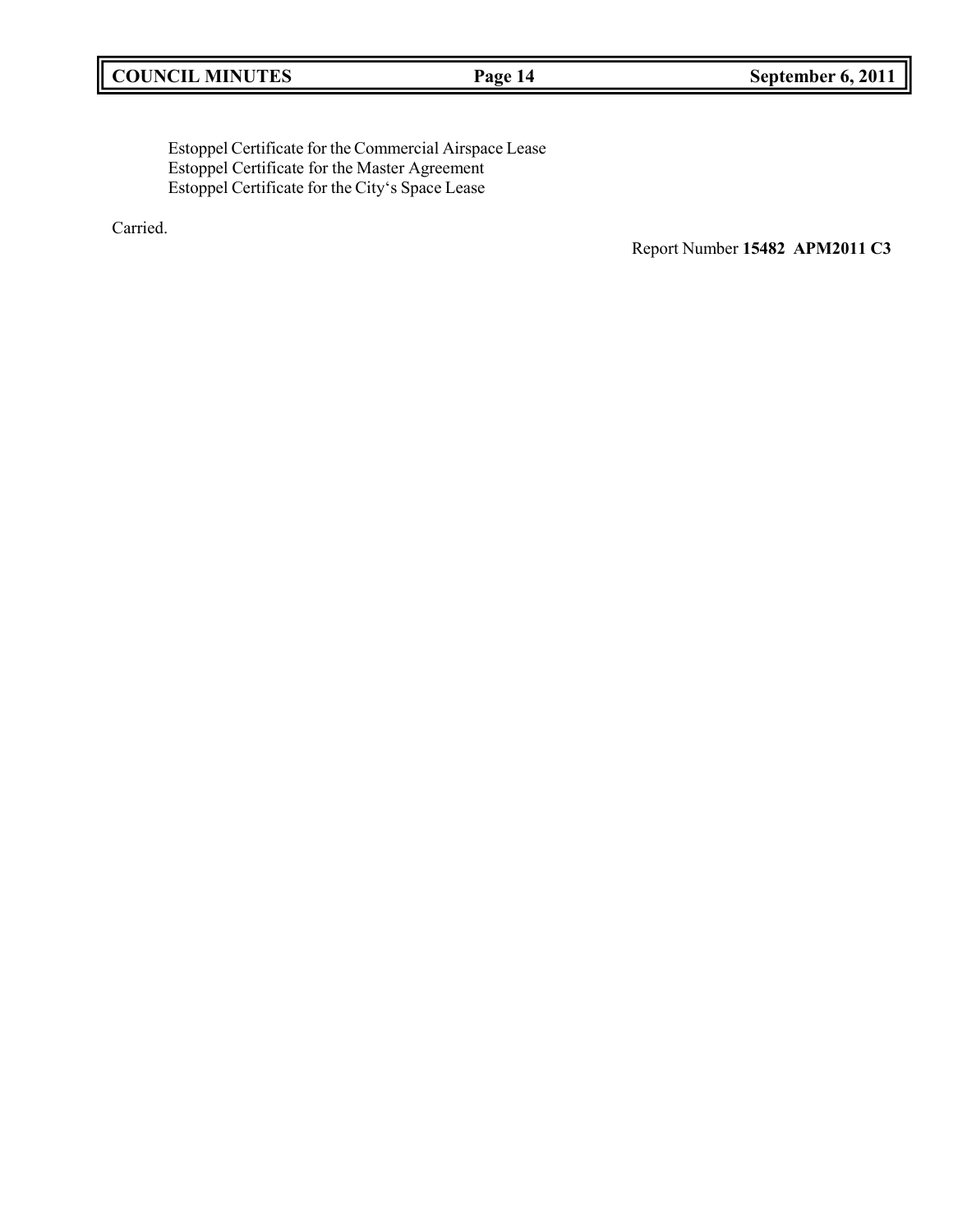Estoppel Certificate for the Commercial Airspace Lease
Estoppel Certificate for the Master Agreement
Estoppel Certificate for the City's Space Lease

Carried.

Report Number **15482 APM2011 C3**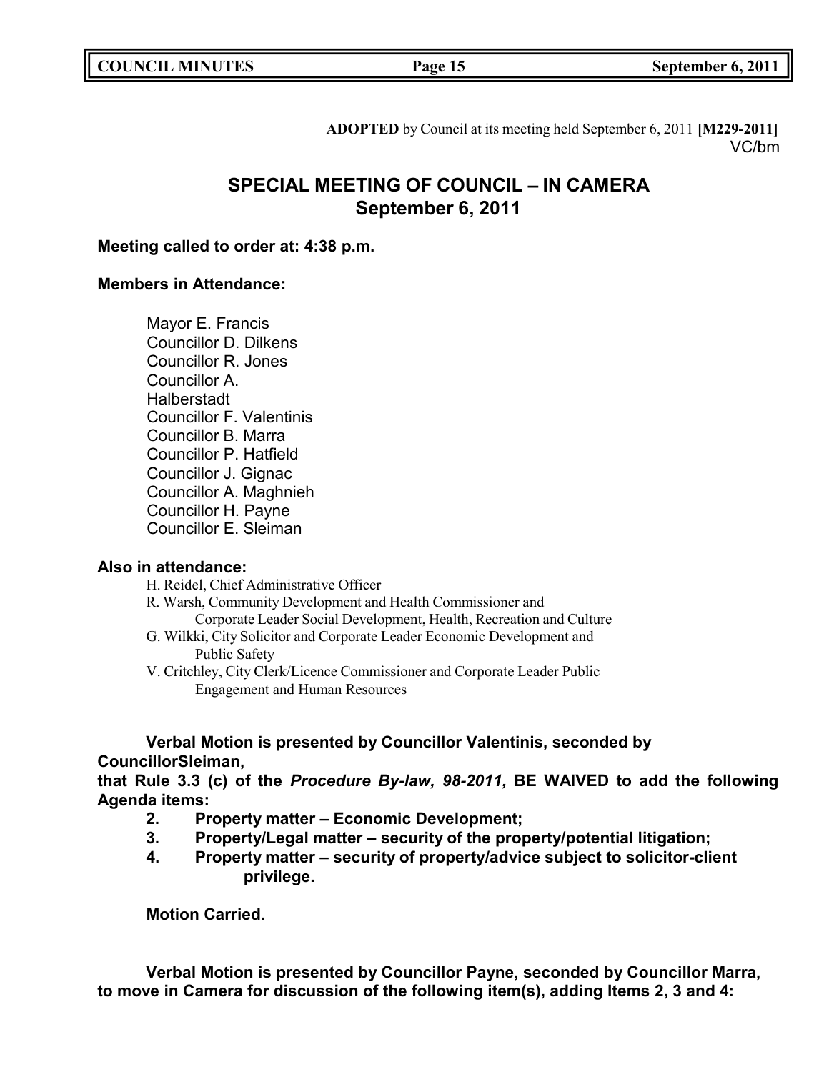**ADOPTED** by Council at its meeting held September 6, 2011 **[M229-2011]**
VC/bm

# SPECIAL MEETING OF COUNCIL – IN CAMERA
## September 6, 2011

**Meeting called to order at: 4:38 p.m.**

**Members in Attendance:**

Mayor E. Francis
Councillor D. Dilkens
Councillor R. Jones
Councillor A. Halberstadt
Councillor F. Valentinis
Councillor B. Marra
Councillor P. Hatfield
Councillor J. Gignac
Councillor A. Maghnieh
Councillor H. Payne
Councillor E. Sleiman

**Also in attendance:**

H. Reidel, Chief Administrative Officer
R. Warsh, Community Development and Health Commissioner and Corporate Leader Social Development, Health, Recreation and Culture
G. Wilkki, City Solicitor and Corporate Leader Economic Development and Public Safety
V. Critchley, City Clerk/Licence Commissioner and Corporate Leader Public Engagement and Human Resources

**Verbal Motion is presented by Councillor Valentinis, seconded by CouncillorSleiman,**
**that Rule 3.3 (c) of the *Procedure By-law, 98-2011,* BE WAIVED to add the following Agenda items:**

2. **Property matter – Economic Development;**
3. **Property/Legal matter – security of the property/potential litigation;**
4. **Property matter – security of property/advice subject to solicitor-client privilege.**

**Motion Carried.**

**Verbal Motion is presented by Councillor Payne, seconded by Councillor Marra, to move in Camera for discussion of the following item(s), adding Items 2, 3 and 4:**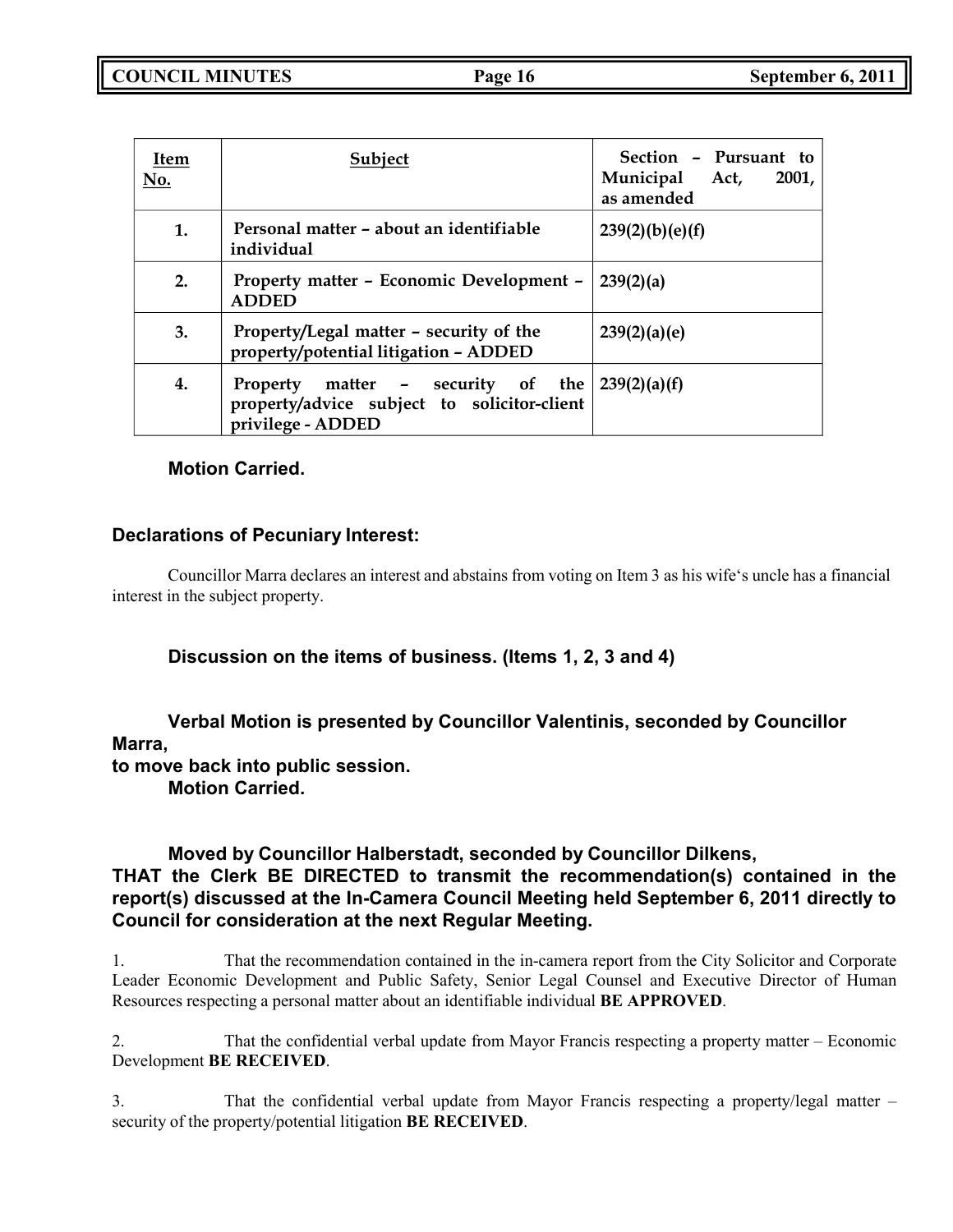| Item No. | Subject | Section – Pursuant to Municipal Act, 2001, as amended |
|---|---|---|
| 1. | Personal matter – about an identifiable individual | 239(2)(b)(e)(f) |
| 2. | Property matter – Economic Development – ADDED | 239(2)(a) |
| 3. | Property/Legal matter – security of the property/potential litigation – ADDED | 239(2)(a)(e) |
| 4. | Property matter – security of the property/advice subject to solicitor-client privilege - ADDED | 239(2)(a)(f) |

**Motion Carried.**

### Declarations of Pecuniary Interest:

Councillor Marra declares an interest and abstains from voting on Item 3 as his wife's uncle has a financial interest in the subject property.

**Discussion on the items of business. (Items 1, 2, 3 and 4)**

**Verbal Motion is presented by Councillor Valentinis, seconded by Councillor Marra,
to move back into public session.
Motion Carried.**

**Moved by Councillor Halberstadt, seconded by Councillor Dilkens,
THAT the Clerk BE DIRECTED to transmit the recommendation(s) contained in the report(s) discussed at the In-Camera Council Meeting held September 6, 2011 directly to Council for consideration at the next Regular Meeting.**

1. That the recommendation contained in the in-camera report from the City Solicitor and Corporate Leader Economic Development and Public Safety, Senior Legal Counsel and Executive Director of Human Resources respecting a personal matter about an identifiable individual **BE APPROVED**.

2. That the confidential verbal update from Mayor Francis respecting a property matter – Economic Development **BE RECEIVED**.

3. That the confidential verbal update from Mayor Francis respecting a property/legal matter – security of the property/potential litigation **BE RECEIVED**.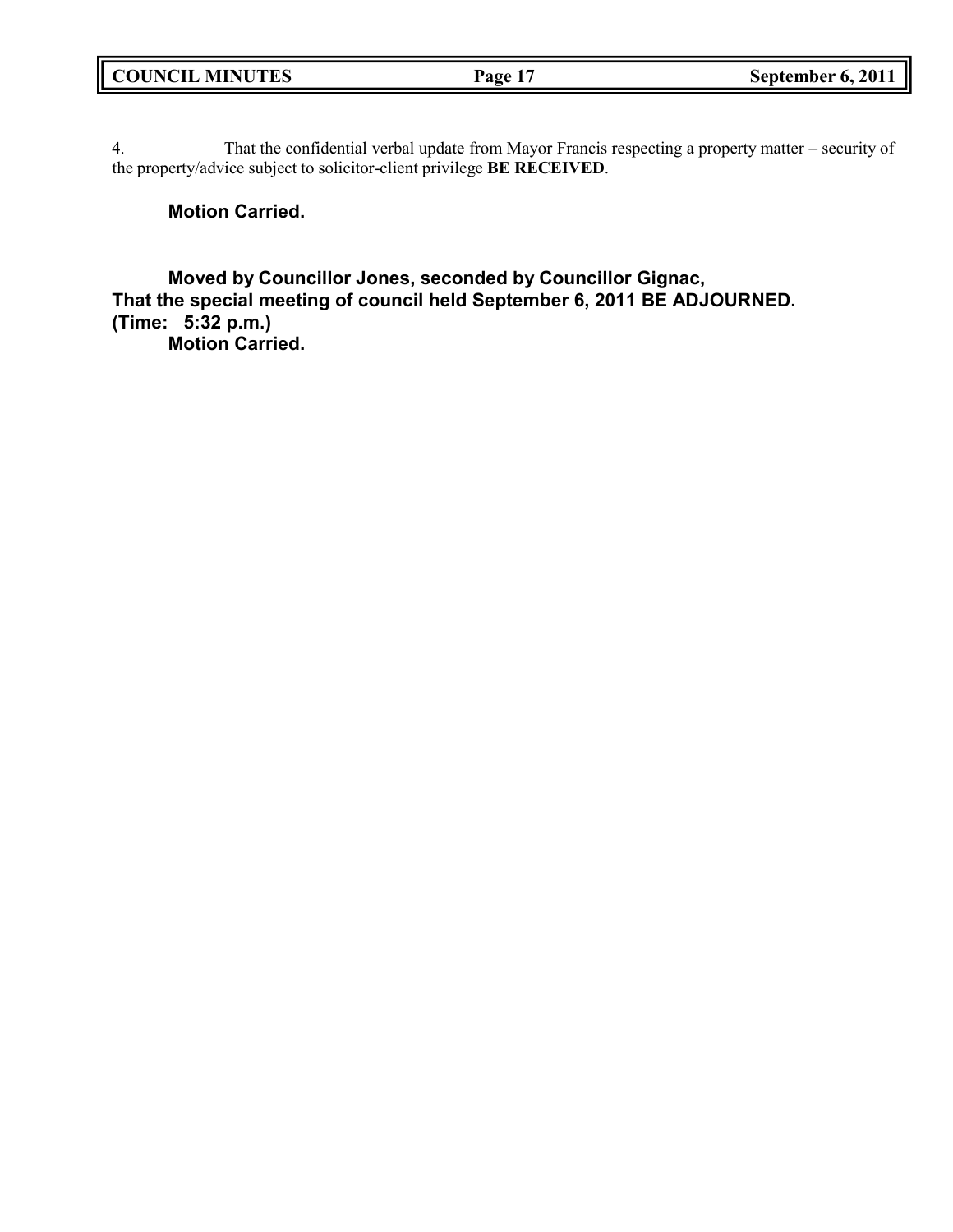4. That the confidential verbal update from Mayor Francis respecting a property matter – security of the property/advice subject to solicitor-client privilege **BE RECEIVED**.

**Motion Carried.**

**Moved by Councillor Jones, seconded by Councillor Gignac,**
**That the special meeting of council held September 6, 2011 BE ADJOURNED.**
**(Time: 5:32 p.m.)**
**Motion Carried.**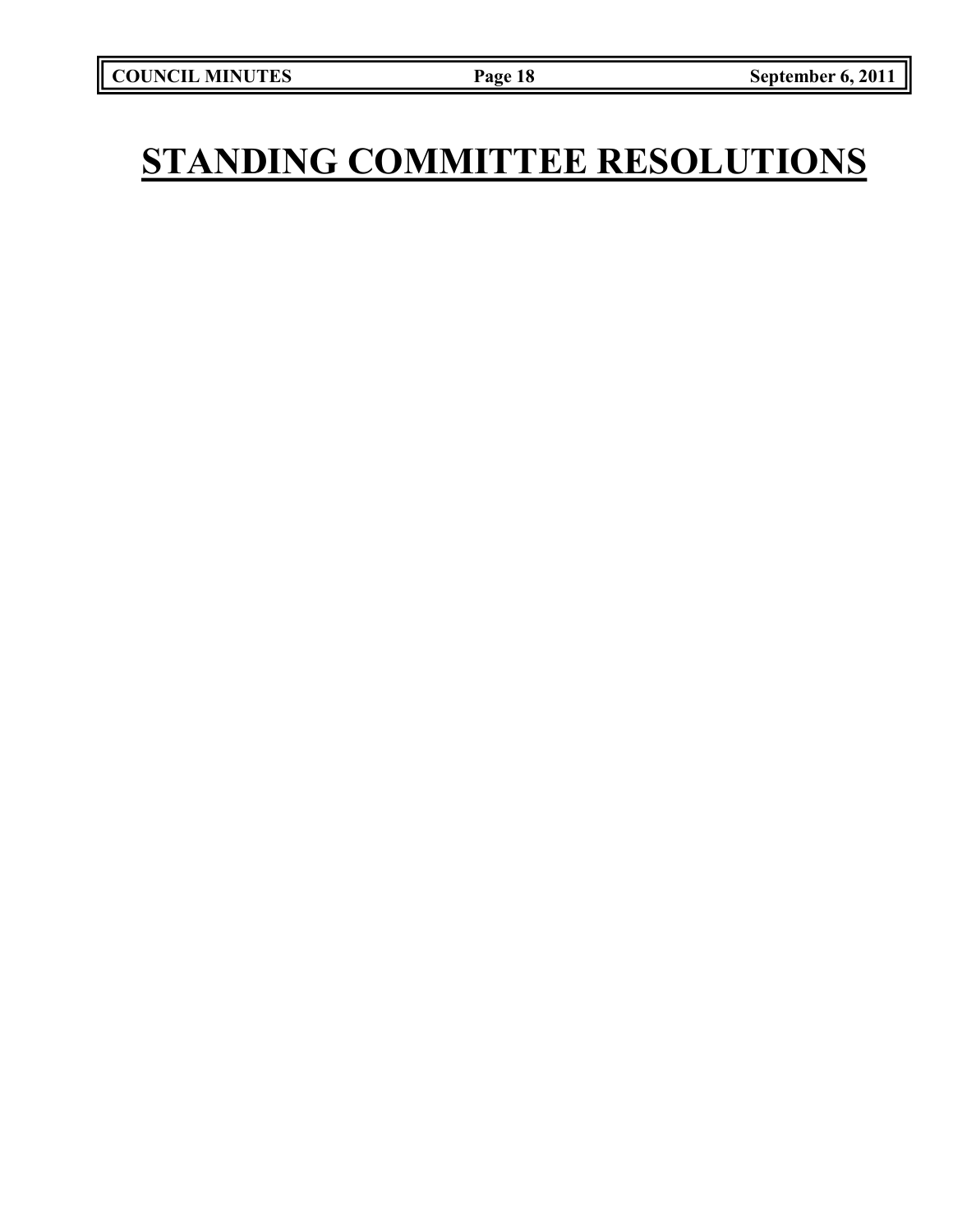# STANDING COMMITTEE RESOLUTIONS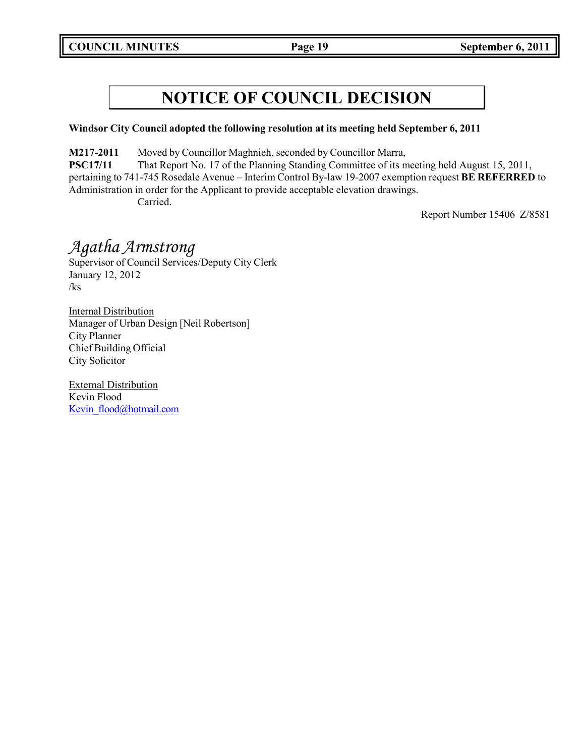# NOTICE OF COUNCIL DECISION

**Windsor City Council adopted the following resolution at its meeting held September 6, 2011**

**M217-2011** Moved by Councillor Maghnieh, seconded by Councillor Marra,
**PSC17/11** That Report No. 17 of the Planning Standing Committee of its meeting held August 15, 2011, pertaining to 741-745 Rosedale Avenue – Interim Control By-law 19-2007 exemption request **BE REFERRED** to Administration in order for the Applicant to provide acceptable elevation drawings.
Carried.

Report Number 15406 Z/8581

*Agatha Armstrong*
Supervisor of Council Services/Deputy City Clerk
January 12, 2012
/ks

Internal Distribution
Manager of Urban Design [Neil Robertson]
City Planner
Chief Building Official
City Solicitor

External Distribution
Kevin Flood
Kevin_flood@hotmail.com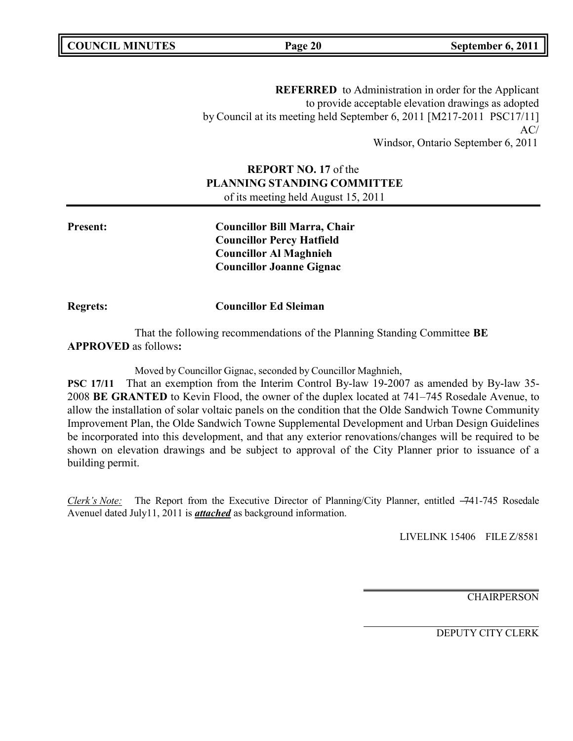**REFERRED** to Administration in order for the Applicant to provide acceptable elevation drawings as adopted by Council at its meeting held September 6, 2011 [M217-2011 PSC17/11]
AC/
Windsor, Ontario September 6, 2011

**REPORT NO. 17** of the
**PLANNING STANDING COMMITTEE**
of its meeting held August 15, 2011

**Present:** **Councillor Bill Marra, Chair**
**Councillor Percy Hatfield**
**Councillor Al Maghnieh**
**Councillor Joanne Gignac**

**Regrets:** **Councillor Ed Sleiman**

That the following recommendations of the Planning Standing Committee **BE APPROVED** as follows**:**

Moved by Councillor Gignac, seconded by Councillor Maghnieh,

**PSC 17/11** That an exemption from the Interim Control By-law 19-2007 as amended by By-law 35-2008 **BE GRANTED** to Kevin Flood, the owner of the duplex located at 741–745 Rosedale Avenue, to allow the installation of solar voltaic panels on the condition that the Olde Sandwich Towne Community Improvement Plan, the Olde Sandwich Towne Supplemental Development and Urban Design Guidelines be incorporated into this development, and that any exterior renovations/changes will be required to be shown on elevation drawings and be subject to approval of the City Planner prior to issuance of a building permit.

*Clerk's Note:* The Report from the Executive Director of Planning/City Planner, entitled ―741-745 Rosedale Avenue‖ dated July11, 2011 is ***attached*** as background information.

LIVELINK 15406 FILE Z/8581

CHAIRPERSON

DEPUTY CITY CLERK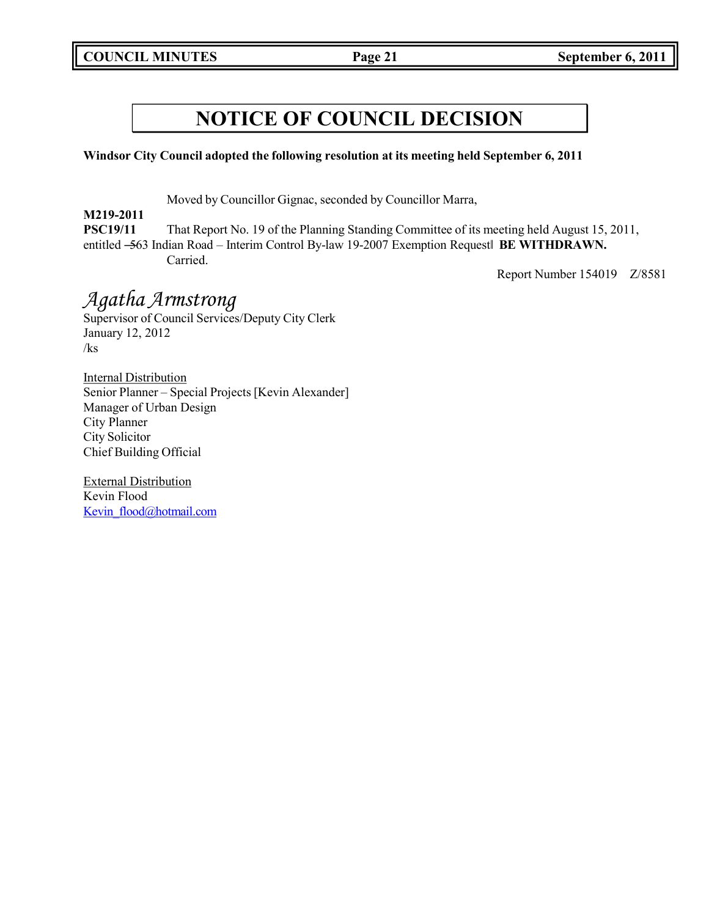# NOTICE OF COUNCIL DECISION

**Windsor City Council adopted the following resolution at its meeting held September 6, 2011**

Moved by Councillor Gignac, seconded by Councillor Marra,

**M219-2011**
**PSC19/11** That Report No. 19 of the Planning Standing Committee of its meeting held August 15, 2011, entitled ―563 Indian Road – Interim Control By-law 19-2007 Exemption Request‖ **BE WITHDRAWN.**
Carried.

Report Number 154019 Z/8581

*Agatha Armstrong*
Supervisor of Council Services/Deputy City Clerk
January 12, 2012
/ks

Internal Distribution
Senior Planner – Special Projects [Kevin Alexander]
Manager of Urban Design
City Planner
City Solicitor
Chief Building Official

External Distribution
Kevin Flood
Kevin_flood@hotmail.com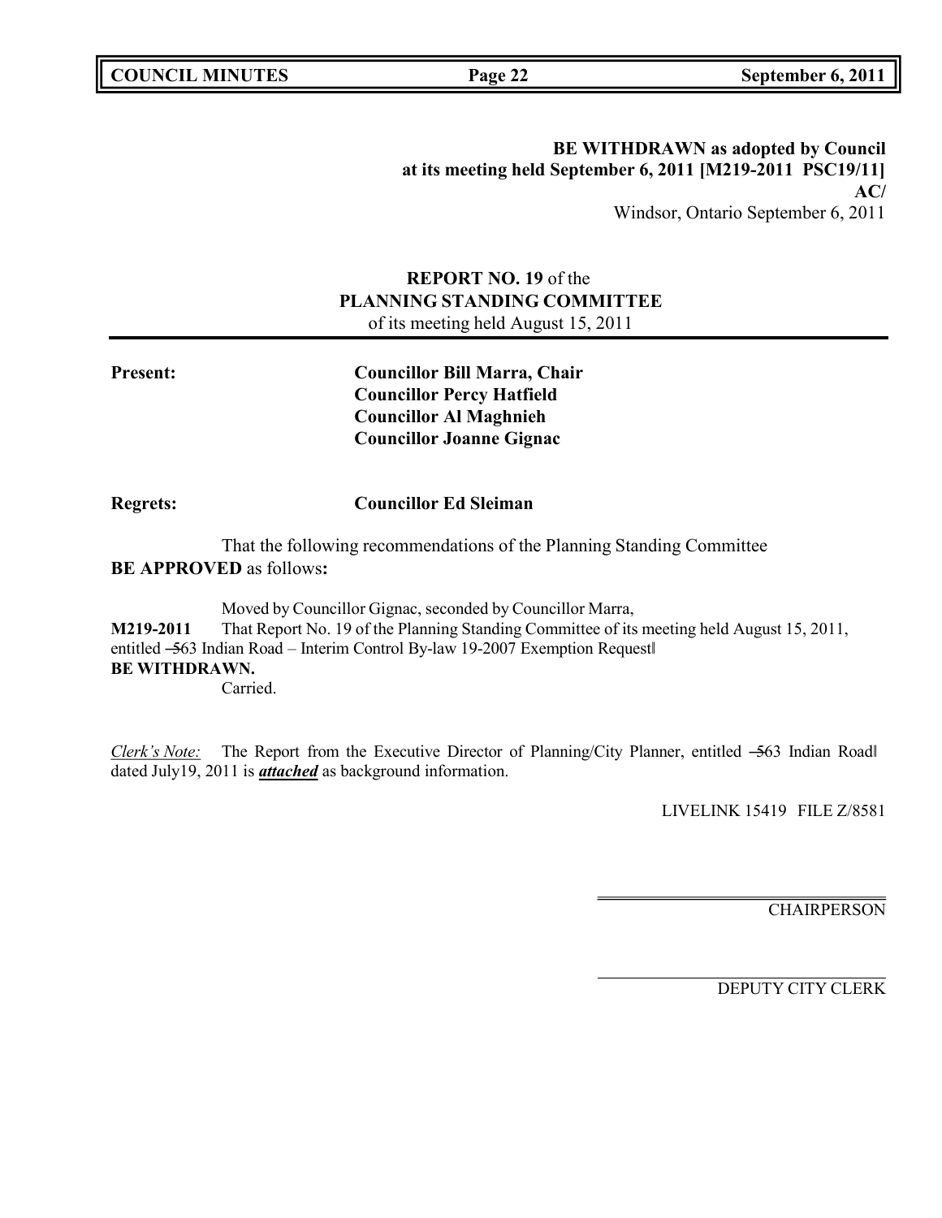**BE WITHDRAWN as adopted by Council at its meeting held September 6, 2011 [M219-2011 PSC19/11] AC/**

Windsor, Ontario September 6, 2011

**REPORT NO. 19** of the
**PLANNING STANDING COMMITTEE**
of its meeting held August 15, 2011

**Present:** **Councillor Bill Marra, Chair**
**Councillor Percy Hatfield**
**Councillor Al Maghnieh**
**Councillor Joanne Gignac**

**Regrets:** **Councillor Ed Sleiman**

That the following recommendations of the Planning Standing Committee **BE APPROVED** as follows**:**

Moved by Councillor Gignac, seconded by Councillor Marra,

**M219-2011** That Report No. 19 of the Planning Standing Committee of its meeting held August 15, 2011, entitled ―563 Indian Road – Interim Control By-law 19-2007 Exemption Request‖
**BE WITHDRAWN.**

Carried.

*Clerk's Note:* The Report from the Executive Director of Planning/City Planner, entitled ―563 Indian Road‖ dated July19, 2011 is ***attached*** as background information.

LIVELINK 15419 FILE Z/8581

CHAIRPERSON

DEPUTY CITY CLERK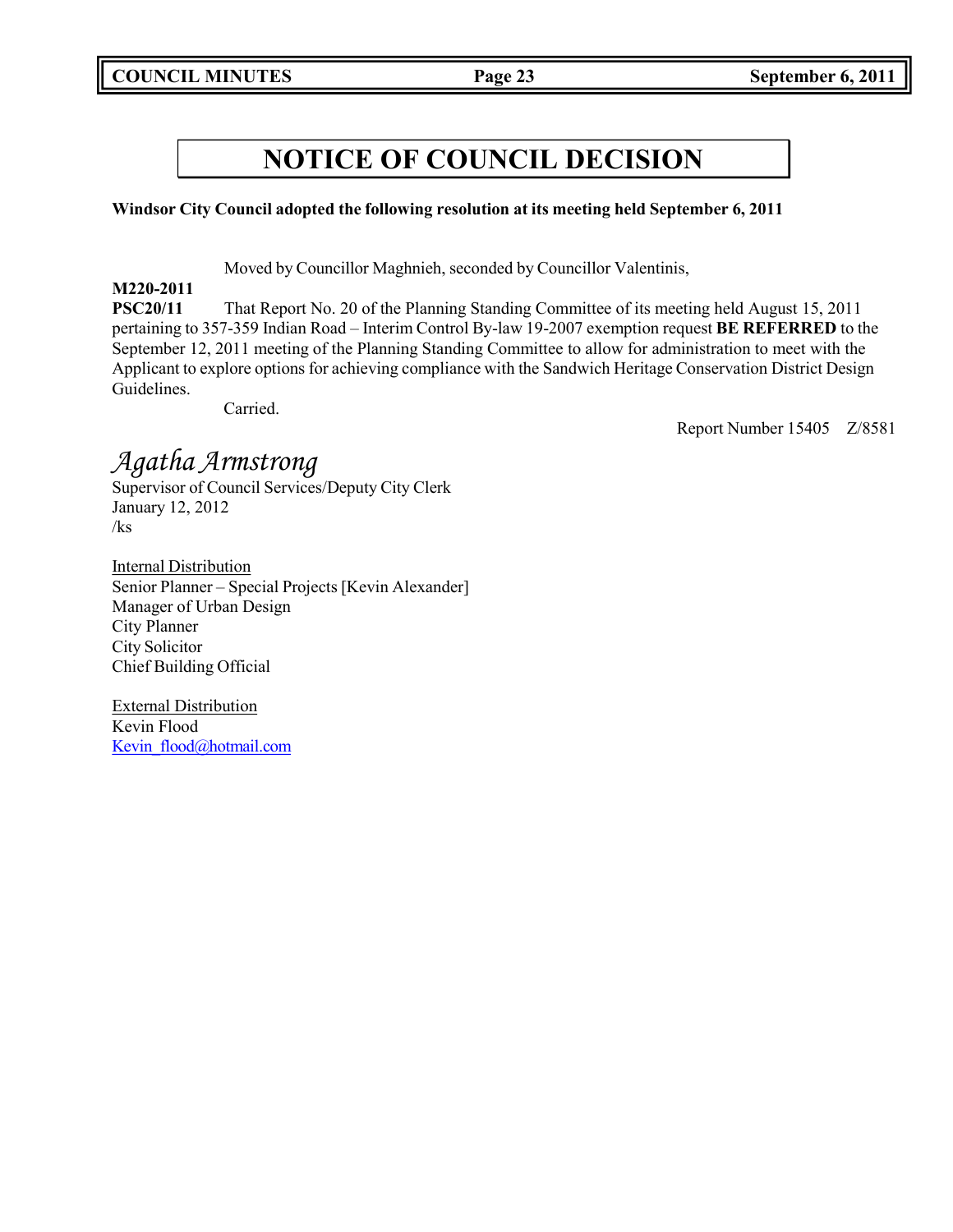# NOTICE OF COUNCIL DECISION

**Windsor City Council adopted the following resolution at its meeting held September 6, 2011**

Moved by Councillor Maghnieh, seconded by Councillor Valentinis,

**M220-2011**
**PSC20/11** That Report No. 20 of the Planning Standing Committee of its meeting held August 15, 2011 pertaining to 357-359 Indian Road – Interim Control By-law 19-2007 exemption request **BE REFERRED** to the September 12, 2011 meeting of the Planning Standing Committee to allow for administration to meet with the Applicant to explore options for achieving compliance with the Sandwich Heritage Conservation District Design Guidelines.

Carried.

Report Number 15405 Z/8581

*Agatha Armstrong*
Supervisor of Council Services/Deputy City Clerk
January 12, 2012
/ks

Internal Distribution
Senior Planner – Special Projects [Kevin Alexander]
Manager of Urban Design
City Planner
City Solicitor
Chief Building Official

External Distribution
Kevin Flood
Kevin_flood@hotmail.com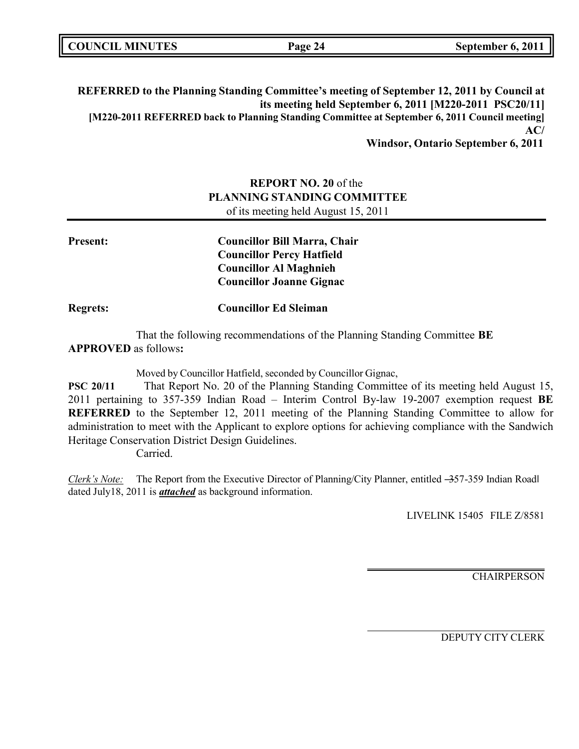**REFERRED to the Planning Standing Committee's meeting of September 12, 2011 by Council at its meeting held September 6, 2011 [M220-2011 PSC20/11]**
**[M220-2011 REFERRED back to Planning Standing Committee at September 6, 2011 Council meeting]**
**AC/**
**Windsor, Ontario September 6, 2011**

**REPORT NO. 20** of the
**PLANNING STANDING COMMITTEE**
of its meeting held August 15, 2011

---

**Present:** **Councillor Bill Marra, Chair**
**Councillor Percy Hatfield**
**Councillor Al Maghnieh**
**Councillor Joanne Gignac**

**Regrets:** **Councillor Ed Sleiman**

That the following recommendations of the Planning Standing Committee **BE APPROVED** as follows**:**

Moved by Councillor Hatfield, seconded by Councillor Gignac,

**PSC 20/11** That Report No. 20 of the Planning Standing Committee of its meeting held August 15, 2011 pertaining to 357-359 Indian Road – Interim Control By-law 19-2007 exemption request **BE REFERRED** to the September 12, 2011 meeting of the Planning Standing Committee to allow for administration to meet with the Applicant to explore options for achieving compliance with the Sandwich Heritage Conservation District Design Guidelines.
Carried.

*Clerk's Note:* The Report from the Executive Director of Planning/City Planner, entitled "357-359 Indian Road" dated July18, 2011 is ***attached*** as background information.

LIVELINK 15405 FILE Z/8581

CHAIRPERSON

DEPUTY CITY CLERK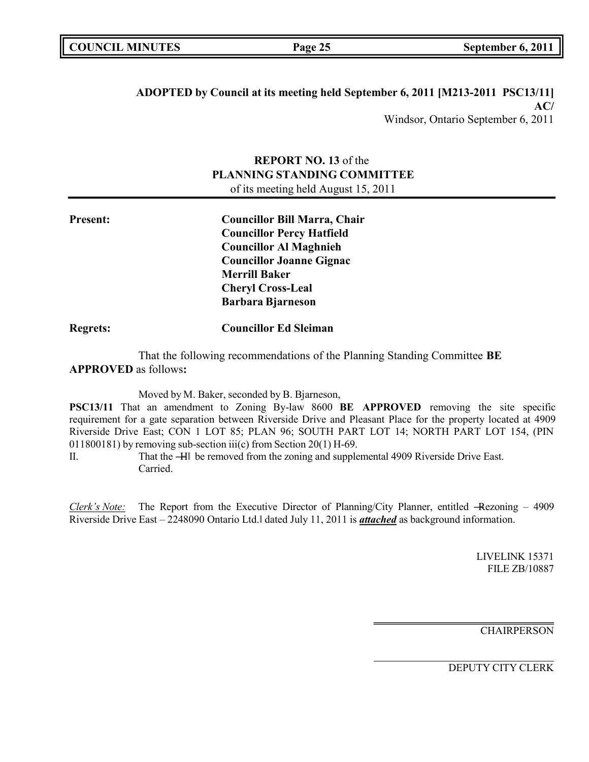**ADOPTED by Council at its meeting held September 6, 2011 [M213-2011 PSC13/11]**
**AC/**
Windsor, Ontario September 6, 2011

**REPORT NO. 13** of the
**PLANNING STANDING COMMITTEE**
of its meeting held August 15, 2011

**Present:** **Councillor Bill Marra, Chair**
**Councillor Percy Hatfield**
**Councillor Al Maghnieh**
**Councillor Joanne Gignac**
**Merrill Baker**
**Cheryl Cross-Leal**
**Barbara Bjarneson**

**Regrets:** **Councillor Ed Sleiman**

That the following recommendations of the Planning Standing Committee **BE APPROVED** as follows**:**

Moved by M. Baker, seconded by B. Bjarneson,

**PSC13/11** That an amendment to Zoning By-law 8600 **BE APPROVED** removing the site specific requirement for a gate separation between Riverside Drive and Pleasant Place for the property located at 4909 Riverside Drive East; CON 1 LOT 85; PLAN 96; SOUTH PART LOT 14; NORTH PART LOT 154, (PIN 011800181) by removing sub-section iii(c) from Section 20(1) H-69.

II. That the ―H‖ be removed from the zoning and supplemental 4909 Riverside Drive East.
Carried.

*Clerk's Note:* The Report from the Executive Director of Planning/City Planner, entitled ―Rezoning – 4909 Riverside Drive East – 2248090 Ontario Ltd.‖ dated July 11, 2011 is ***attached*** as background information.

LIVELINK 15371
FILE ZB/10887

CHAIRPERSON

DEPUTY CITY CLERK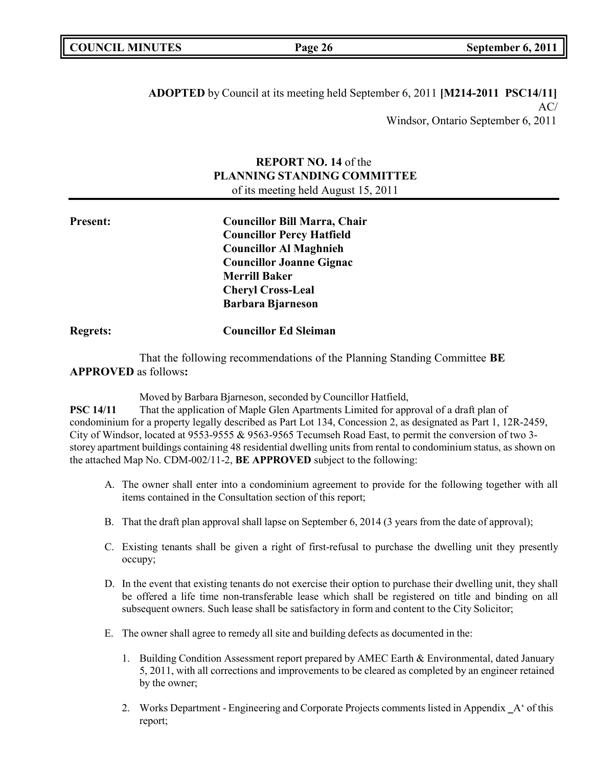**ADOPTED** by Council at its meeting held September 6, 2011 **[M214-2011 PSC14/11]**

AC/

Windsor, Ontario September 6, 2011

**REPORT NO. 14** of the
**PLANNING STANDING COMMITTEE**
of its meeting held August 15, 2011

**Present:** **Councillor Bill Marra, Chair**
**Councillor Percy Hatfield**
**Councillor Al Maghnieh**
**Councillor Joanne Gignac**
**Merrill Baker**
**Cheryl Cross-Leal**
**Barbara Bjarneson**

**Regrets:** **Councillor Ed Sleiman**

That the following recommendations of the Planning Standing Committee **BE APPROVED** as follows**:**

Moved by Barbara Bjarneson, seconded by Councillor Hatfield,

**PSC 14/11** That the application of Maple Glen Apartments Limited for approval of a draft plan of condominium for a property legally described as Part Lot 134, Concession 2, as designated as Part 1, 12R-2459, City of Windsor, located at 9553-9555 & 9563-9565 Tecumseh Road East, to permit the conversion of two 3-storey apartment buildings containing 48 residential dwelling units from rental to condominium status, as shown on the attached Map No. CDM-002/11-2, **BE APPROVED** subject to the following:

A. The owner shall enter into a condominium agreement to provide for the following together with all items contained in the Consultation section of this report;

B. That the draft plan approval shall lapse on September 6, 2014 (3 years from the date of approval);

C. Existing tenants shall be given a right of first-refusal to purchase the dwelling unit they presently occupy;

D. In the event that existing tenants do not exercise their option to purchase their dwelling unit, they shall be offered a life time non-transferable lease which shall be registered on title and binding on all subsequent owners. Such lease shall be satisfactory in form and content to the City Solicitor;

E. The owner shall agree to remedy all site and building defects as documented in the:

1. Building Condition Assessment report prepared by AMEC Earth & Environmental, dated January 5, 2011, with all corrections and improvements to be cleared as completed by an engineer retained by the owner;

2. Works Department - Engineering and Corporate Projects comments listed in Appendix _A' of this report;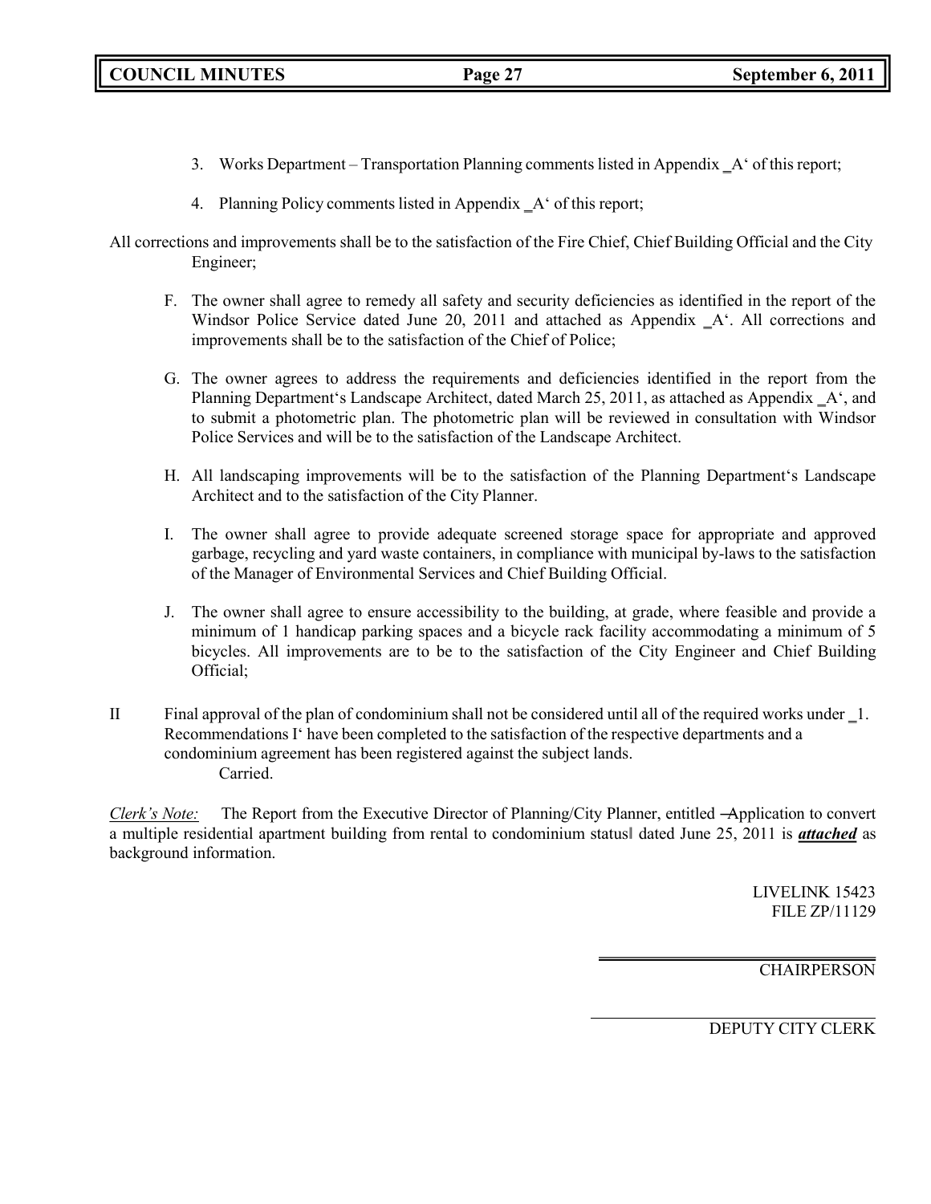3. Works Department – Transportation Planning comments listed in Appendix ‗A' of this report;

4. Planning Policy comments listed in Appendix ‗A' of this report;

All corrections and improvements shall be to the satisfaction of the Fire Chief, Chief Building Official and the City Engineer;

F. The owner shall agree to remedy all safety and security deficiencies as identified in the report of the Windsor Police Service dated June 20, 2011 and attached as Appendix ‗A'. All corrections and improvements shall be to the satisfaction of the Chief of Police;

G. The owner agrees to address the requirements and deficiencies identified in the report from the Planning Department's Landscape Architect, dated March 25, 2011, as attached as Appendix ‗A', and to submit a photometric plan. The photometric plan will be reviewed in consultation with Windsor Police Services and will be to the satisfaction of the Landscape Architect.

H. All landscaping improvements will be to the satisfaction of the Planning Department's Landscape Architect and to the satisfaction of the City Planner.

I. The owner shall agree to provide adequate screened storage space for appropriate and approved garbage, recycling and yard waste containers, in compliance with municipal by-laws to the satisfaction of the Manager of Environmental Services and Chief Building Official.

J. The owner shall agree to ensure accessibility to the building, at grade, where feasible and provide a minimum of 1 handicap parking spaces and a bicycle rack facility accommodating a minimum of 5 bicycles. All improvements are to be to the satisfaction of the City Engineer and Chief Building Official;

II Final approval of the plan of condominium shall not be considered until all of the required works under ‗1. Recommendations I' have been completed to the satisfaction of the respective departments and a condominium agreement has been registered against the subject lands.
Carried.

*Clerk's Note:* The Report from the Executive Director of Planning/City Planner, entitled ―Application to convert a multiple residential apartment building from rental to condominium status‖ dated June 25, 2011 is ***attached*** as background information.

LIVELINK 15423
FILE ZP/11129

CHAIRPERSON

DEPUTY CITY CLERK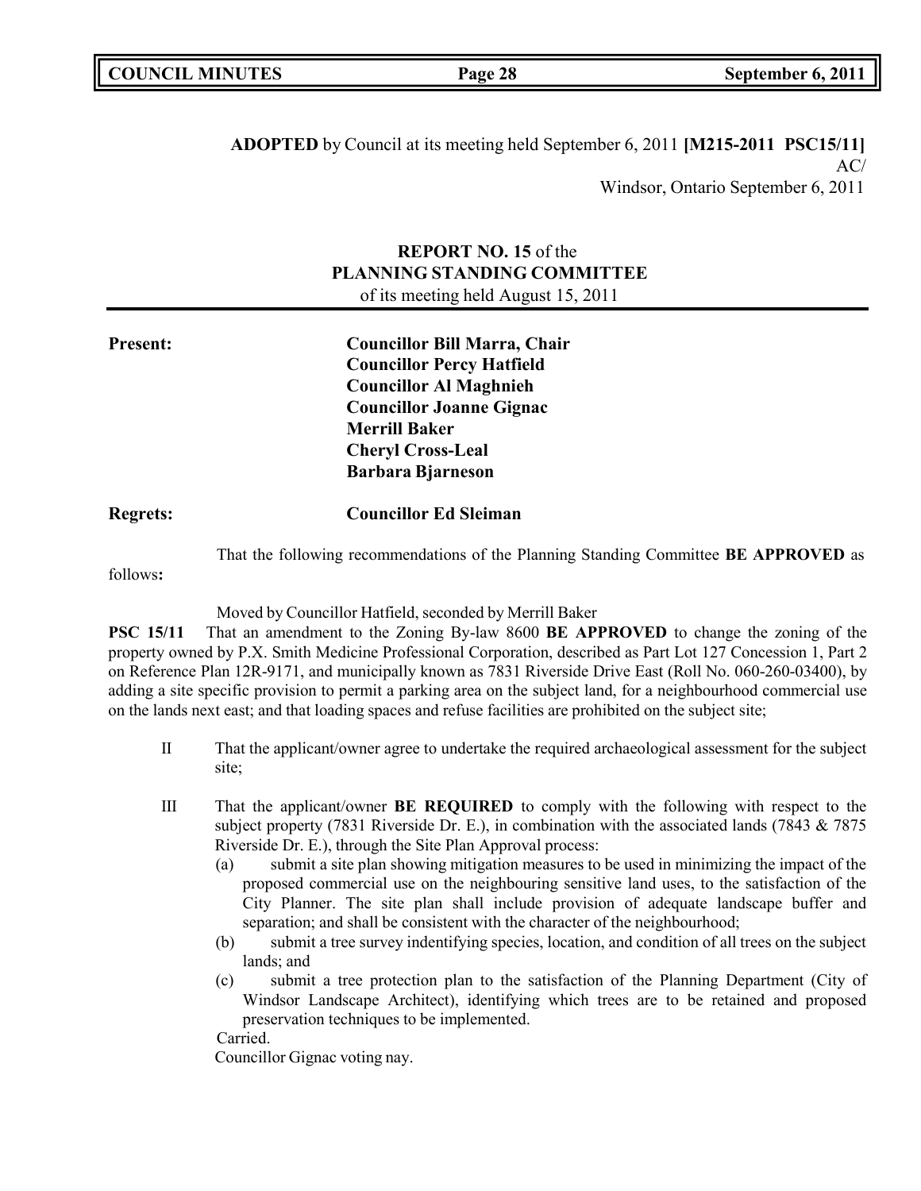**ADOPTED** by Council at its meeting held September 6, 2011 **[M215-2011 PSC15/11]**
AC/
Windsor, Ontario September 6, 2011

**REPORT NO. 15** of the
**PLANNING STANDING COMMITTEE**
of its meeting held August 15, 2011

**Present:** **Councillor Bill Marra, Chair**
**Councillor Percy Hatfield**
**Councillor Al Maghnieh**
**Councillor Joanne Gignac**
**Merrill Baker**
**Cheryl Cross-Leal**
**Barbara Bjarneson**

**Regrets:** **Councillor Ed Sleiman**

That the following recommendations of the Planning Standing Committee **BE APPROVED** as follows**:**

Moved by Councillor Hatfield, seconded by Merrill Baker

**PSC 15/11** That an amendment to the Zoning By-law 8600 **BE APPROVED** to change the zoning of the property owned by P.X. Smith Medicine Professional Corporation, described as Part Lot 127 Concession 1, Part 2 on Reference Plan 12R-9171, and municipally known as 7831 Riverside Drive East (Roll No. 060-260-03400), by adding a site specific provision to permit a parking area on the subject land, for a neighbourhood commercial use on the lands next east; and that loading spaces and refuse facilities are prohibited on the subject site;

II That the applicant/owner agree to undertake the required archaeological assessment for the subject site;

III That the applicant/owner **BE REQUIRED** to comply with the following with respect to the subject property (7831 Riverside Dr. E.), in combination with the associated lands (7843 & 7875 Riverside Dr. E.), through the Site Plan Approval process:

(a) submit a site plan showing mitigation measures to be used in minimizing the impact of the proposed commercial use on the neighbouring sensitive land uses, to the satisfaction of the City Planner. The site plan shall include provision of adequate landscape buffer and separation; and shall be consistent with the character of the neighbourhood;

(b) submit a tree survey indentifying species, location, and condition of all trees on the subject lands; and

(c) submit a tree protection plan to the satisfaction of the Planning Department (City of Windsor Landscape Architect), identifying which trees are to be retained and proposed preservation techniques to be implemented.

Carried.

Councillor Gignac voting nay.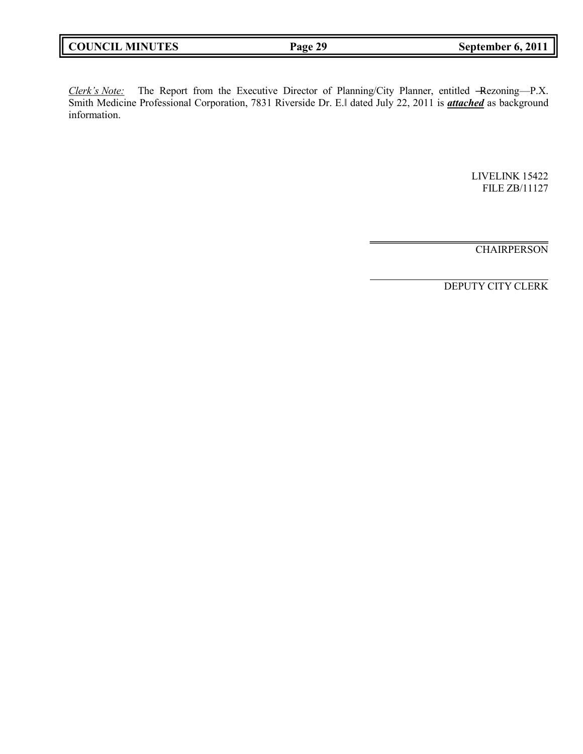*Clerk's Note:* The Report from the Executive Director of Planning/City Planner, entitled ―Rezoning—P.X. Smith Medicine Professional Corporation, 7831 Riverside Dr. E.‖ dated July 22, 2011 is ***attached*** as background information.

LIVELINK 15422
FILE ZB/11127

CHAIRPERSON

DEPUTY CITY CLERK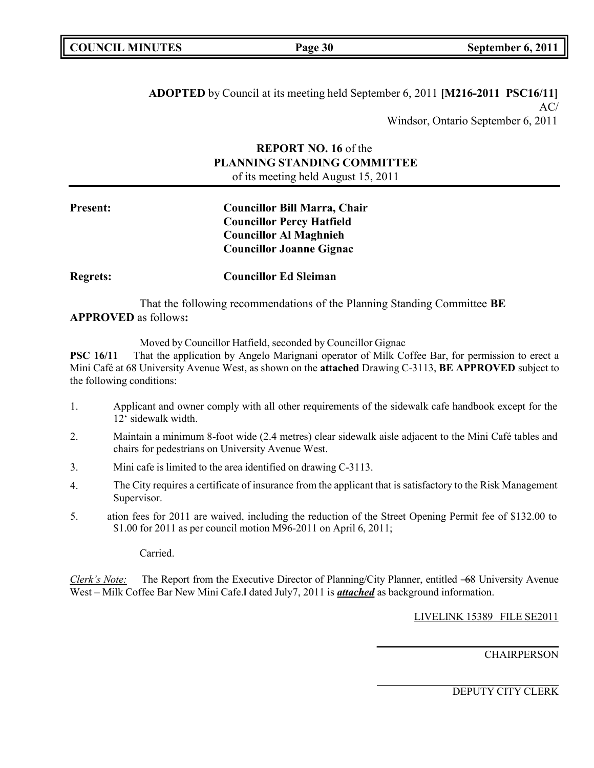**ADOPTED** by Council at its meeting held September 6, 2011 **[M216-2011 PSC16/11]**
AC/
Windsor, Ontario September 6, 2011

**REPORT NO. 16** of the
**PLANNING STANDING COMMITTEE**
of its meeting held August 15, 2011

**Present:** **Councillor Bill Marra, Chair**
**Councillor Percy Hatfield**
**Councillor Al Maghnieh**
**Councillor Joanne Gignac**

**Regrets:** **Councillor Ed Sleiman**

That the following recommendations of the Planning Standing Committee **BE APPROVED** as follows**:**

Moved by Councillor Hatfield, seconded by Councillor Gignac

**PSC 16/11** That the application by Angelo Marignani operator of Milk Coffee Bar, for permission to erect a Mini Café at 68 University Avenue West, as shown on the **attached** Drawing C-3113, **BE APPROVED** subject to the following conditions:

1. Applicant and owner comply with all other requirements of the sidewalk cafe handbook except for the 12' sidewalk width.
2. Maintain a minimum 8-foot wide (2.4 metres) clear sidewalk aisle adjacent to the Mini Café tables and chairs for pedestrians on University Avenue West.
3. Mini cafe is limited to the area identified on drawing C-3113.
4. The City requires a certificate of insurance from the applicant that is satisfactory to the Risk Management Supervisor.
5. ation fees for 2011 are waived, including the reduction of the Street Opening Permit fee of $132.00 to $1.00 for 2011 as per council motion M96-2011 on April 6, 2011;

Carried.

*Clerk's Note:* The Report from the Executive Director of Planning/City Planner, entitled ―68 University Avenue West – Milk Coffee Bar New Mini Cafe.‖ dated July7, 2011 is ***attached*** as background information.

LIVELINK 15389 FILE SE2011

CHAIRPERSON

DEPUTY CITY CLERK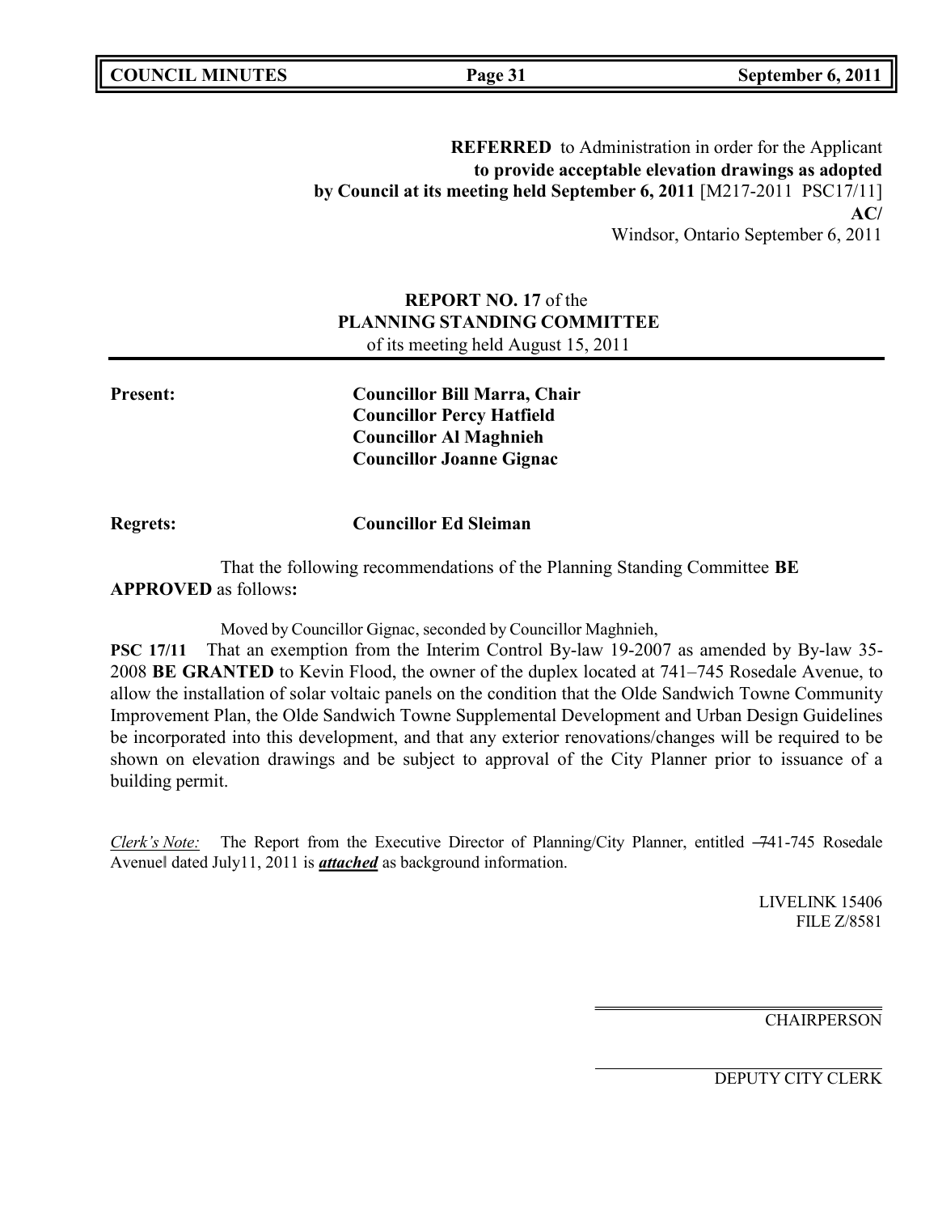**REFERRED** to Administration in order for the Applicant **to provide acceptable elevation drawings as adopted by Council at its meeting held September 6, 2011** [M217-2011 PSC17/11]
**AC/**
Windsor, Ontario September 6, 2011

## REPORT NO. 17 of the PLANNING STANDING COMMITTEE

of its meeting held August 15, 2011

**Present:** **Councillor Bill Marra, Chair**
**Councillor Percy Hatfield**
**Councillor Al Maghnieh**
**Councillor Joanne Gignac**

**Regrets:** **Councillor Ed Sleiman**

That the following recommendations of the Planning Standing Committee **BE APPROVED** as follows**:**

Moved by Councillor Gignac, seconded by Councillor Maghnieh,

**PSC 17/11** That an exemption from the Interim Control By-law 19-2007 as amended by By-law 35-2008 **BE GRANTED** to Kevin Flood, the owner of the duplex located at 741–745 Rosedale Avenue, to allow the installation of solar voltaic panels on the condition that the Olde Sandwich Towne Community Improvement Plan, the Olde Sandwich Towne Supplemental Development and Urban Design Guidelines be incorporated into this development, and that any exterior renovations/changes will be required to be shown on elevation drawings and be subject to approval of the City Planner prior to issuance of a building permit.

*Clerk's Note:* The Report from the Executive Director of Planning/City Planner, entitled ―741-745 Rosedale Avenue‖ dated July11, 2011 is ***attached*** as background information.

LIVELINK 15406
FILE Z/8581

CHAIRPERSON

DEPUTY CITY CLERK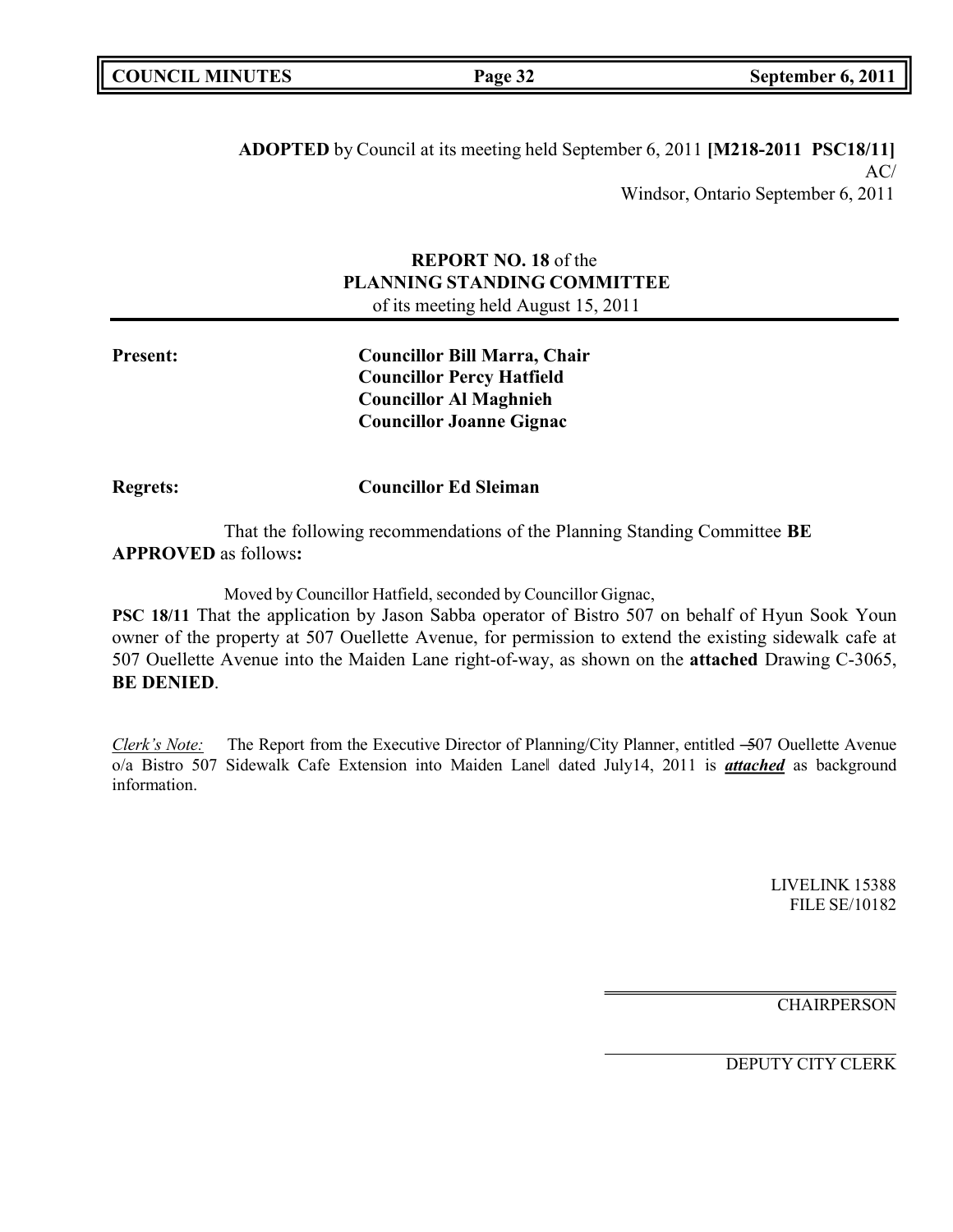**ADOPTED** by Council at its meeting held September 6, 2011 **[M218-2011 PSC18/11]**
AC/
Windsor, Ontario September 6, 2011

**REPORT NO. 18** of the
**PLANNING STANDING COMMITTEE**
of its meeting held August 15, 2011

**Present:** **Councillor Bill Marra, Chair**
**Councillor Percy Hatfield**
**Councillor Al Maghnieh**
**Councillor Joanne Gignac**

**Regrets:** **Councillor Ed Sleiman**

That the following recommendations of the Planning Standing Committee **BE APPROVED** as follows**:**

Moved by Councillor Hatfield, seconded by Councillor Gignac,

**PSC 18/11** That the application by Jason Sabba operator of Bistro 507 on behalf of Hyun Sook Youn owner of the property at 507 Ouellette Avenue, for permission to extend the existing sidewalk cafe at 507 Ouellette Avenue into the Maiden Lane right-of-way, as shown on the **attached** Drawing C-3065, **BE DENIED**.

*Clerk's Note:* The Report from the Executive Director of Planning/City Planner, entitled "507 Ouellette Avenue o/a Bistro 507 Sidewalk Cafe Extension into Maiden Lane" dated July14, 2011 is ***attached*** as background information.

LIVELINK 15388
FILE SE/10182

CHAIRPERSON

DEPUTY CITY CLERK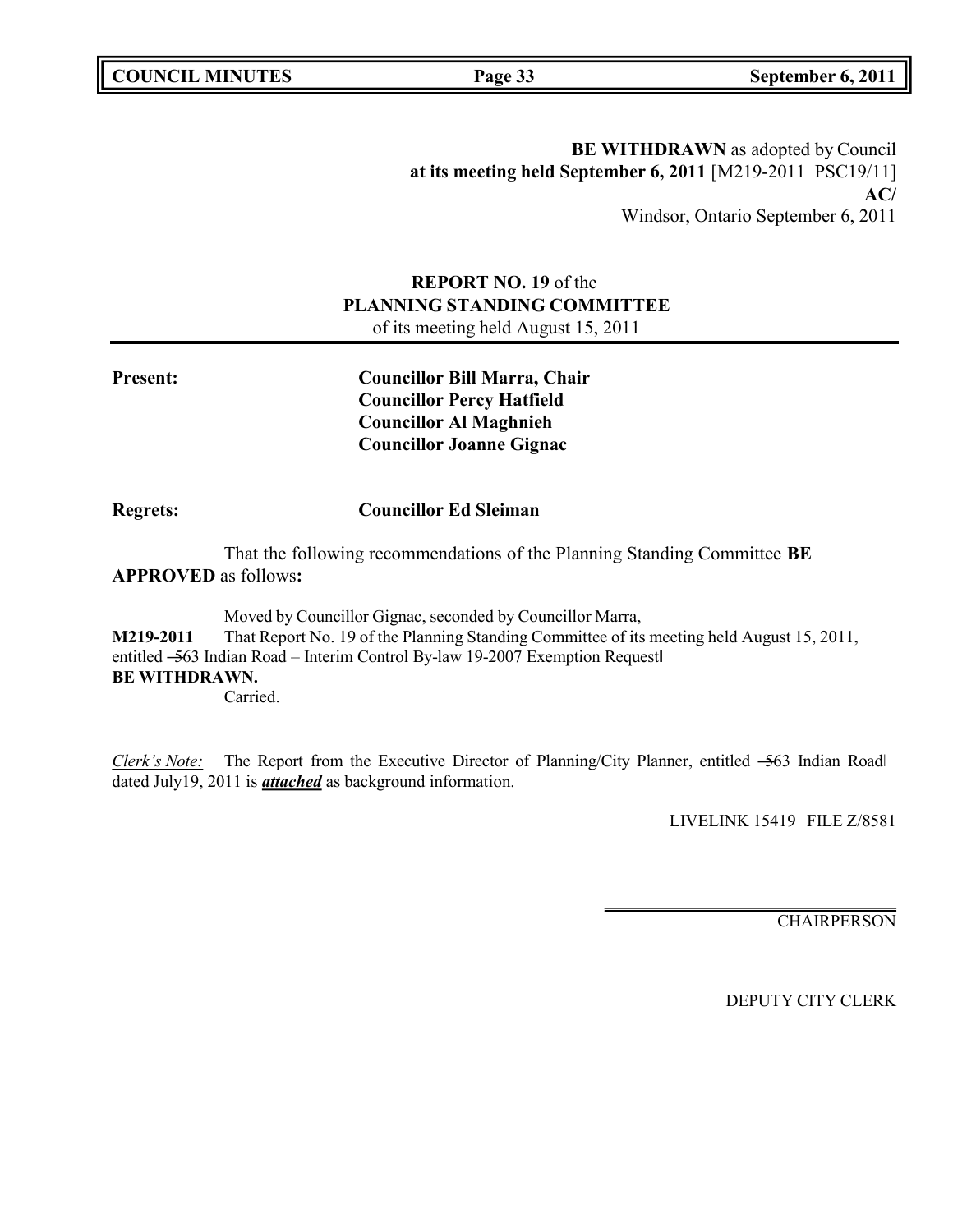**BE WITHDRAWN** as adopted by Council
**at its meeting held September 6, 2011** [M219-2011 PSC19/11]
**AC/**
Windsor, Ontario September 6, 2011

**REPORT NO. 19** of the
**PLANNING STANDING COMMITTEE**
of its meeting held August 15, 2011

**Present:** **Councillor Bill Marra, Chair**
**Councillor Percy Hatfield**
**Councillor Al Maghnieh**
**Councillor Joanne Gignac**

**Regrets:** **Councillor Ed Sleiman**

That the following recommendations of the Planning Standing Committee **BE APPROVED** as follows**:**

Moved by Councillor Gignac, seconded by Councillor Marra,

**M219-2011** That Report No. 19 of the Planning Standing Committee of its meeting held August 15, 2011, entitled ―563 Indian Road – Interim Control By-law 19-2007 Exemption Request‖
**BE WITHDRAWN.**
Carried.

*Clerk's Note:* The Report from the Executive Director of Planning/City Planner, entitled ―563 Indian Road‖ dated July19, 2011 is ***attached*** as background information.

LIVELINK 15419 FILE Z/8581

CHAIRPERSON

DEPUTY CITY CLERK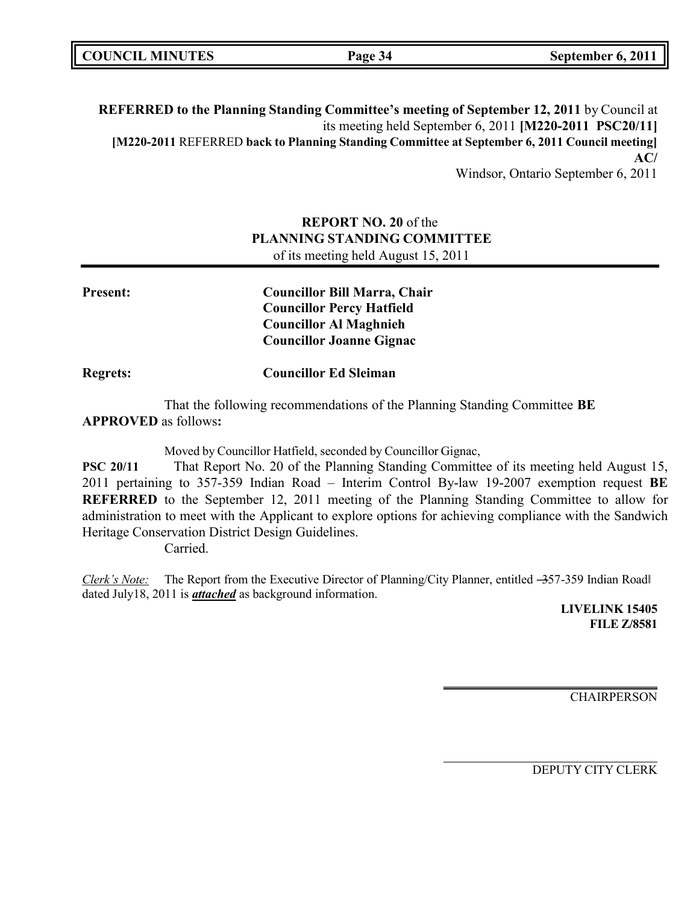**REFERRED to the Planning Standing Committee's meeting of September 12, 2011** by Council at its meeting held September 6, 2011 **[M220-2011 PSC20/11]**
**[M220-2011** REFERRED **back to Planning Standing Committee at September 6, 2011 Council meeting]**
**AC/**
Windsor, Ontario September 6, 2011

**REPORT NO. 20** of the
**PLANNING STANDING COMMITTEE**
of its meeting held August 15, 2011

**Present:** **Councillor Bill Marra, Chair**
**Councillor Percy Hatfield**
**Councillor Al Maghnieh**
**Councillor Joanne Gignac**

**Regrets:** **Councillor Ed Sleiman**

That the following recommendations of the Planning Standing Committee **BE APPROVED** as follows**:**

Moved by Councillor Hatfield, seconded by Councillor Gignac,

**PSC 20/11** That Report No. 20 of the Planning Standing Committee of its meeting held August 15, 2011 pertaining to 357-359 Indian Road – Interim Control By-law 19-2007 exemption request **BE REFERRED** to the September 12, 2011 meeting of the Planning Standing Committee to allow for administration to meet with the Applicant to explore options for achieving compliance with the Sandwich Heritage Conservation District Design Guidelines.
Carried.

*Clerk's Note:* The Report from the Executive Director of Planning/City Planner, entitled ―357-359 Indian Road‖ dated July18, 2011 is ***attached*** as background information.

**LIVELINK 15405**
**FILE Z/8581**

CHAIRPERSON

DEPUTY CITY CLERK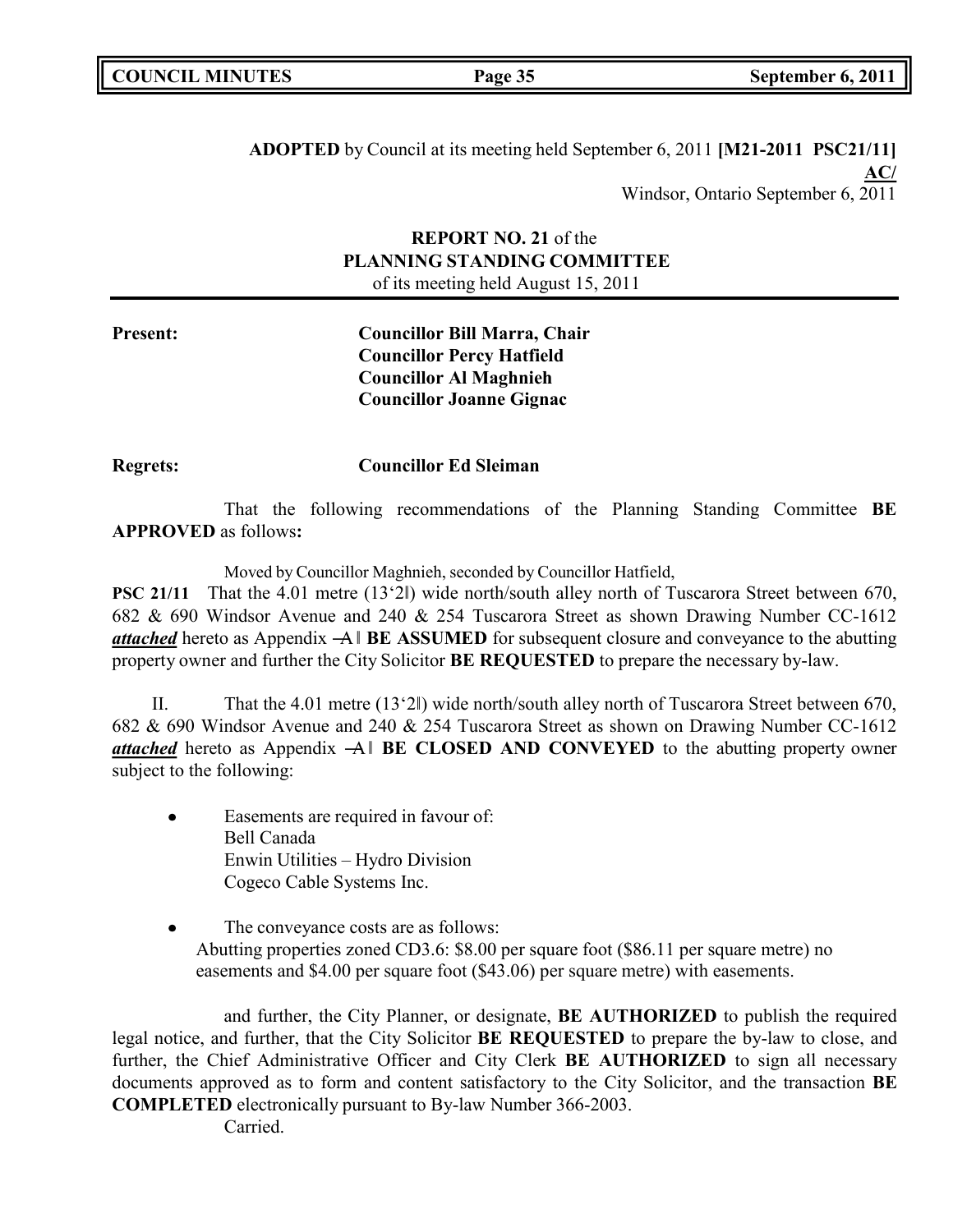**ADOPTED** by Council at its meeting held September 6, 2011 **[M21-2011 PSC21/11]**
**AC/**
Windsor, Ontario September 6, 2011

**REPORT NO. 21** of the
**PLANNING STANDING COMMITTEE**
of its meeting held August 15, 2011

**Present:** **Councillor Bill Marra, Chair**
**Councillor Percy Hatfield**
**Councillor Al Maghnieh**
**Councillor Joanne Gignac**

**Regrets:** **Councillor Ed Sleiman**

That the following recommendations of the Planning Standing Committee **BE APPROVED** as follows**:**

Moved by Councillor Maghnieh, seconded by Councillor Hatfield,

**PSC 21/11** That the 4.01 metre (13'2‖) wide north/south alley north of Tuscarora Street between 670, 682 & 690 Windsor Avenue and 240 & 254 Tuscarora Street as shown Drawing Number CC-1612 ***attached*** hereto as Appendix ―A‖ **BE ASSUMED** for subsequent closure and conveyance to the abutting property owner and further the City Solicitor **BE REQUESTED** to prepare the necessary by-law.

II. That the 4.01 metre (13'2‖) wide north/south alley north of Tuscarora Street between 670, 682 & 690 Windsor Avenue and 240 & 254 Tuscarora Street as shown on Drawing Number CC-1612 ***attached*** hereto as Appendix ―A‖ **BE CLOSED AND CONVEYED** to the abutting property owner subject to the following:

- Easements are required in favour of:
  Bell Canada
  Enwin Utilities – Hydro Division
  Cogeco Cable Systems Inc.
- The conveyance costs are as follows:
  Abutting properties zoned CD3.6: $8.00 per square foot ($86.11 per square metre) no easements and $4.00 per square foot ($43.06) per square metre) with easements.

and further, the City Planner, or designate, **BE AUTHORIZED** to publish the required legal notice, and further, that the City Solicitor **BE REQUESTED** to prepare the by-law to close, and further, the Chief Administrative Officer and City Clerk **BE AUTHORIZED** to sign all necessary documents approved as to form and content satisfactory to the City Solicitor, and the transaction **BE COMPLETED** electronically pursuant to By-law Number 366-2003.

Carried.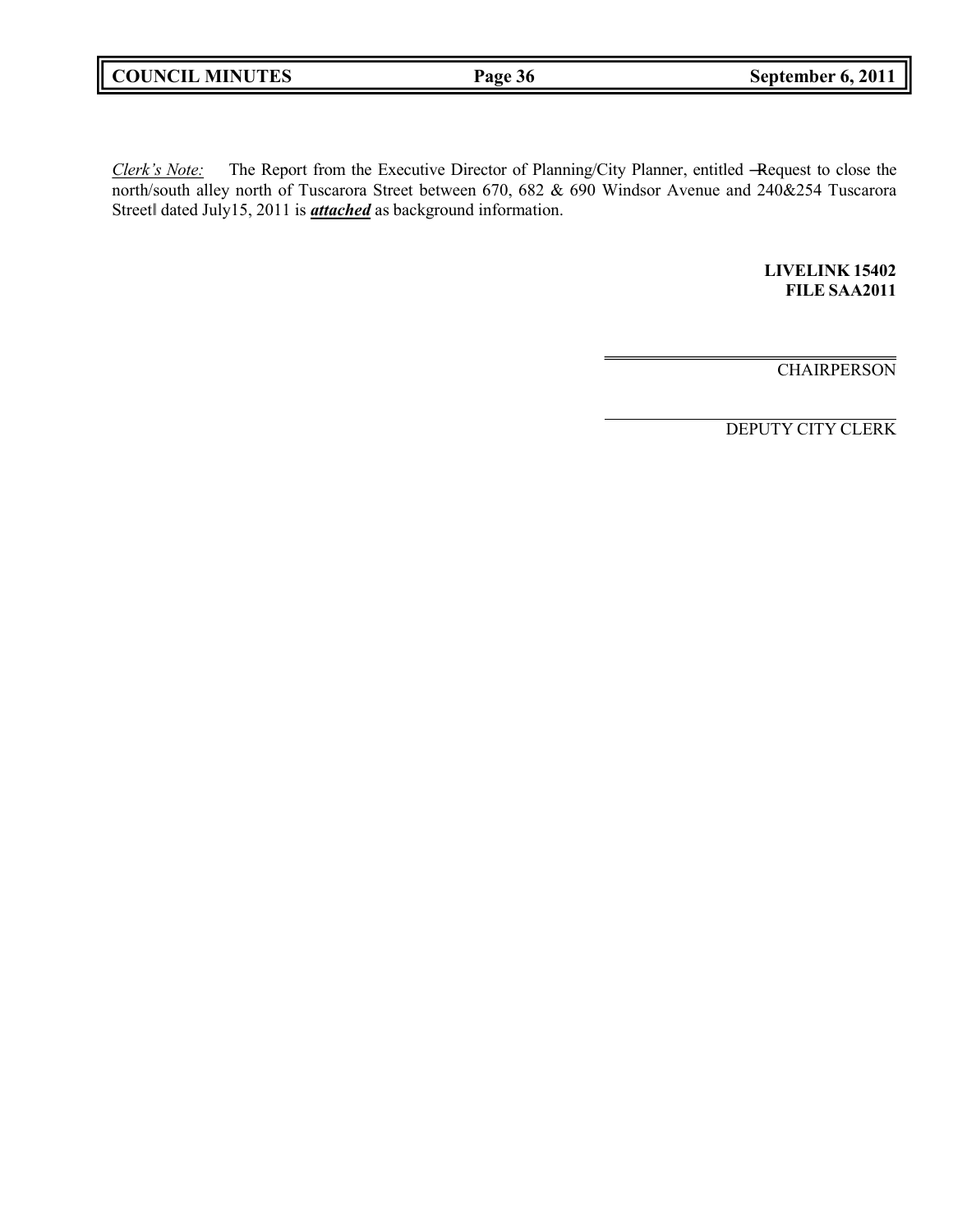*Clerk's Note:* The Report from the Executive Director of Planning/City Planner, entitled ―Request to close the north/south alley north of Tuscarora Street between 670, 682 & 690 Windsor Avenue and 240&254 Tuscarora Street‖ dated July15, 2011 is ***attached*** as background information.

**LIVELINK 15402**
**FILE SAA2011**

CHAIRPERSON

DEPUTY CITY CLERK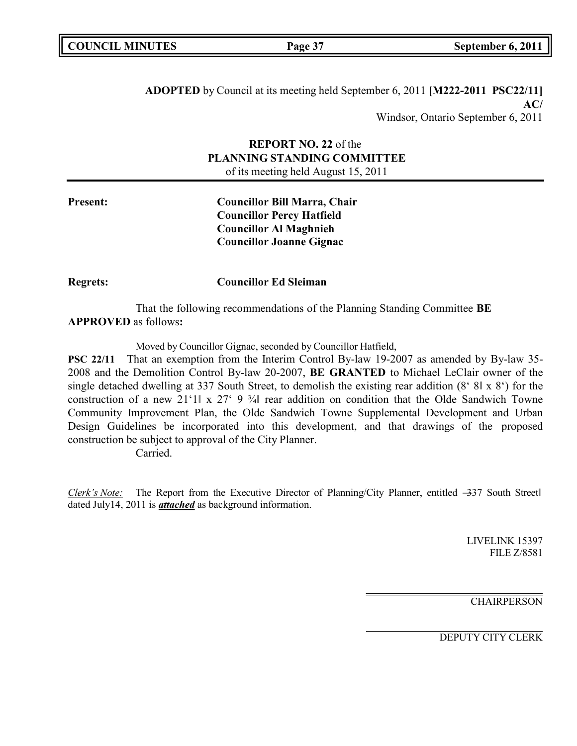**ADOPTED** by Council at its meeting held September 6, 2011 **[M222-2011 PSC22/11]**
**AC/**
Windsor, Ontario September 6, 2011

**REPORT NO. 22** of the
**PLANNING STANDING COMMITTEE**
of its meeting held August 15, 2011

**Present:** **Councillor Bill Marra, Chair**
**Councillor Percy Hatfield**
**Councillor Al Maghnieh**
**Councillor Joanne Gignac**

**Regrets:** **Councillor Ed Sleiman**

That the following recommendations of the Planning Standing Committee **BE APPROVED** as follows**:**

Moved by Councillor Gignac, seconded by Councillor Hatfield,

**PSC 22/11** That an exemption from the Interim Control By-law 19-2007 as amended by By-law 35-2008 and the Demolition Control By-law 20-2007, **BE GRANTED** to Michael LeClair owner of the single detached dwelling at 337 South Street, to demolish the existing rear addition (8' 8‖ x 8') for the construction of a new 21'1‖ x 27' 9 ¾‖ rear addition on condition that the Olde Sandwich Towne Community Improvement Plan, the Olde Sandwich Towne Supplemental Development and Urban Design Guidelines be incorporated into this development, and that drawings of the proposed construction be subject to approval of the City Planner.

Carried.

*Clerk's Note:* The Report from the Executive Director of Planning/City Planner, entitled ―337 South Street‖ dated July14, 2011 is ***attached*** as background information.

LIVELINK 15397
FILE Z/8581

CHAIRPERSON

DEPUTY CITY CLERK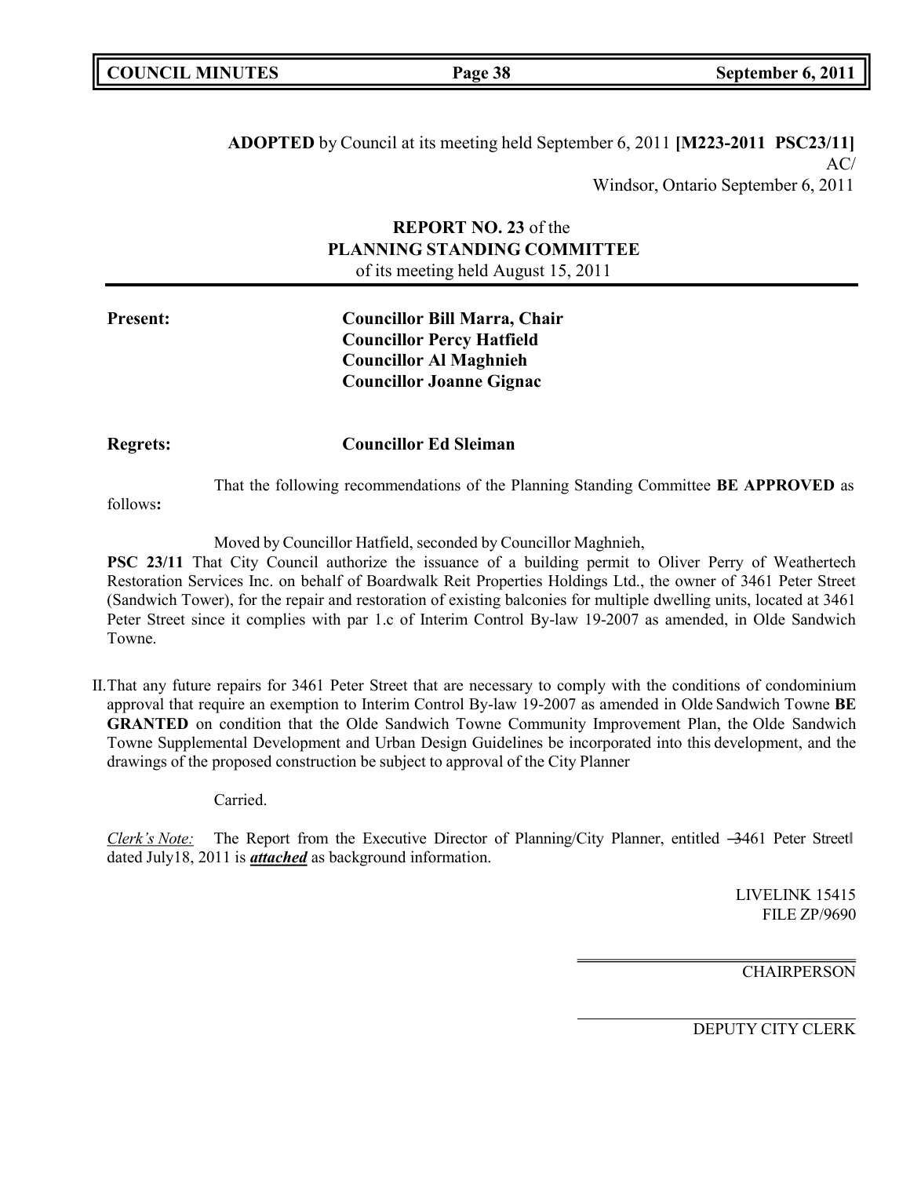**ADOPTED** by Council at its meeting held September 6, 2011 **[M223-2011 PSC23/11]**

AC/

Windsor, Ontario September 6, 2011

**REPORT NO. 23** of the
**PLANNING STANDING COMMITTEE**
of its meeting held August 15, 2011

**Present:** **Councillor Bill Marra, Chair**
**Councillor Percy Hatfield**
**Councillor Al Maghnieh**
**Councillor Joanne Gignac**

**Regrets:** **Councillor Ed Sleiman**

That the following recommendations of the Planning Standing Committee **BE APPROVED** as follows**:**

Moved by Councillor Hatfield, seconded by Councillor Maghnieh,

**PSC 23/11** That City Council authorize the issuance of a building permit to Oliver Perry of Weathertech Restoration Services Inc. on behalf of Boardwalk Reit Properties Holdings Ltd., the owner of 3461 Peter Street (Sandwich Tower), for the repair and restoration of existing balconies for multiple dwelling units, located at 3461 Peter Street since it complies with par 1.c of Interim Control By-law 19-2007 as amended, in Olde Sandwich Towne.

II. That any future repairs for 3461 Peter Street that are necessary to comply with the conditions of condominium approval that require an exemption to Interim Control By-law 19-2007 as amended in Olde Sandwich Towne **BE GRANTED** on condition that the Olde Sandwich Towne Community Improvement Plan, the Olde Sandwich Towne Supplemental Development and Urban Design Guidelines be incorporated into this development, and the drawings of the proposed construction be subject to approval of the City Planner

Carried.

*Clerk's Note:* The Report from the Executive Director of Planning/City Planner, entitled ―3461 Peter Street‖ dated July18, 2011 is ***attached*** as background information.

LIVELINK 15415
FILE ZP/9690

CHAIRPERSON

DEPUTY CITY CLERK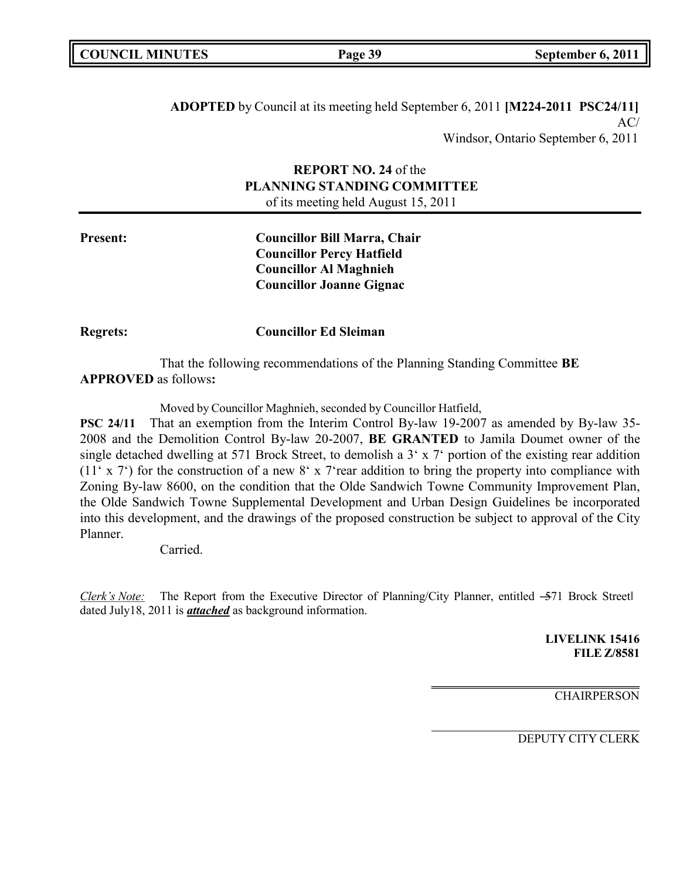**ADOPTED** by Council at its meeting held September 6, 2011 **[M224-2011 PSC24/11]**
AC/
Windsor, Ontario September 6, 2011

**REPORT NO. 24** of the
**PLANNING STANDING COMMITTEE**
of its meeting held August 15, 2011

**Present:** **Councillor Bill Marra, Chair**
**Councillor Percy Hatfield**
**Councillor Al Maghnieh**
**Councillor Joanne Gignac**

**Regrets:** **Councillor Ed Sleiman**

That the following recommendations of the Planning Standing Committee **BE APPROVED** as follows**:**

Moved by Councillor Maghnieh, seconded by Councillor Hatfield,

**PSC 24/11** That an exemption from the Interim Control By-law 19-2007 as amended by By-law 35-2008 and the Demolition Control By-law 20-2007, **BE GRANTED** to Jamila Doumet owner of the single detached dwelling at 571 Brock Street, to demolish a 3' x 7' portion of the existing rear addition (11' x 7') for the construction of a new 8' x 7'rear addition to bring the property into compliance with Zoning By-law 8600, on the condition that the Olde Sandwich Towne Community Improvement Plan, the Olde Sandwich Towne Supplemental Development and Urban Design Guidelines be incorporated into this development, and the drawings of the proposed construction be subject to approval of the City Planner.

Carried.

*Clerk's Note:* The Report from the Executive Director of Planning/City Planner, entitled –571 Brock Street‖ dated July18, 2011 is ***attached*** as background information.

**LIVELINK 15416**
**FILE Z/8581**

CHAIRPERSON

DEPUTY CITY CLERK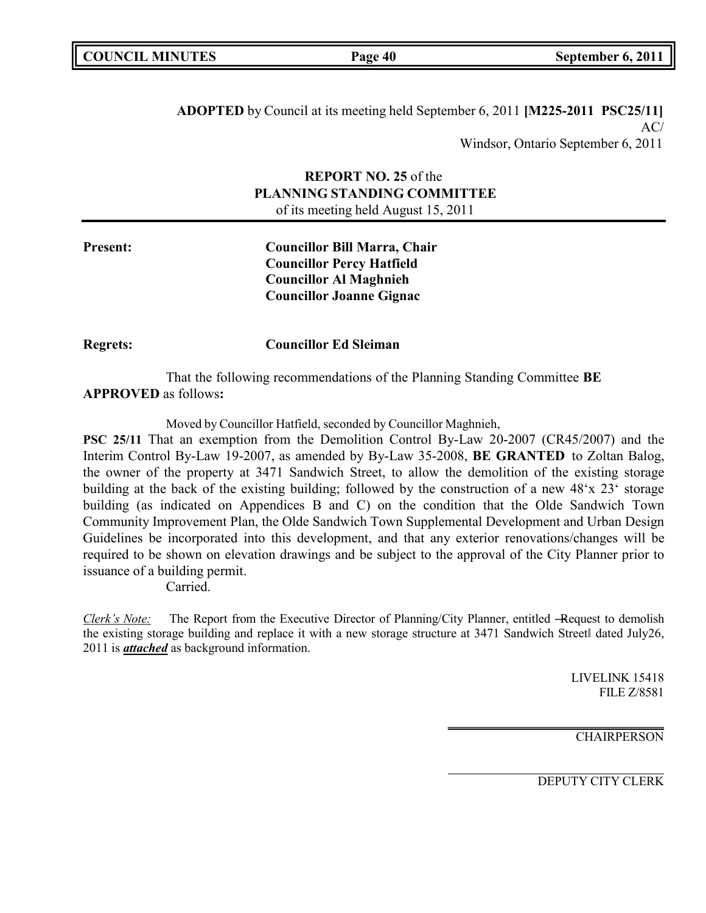**ADOPTED** by Council at its meeting held September 6, 2011 **[M225-2011 PSC25/11]**
AC/
Windsor, Ontario September 6, 2011

**REPORT NO. 25** of the
**PLANNING STANDING COMMITTEE**
of its meeting held August 15, 2011

**Present:** **Councillor Bill Marra, Chair**
**Councillor Percy Hatfield**
**Councillor Al Maghnieh**
**Councillor Joanne Gignac**

**Regrets:** **Councillor Ed Sleiman**

That the following recommendations of the Planning Standing Committee **BE APPROVED** as follows**:**

Moved by Councillor Hatfield, seconded by Councillor Maghnieh,

**PSC 25/11** That an exemption from the Demolition Control By-Law 20-2007 (CR45/2007) and the Interim Control By-Law 19-2007, as amended by By-Law 35-2008, **BE GRANTED** to Zoltan Balog, the owner of the property at 3471 Sandwich Street, to allow the demolition of the existing storage building at the back of the existing building; followed by the construction of a new 48'x 23' storage building (as indicated on Appendices B and C) on the condition that the Olde Sandwich Town Community Improvement Plan, the Olde Sandwich Town Supplemental Development and Urban Design Guidelines be incorporated into this development, and that any exterior renovations/changes will be required to be shown on elevation drawings and be subject to the approval of the City Planner prior to issuance of a building permit.

Carried.

*Clerk's Note:* The Report from the Executive Director of Planning/City Planner, entitled ―Request to demolish the existing storage building and replace it with a new storage structure at 3471 Sandwich Street‖ dated July26, 2011 is ***attached*** as background information.

LIVELINK 15418
FILE Z/8581

CHAIRPERSON

DEPUTY CITY CLERK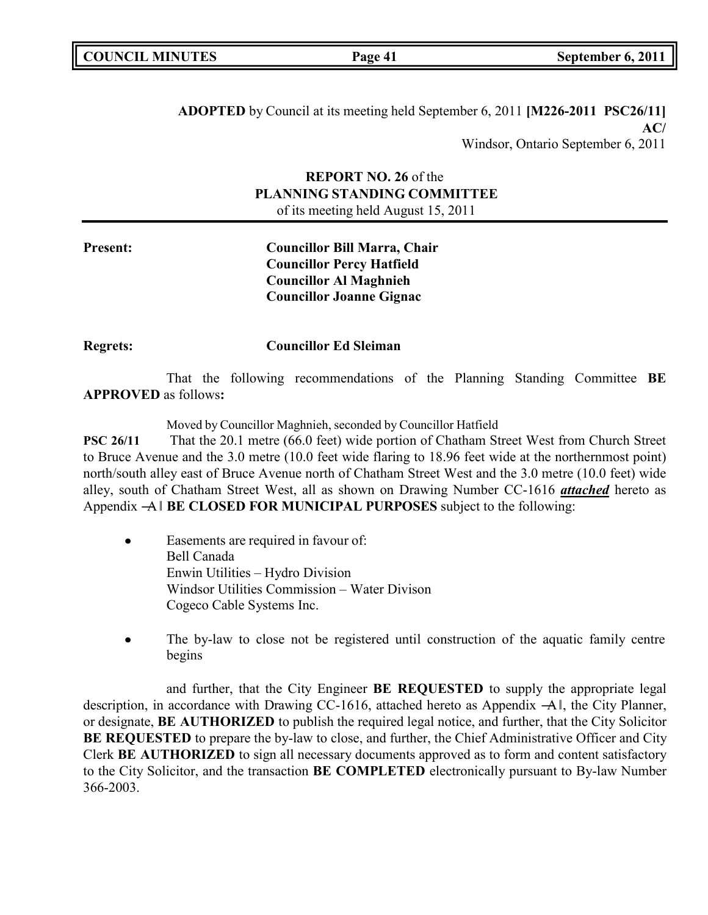**ADOPTED** by Council at its meeting held September 6, 2011 **[M226-2011 PSC26/11]**
**AC/**
Windsor, Ontario September 6, 2011

**REPORT NO. 26** of the
**PLANNING STANDING COMMITTEE**
of its meeting held August 15, 2011

**Present:** **Councillor Bill Marra, Chair**
**Councillor Percy Hatfield**
**Councillor Al Maghnieh**
**Councillor Joanne Gignac**

**Regrets:** **Councillor Ed Sleiman**

That the following recommendations of the Planning Standing Committee **BE APPROVED** as follows**:**

Moved by Councillor Maghnieh, seconded by Councillor Hatfield

**PSC 26/11** That the 20.1 metre (66.0 feet) wide portion of Chatham Street West from Church Street to Bruce Avenue and the 3.0 metre (10.0 feet wide flaring to 18.96 feet wide at the northernmost point) north/south alley east of Bruce Avenue north of Chatham Street West and the 3.0 metre (10.0 feet) wide alley, south of Chatham Street West, all as shown on Drawing Number CC-1616 ***attached*** hereto as Appendix ―A‖ **BE CLOSED FOR MUNICIPAL PURPOSES** subject to the following:

- Easements are required in favour of:
  Bell Canada
  Enwin Utilities – Hydro Division
  Windsor Utilities Commission – Water Divison
  Cogeco Cable Systems Inc.
- The by-law to close not be registered until construction of the aquatic family centre begins

and further, that the City Engineer **BE REQUESTED** to supply the appropriate legal description, in accordance with Drawing CC-1616, attached hereto as Appendix ―A‖, the City Planner, or designate, **BE AUTHORIZED** to publish the required legal notice, and further, that the City Solicitor **BE REQUESTED** to prepare the by-law to close, and further, the Chief Administrative Officer and City Clerk **BE AUTHORIZED** to sign all necessary documents approved as to form and content satisfactory to the City Solicitor, and the transaction **BE COMPLETED** electronically pursuant to By-law Number 366-2003.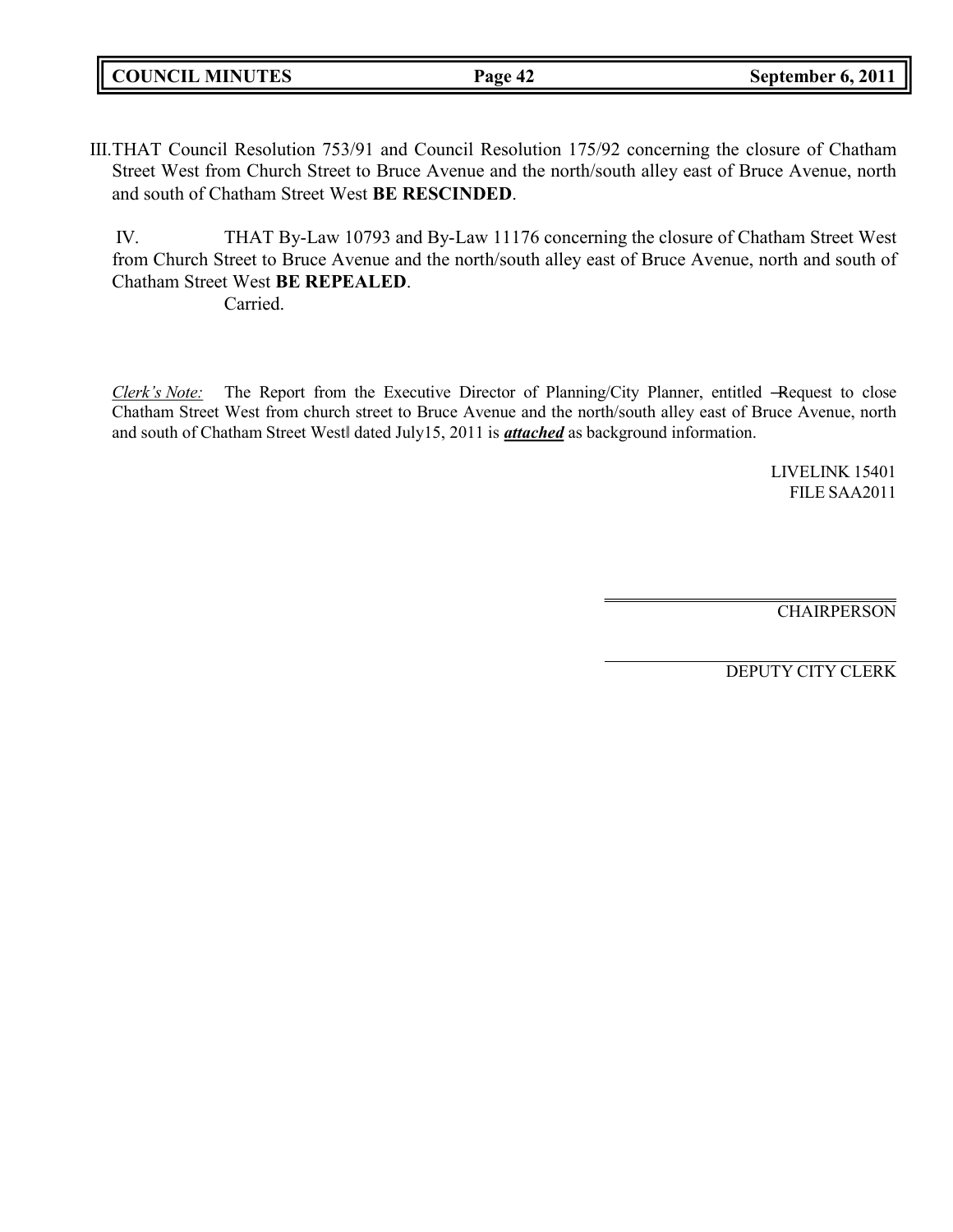III. THAT Council Resolution 753/91 and Council Resolution 175/92 concerning the closure of Chatham Street West from Church Street to Bruce Avenue and the north/south alley east of Bruce Avenue, north and south of Chatham Street West **BE RESCINDED**.

IV. THAT By-Law 10793 and By-Law 11176 concerning the closure of Chatham Street West from Church Street to Bruce Avenue and the north/south alley east of Bruce Avenue, north and south of Chatham Street West **BE REPEALED**.

Carried.

*Clerk's Note:* The Report from the Executive Director of Planning/City Planner, entitled ―Request to close Chatham Street West from church street to Bruce Avenue and the north/south alley east of Bruce Avenue, north and south of Chatham Street West‖ dated July15, 2011 is ***attached*** as background information.

LIVELINK 15401
FILE SAA2011

CHAIRPERSON

DEPUTY CITY CLERK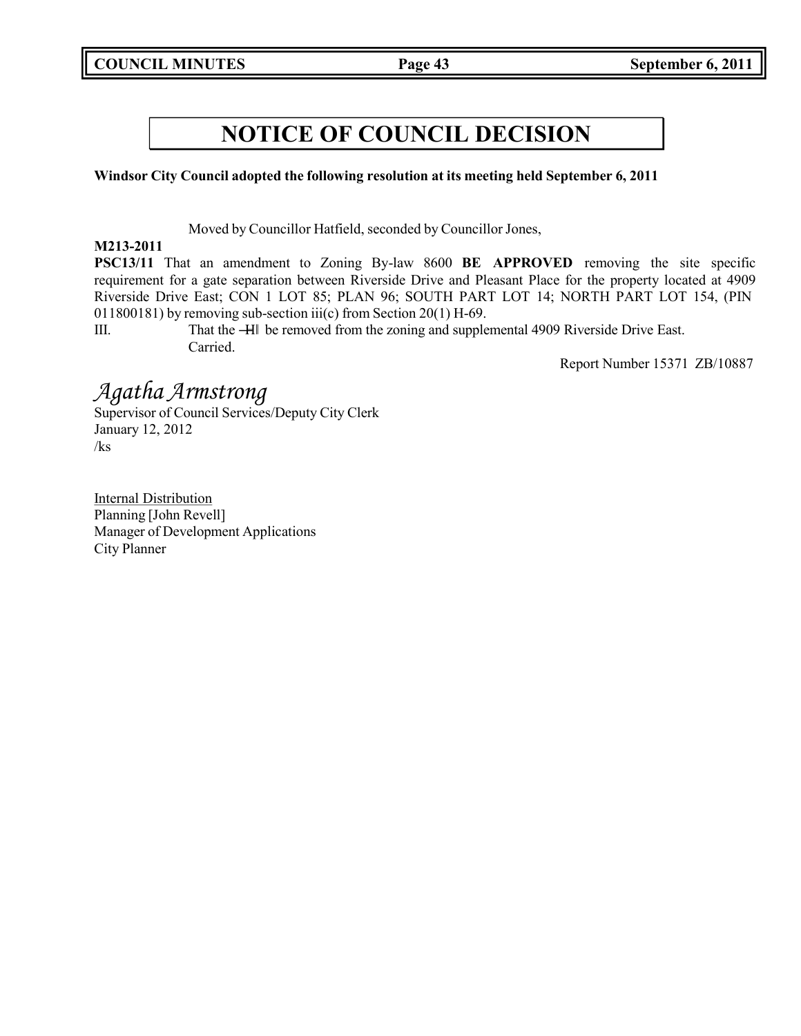# NOTICE OF COUNCIL DECISION

**Windsor City Council adopted the following resolution at its meeting held September 6, 2011**

Moved by Councillor Hatfield, seconded by Councillor Jones,

**M213-2011**

**PSC13/11** That an amendment to Zoning By-law 8600 **BE APPROVED** removing the site specific requirement for a gate separation between Riverside Drive and Pleasant Place for the property located at 4909 Riverside Drive East; CON 1 LOT 85; PLAN 96; SOUTH PART LOT 14; NORTH PART LOT 154, (PIN 011800181) by removing sub-section iii(c) from Section 20(1) H-69.

III. That the ―H‖ be removed from the zoning and supplemental 4909 Riverside Drive East.

Carried.

Report Number 15371 ZB/10887

*Agatha Armstrong*

Supervisor of Council Services/Deputy City Clerk
January 12, 2012
/ks

Internal Distribution
Planning [John Revell]
Manager of Development Applications
City Planner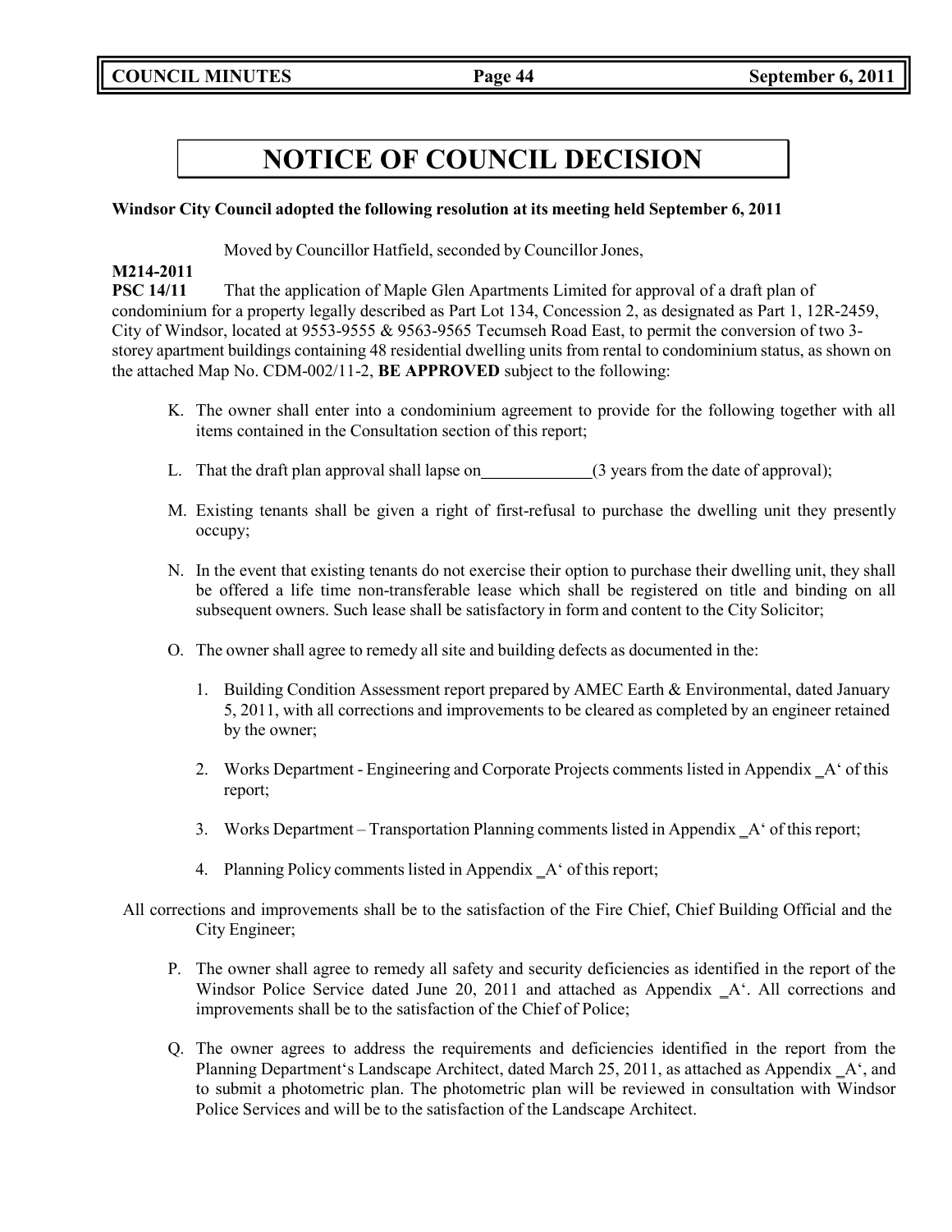# NOTICE OF COUNCIL DECISION

**Windsor City Council adopted the following resolution at its meeting held September 6, 2011**

Moved by Councillor Hatfield, seconded by Councillor Jones,

**M214-2011**
**PSC 14/11** That the application of Maple Glen Apartments Limited for approval of a draft plan of condominium for a property legally described as Part Lot 134, Concession 2, as designated as Part 1, 12R-2459, City of Windsor, located at 9553-9555 & 9563-9565 Tecumseh Road East, to permit the conversion of two 3-storey apartment buildings containing 48 residential dwelling units from rental to condominium status, as shown on the attached Map No. CDM-002/11-2, **BE APPROVED** subject to the following:

K. The owner shall enter into a condominium agreement to provide for the following together with all items contained in the Consultation section of this report;

L. That the draft plan approval shall lapse on_____________(3 years from the date of approval);

M. Existing tenants shall be given a right of first-refusal to purchase the dwelling unit they presently occupy;

N. In the event that existing tenants do not exercise their option to purchase their dwelling unit, they shall be offered a life time non-transferable lease which shall be registered on title and binding on all subsequent owners. Such lease shall be satisfactory in form and content to the City Solicitor;

O. The owner shall agree to remedy all site and building defects as documented in the:

   1. Building Condition Assessment report prepared by AMEC Earth & Environmental, dated January 5, 2011, with all corrections and improvements to be cleared as completed by an engineer retained by the owner;

   2. Works Department - Engineering and Corporate Projects comments listed in Appendix _A' of this report;

   3. Works Department – Transportation Planning comments listed in Appendix _A' of this report;

   4. Planning Policy comments listed in Appendix _A' of this report;

All corrections and improvements shall be to the satisfaction of the Fire Chief, Chief Building Official and the City Engineer;

P. The owner shall agree to remedy all safety and security deficiencies as identified in the report of the Windsor Police Service dated June 20, 2011 and attached as Appendix _A'. All corrections and improvements shall be to the satisfaction of the Chief of Police;

Q. The owner agrees to address the requirements and deficiencies identified in the report from the Planning Department's Landscape Architect, dated March 25, 2011, as attached as Appendix _A', and to submit a photometric plan. The photometric plan will be reviewed in consultation with Windsor Police Services and will be to the satisfaction of the Landscape Architect.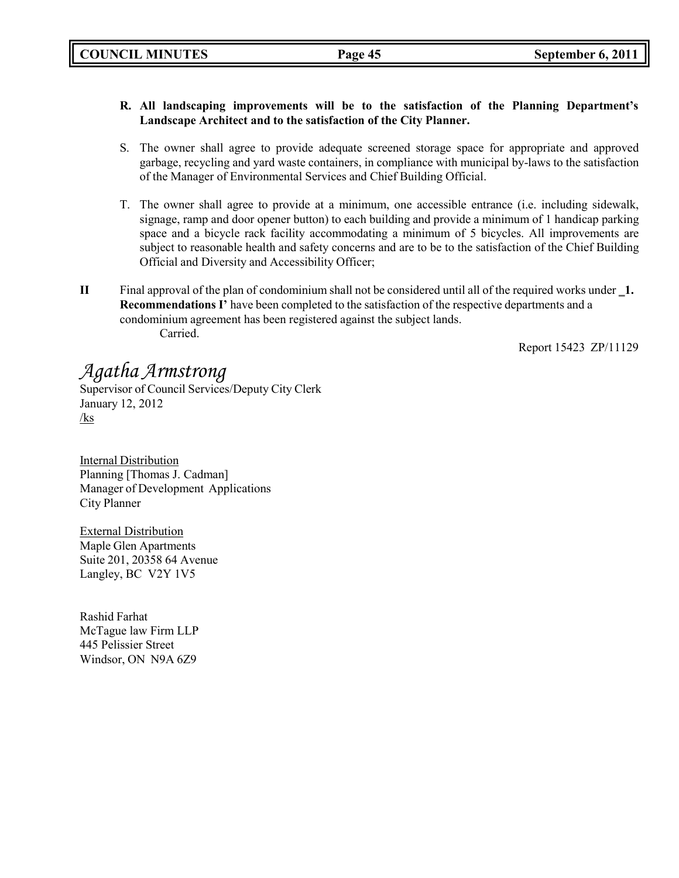**R. All landscaping improvements will be to the satisfaction of the Planning Department's Landscape Architect and to the satisfaction of the City Planner.**

S. The owner shall agree to provide adequate screened storage space for appropriate and approved garbage, recycling and yard waste containers, in compliance with municipal by-laws to the satisfaction of the Manager of Environmental Services and Chief Building Official.

T. The owner shall agree to provide at a minimum, one accessible entrance (i.e. including sidewalk, signage, ramp and door opener button) to each building and provide a minimum of 1 handicap parking space and a bicycle rack facility accommodating a minimum of 5 bicycles. All improvements are subject to reasonable health and safety concerns and are to be to the satisfaction of the Chief Building Official and Diversity and Accessibility Officer;

**II** Final approval of the plan of condominium shall not be considered until all of the required works under **_1. Recommendations I'** have been completed to the satisfaction of the respective departments and a condominium agreement has been registered against the subject lands.
Carried.

Report 15423 ZP/11129

*Agatha Armstrong*
Supervisor of Council Services/Deputy City Clerk
January 12, 2012
/ks

Internal Distribution
Planning [Thomas J. Cadman]
Manager of Development Applications
City Planner

External Distribution
Maple Glen Apartments
Suite 201, 20358 64 Avenue
Langley, BC V2Y 1V5

Rashid Farhat
McTague law Firm LLP
445 Pelissier Street
Windsor, ON N9A 6Z9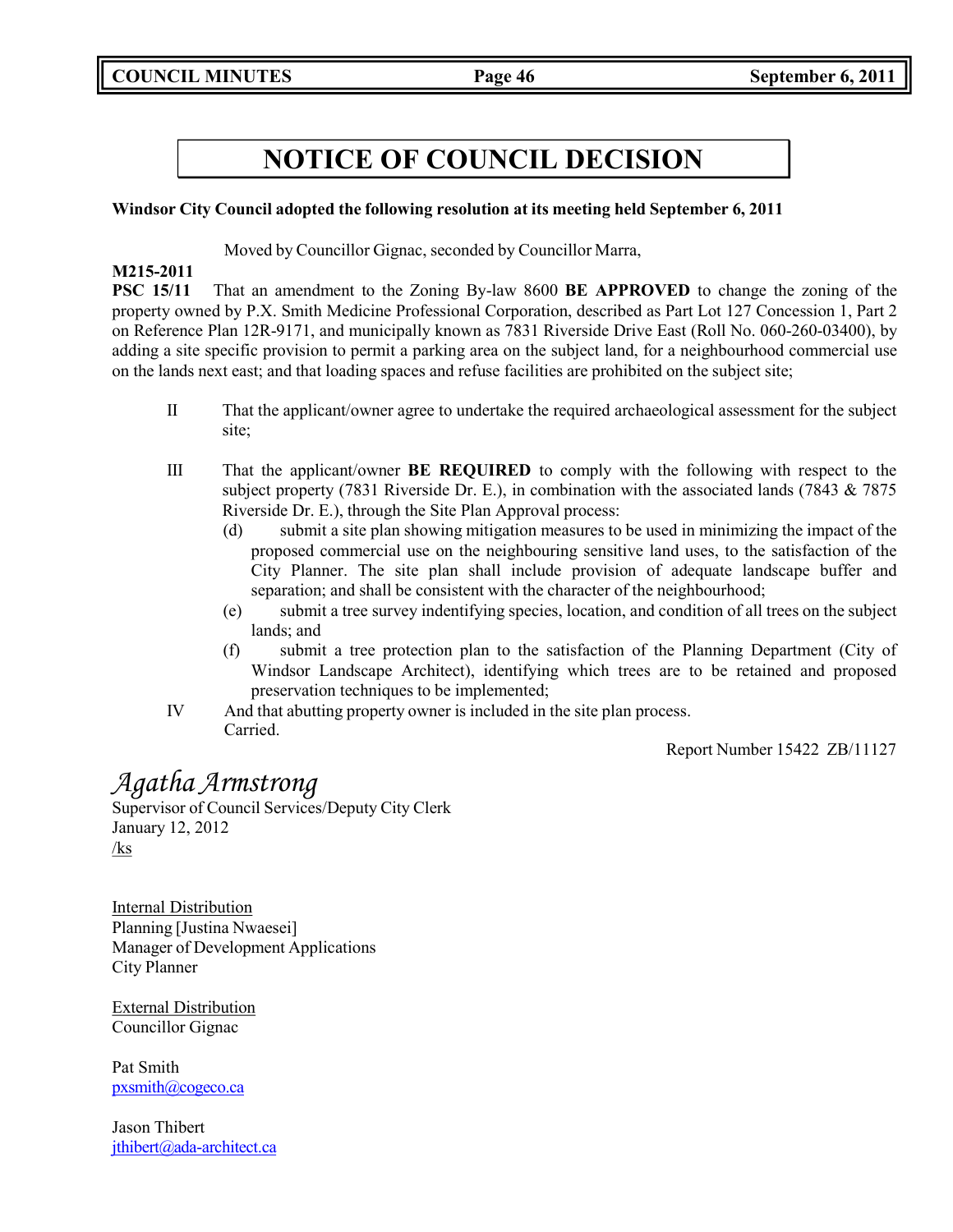# NOTICE OF COUNCIL DECISION

**Windsor City Council adopted the following resolution at its meeting held September 6, 2011**

Moved by Councillor Gignac, seconded by Councillor Marra,

**M215-2011**
**PSC 15/11** That an amendment to the Zoning By-law 8600 **BE APPROVED** to change the zoning of the property owned by P.X. Smith Medicine Professional Corporation, described as Part Lot 127 Concession 1, Part 2 on Reference Plan 12R-9171, and municipally known as 7831 Riverside Drive East (Roll No. 060-260-03400), by adding a site specific provision to permit a parking area on the subject land, for a neighbourhood commercial use on the lands next east; and that loading spaces and refuse facilities are prohibited on the subject site;

II That the applicant/owner agree to undertake the required archaeological assessment for the subject site;

III That the applicant/owner **BE REQUIRED** to comply with the following with respect to the subject property (7831 Riverside Dr. E.), in combination with the associated lands (7843 & 7875 Riverside Dr. E.), through the Site Plan Approval process:

(d) submit a site plan showing mitigation measures to be used in minimizing the impact of the proposed commercial use on the neighbouring sensitive land uses, to the satisfaction of the City Planner. The site plan shall include provision of adequate landscape buffer and separation; and shall be consistent with the character of the neighbourhood;

(e) submit a tree survey indentifying species, location, and condition of all trees on the subject lands; and

(f) submit a tree protection plan to the satisfaction of the Planning Department (City of Windsor Landscape Architect), identifying which trees are to be retained and proposed preservation techniques to be implemented;

IV And that abutting property owner is included in the site plan process.
Carried.

Report Number 15422 ZB/11127

*Agatha Armstrong*
Supervisor of Council Services/Deputy City Clerk
January 12, 2012
/ks

Internal Distribution
Planning [Justina Nwaesei]
Manager of Development Applications
City Planner

External Distribution
Councillor Gignac

Pat Smith
pxsmith@cogeco.ca

Jason Thibert
jthibert@ada-architect.ca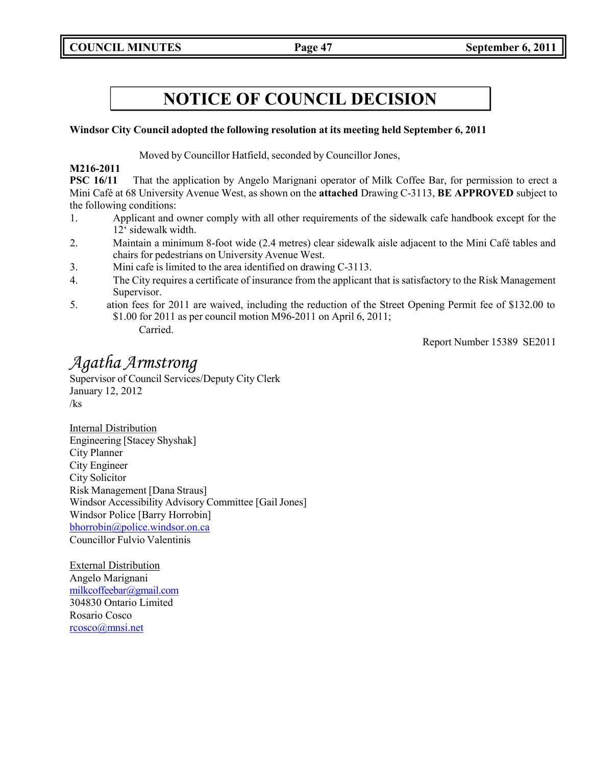# NOTICE OF COUNCIL DECISION

**Windsor City Council adopted the following resolution at its meeting held September 6, 2011**

Moved by Councillor Hatfield, seconded by Councillor Jones,

**M216-2011**
**PSC 16/11** That the application by Angelo Marignani operator of Milk Coffee Bar, for permission to erect a Mini Café at 68 University Avenue West, as shown on the **attached** Drawing C-3113, **BE APPROVED** subject to the following conditions:

1. Applicant and owner comply with all other requirements of the sidewalk cafe handbook except for the 12' sidewalk width.
2. Maintain a minimum 8-foot wide (2.4 metres) clear sidewalk aisle adjacent to the Mini Café tables and chairs for pedestrians on University Avenue West.
3. Mini cafe is limited to the area identified on drawing C-3113.
4. The City requires a certificate of insurance from the applicant that is satisfactory to the Risk Management Supervisor.
5. ation fees for 2011 are waived, including the reduction of the Street Opening Permit fee of $132.00 to $1.00 for 2011 as per council motion M96-2011 on April 6, 2011;

Carried.

Report Number 15389 SE2011

*Agatha Armstrong*
Supervisor of Council Services/Deputy City Clerk
January 12, 2012
/ks

Internal Distribution
Engineering [Stacey Shyshak]
City Planner
City Engineer
City Solicitor
Risk Management [Dana Straus]
Windsor Accessibility Advisory Committee [Gail Jones]
Windsor Police [Barry Horrobin]
bhorrobin@police.windsor.on.ca
Councillor Fulvio Valentinis

External Distribution
Angelo Marignani
milkcoffeebar@gmail.com
304830 Ontario Limited
Rosario Cosco
rcosco@mnsi.net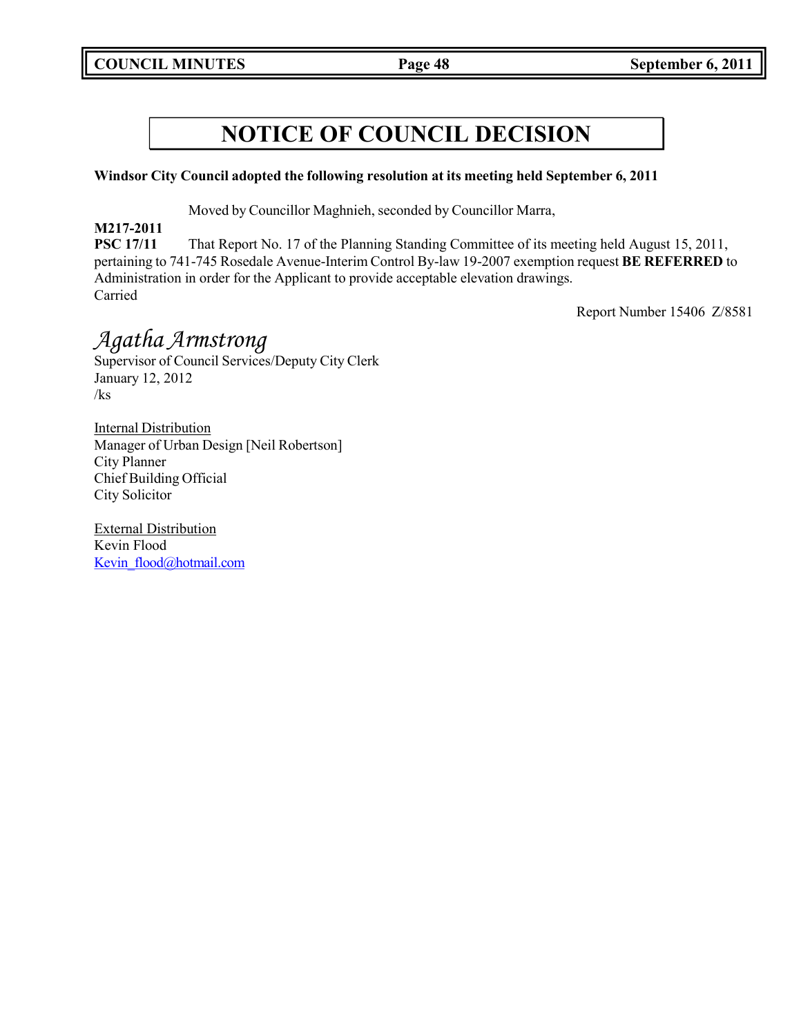# NOTICE OF COUNCIL DECISION

**Windsor City Council adopted the following resolution at its meeting held September 6, 2011**

Moved by Councillor Maghnieh, seconded by Councillor Marra,

**M217-2011**
**PSC 17/11** That Report No. 17 of the Planning Standing Committee of its meeting held August 15, 2011, pertaining to 741-745 Rosedale Avenue-Interim Control By-law 19-2007 exemption request **BE REFERRED** to Administration in order for the Applicant to provide acceptable elevation drawings.
Carried

Report Number 15406 Z/8581

*Agatha Armstrong*
Supervisor of Council Services/Deputy City Clerk
January 12, 2012
/ks

Internal Distribution
Manager of Urban Design [Neil Robertson]
City Planner
Chief Building Official
City Solicitor

External Distribution
Kevin Flood
Kevin_flood@hotmail.com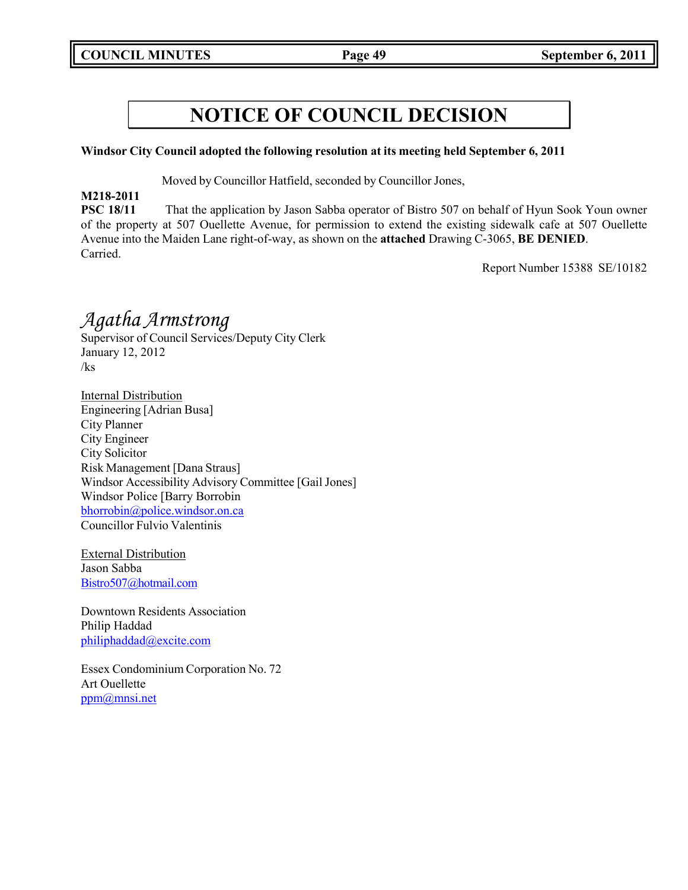# NOTICE OF COUNCIL DECISION

**Windsor City Council adopted the following resolution at its meeting held September 6, 2011**

Moved by Councillor Hatfield, seconded by Councillor Jones,

**M218-2011**
**PSC 18/11** That the application by Jason Sabba operator of Bistro 507 on behalf of Hyun Sook Youn owner of the property at 507 Ouellette Avenue, for permission to extend the existing sidewalk cafe at 507 Ouellette Avenue into the Maiden Lane right-of-way, as shown on the **attached** Drawing C-3065, **BE DENIED**.
Carried.

Report Number 15388 SE/10182

*Agatha Armstrong*
Supervisor of Council Services/Deputy City Clerk
January 12, 2012
/ks

Internal Distribution
Engineering [Adrian Busa]
City Planner
City Engineer
City Solicitor
Risk Management [Dana Straus]
Windsor Accessibility Advisory Committee [Gail Jones]
Windsor Police [Barry Borrobin
bhorrobin@police.windsor.on.ca
Councillor Fulvio Valentinis

External Distribution
Jason Sabba
Bistro507@hotmail.com

Downtown Residents Association
Philip Haddad
philiphaddad@excite.com

Essex Condominium Corporation No. 72
Art Ouellette
ppm@mnsi.net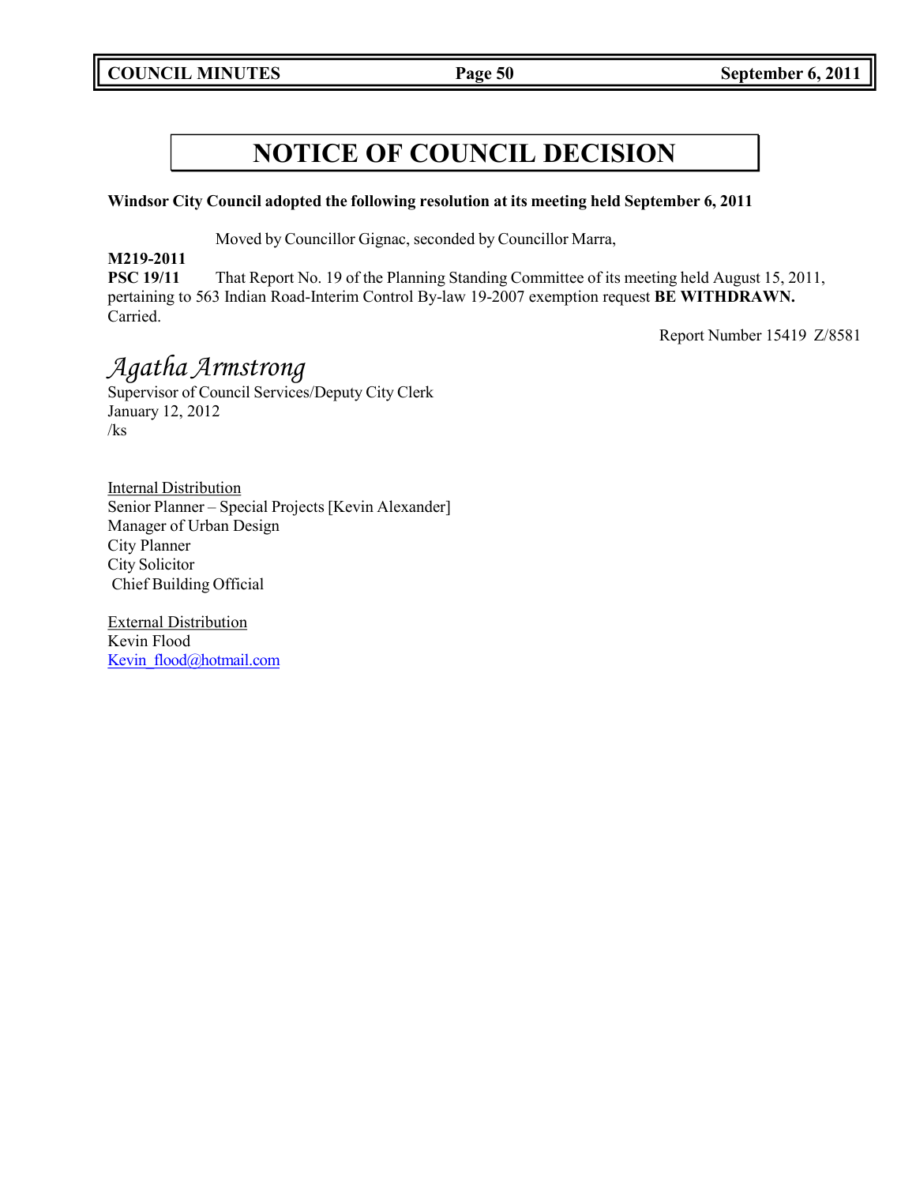# NOTICE OF COUNCIL DECISION

**Windsor City Council adopted the following resolution at its meeting held September 6, 2011**

Moved by Councillor Gignac, seconded by Councillor Marra,

**M219-2011**
**PSC 19/11** That Report No. 19 of the Planning Standing Committee of its meeting held August 15, 2011, pertaining to 563 Indian Road-Interim Control By-law 19-2007 exemption request **BE WITHDRAWN.**
Carried.

Report Number 15419 Z/8581

*Agatha Armstrong*
Supervisor of Council Services/Deputy City Clerk
January 12, 2012
/ks

Internal Distribution
Senior Planner – Special Projects [Kevin Alexander]
Manager of Urban Design
City Planner
City Solicitor
Chief Building Official

External Distribution
Kevin Flood
Kevin_flood@hotmail.com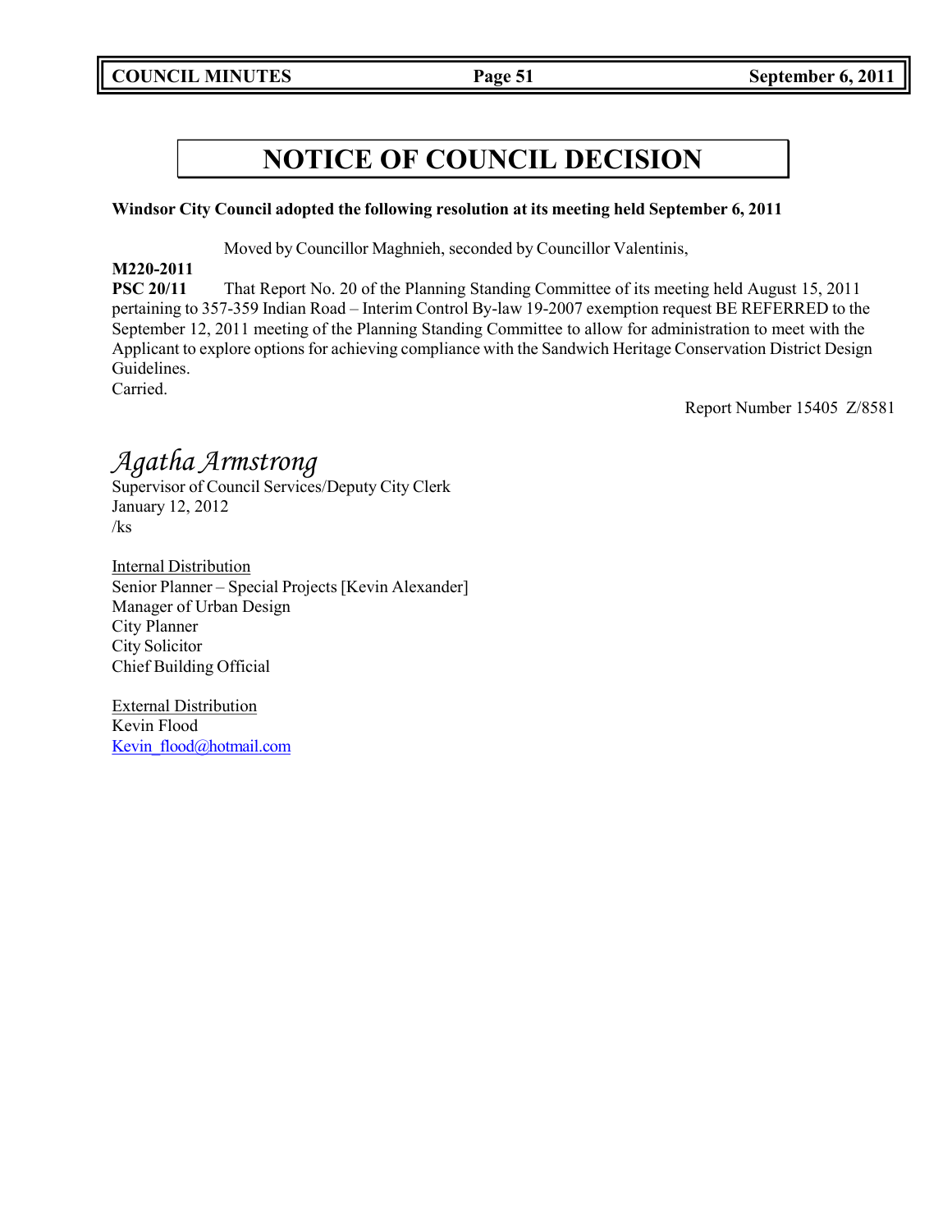# NOTICE OF COUNCIL DECISION

**Windsor City Council adopted the following resolution at its meeting held September 6, 2011**

Moved by Councillor Maghnieh, seconded by Councillor Valentinis,

**M220-2011**
**PSC 20/11** That Report No. 20 of the Planning Standing Committee of its meeting held August 15, 2011 pertaining to 357-359 Indian Road – Interim Control By-law 19-2007 exemption request BE REFERRED to the September 12, 2011 meeting of the Planning Standing Committee to allow for administration to meet with the Applicant to explore options for achieving compliance with the Sandwich Heritage Conservation District Design Guidelines.
Carried.

Report Number 15405 Z/8581

*Agatha Armstrong*
Supervisor of Council Services/Deputy City Clerk
January 12, 2012
/ks

Internal Distribution
Senior Planner – Special Projects [Kevin Alexander]
Manager of Urban Design
City Planner
City Solicitor
Chief Building Official

External Distribution
Kevin Flood
Kevin_flood@hotmail.com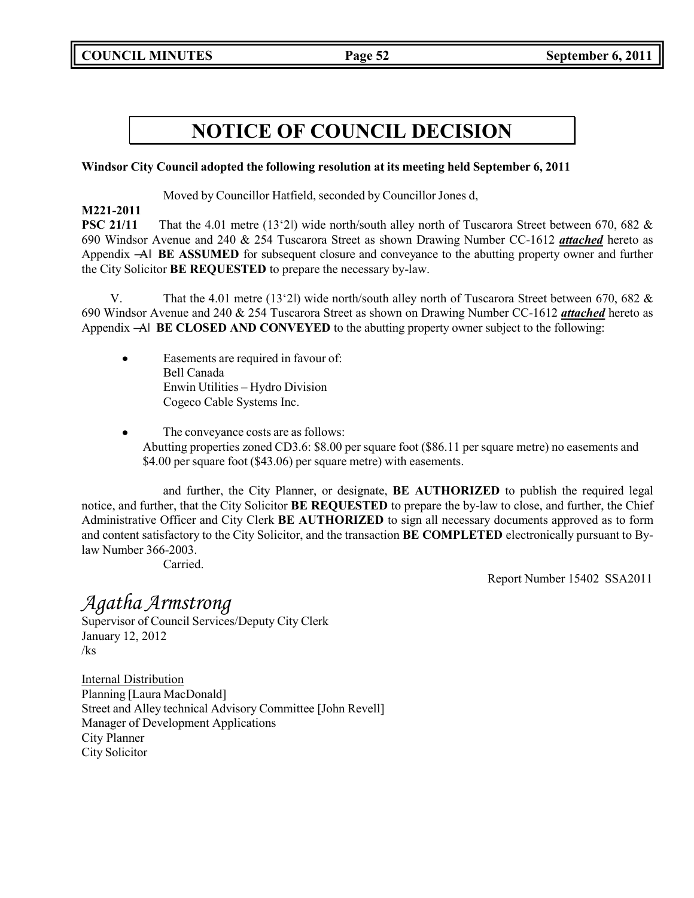# NOTICE OF COUNCIL DECISION

**Windsor City Council adopted the following resolution at its meeting held September 6, 2011**

Moved by Councillor Hatfield, seconded by Councillor Jones d,

**M221-2011**
**PSC 21/11** That the 4.01 metre (13'2‖) wide north/south alley north of Tuscarora Street between 670, 682 & 690 Windsor Avenue and 240 & 254 Tuscarora Street as shown Drawing Number CC-1612 ***attached*** hereto as Appendix ―A‖ **BE ASSUMED** for subsequent closure and conveyance to the abutting property owner and further the City Solicitor **BE REQUESTED** to prepare the necessary by-law.

V. That the 4.01 metre (13'2‖) wide north/south alley north of Tuscarora Street between 670, 682 & 690 Windsor Avenue and 240 & 254 Tuscarora Street as shown on Drawing Number CC-1612 ***attached*** hereto as Appendix ―A‖ **BE CLOSED AND CONVEYED** to the abutting property owner subject to the following:

- Easements are required in favour of:
  Bell Canada
  Enwin Utilities – Hydro Division
  Cogeco Cable Systems Inc.

- The conveyance costs are as follows:
  Abutting properties zoned CD3.6: $8.00 per square foot ($86.11 per square metre) no easements and $4.00 per square foot ($43.06) per square metre) with easements.

and further, the City Planner, or designate, **BE AUTHORIZED** to publish the required legal notice, and further, that the City Solicitor **BE REQUESTED** to prepare the by-law to close, and further, the Chief Administrative Officer and City Clerk **BE AUTHORIZED** to sign all necessary documents approved as to form and content satisfactory to the City Solicitor, and the transaction **BE COMPLETED** electronically pursuant to By-law Number 366-2003.

Carried.

Report Number 15402 SSA2011

*Agatha Armstrong*
Supervisor of Council Services/Deputy City Clerk
January 12, 2012
/ks

Internal Distribution
Planning [Laura MacDonald]
Street and Alley technical Advisory Committee [John Revell]
Manager of Development Applications
City Planner
City Solicitor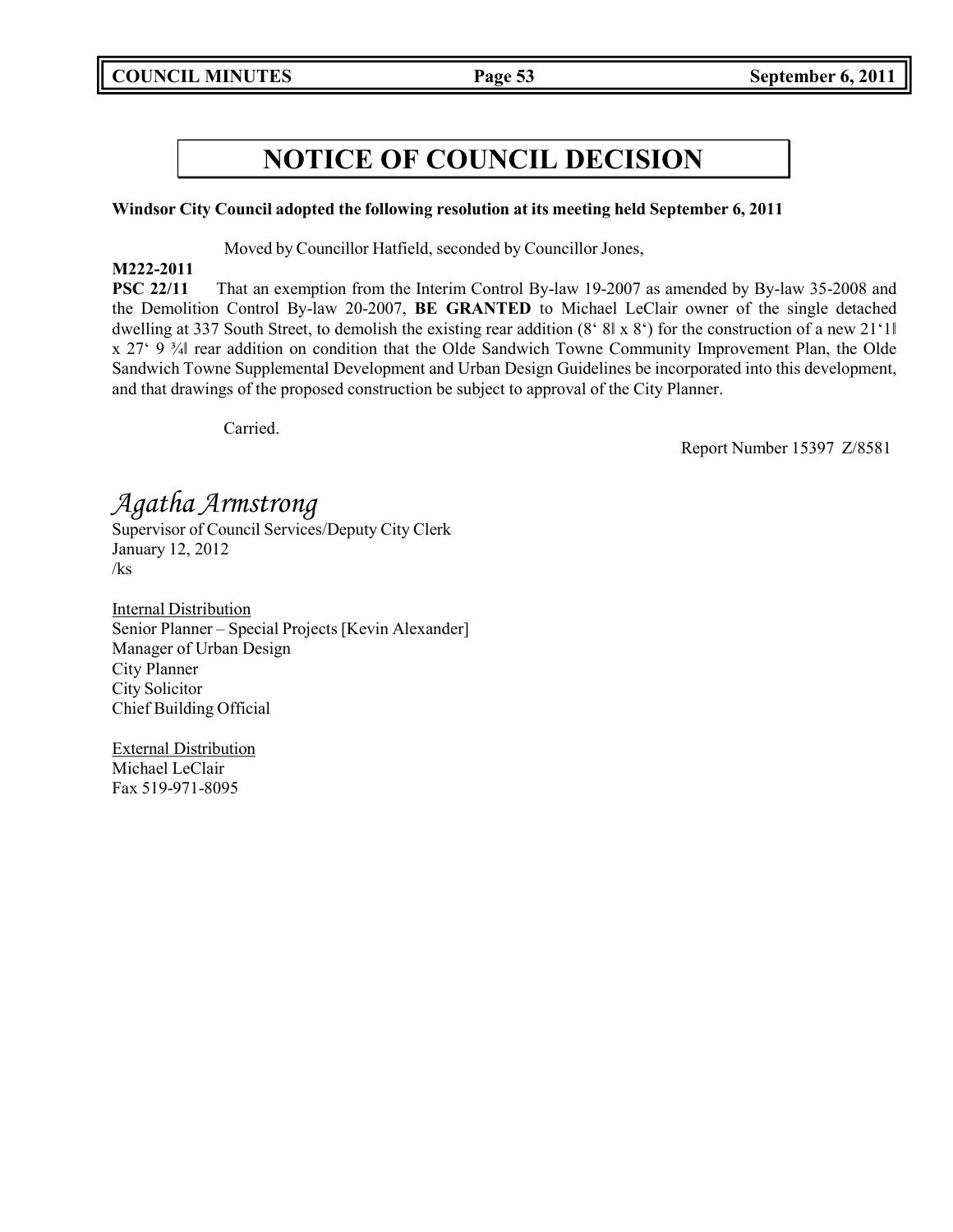# NOTICE OF COUNCIL DECISION

**Windsor City Council adopted the following resolution at its meeting held September 6, 2011**

Moved by Councillor Hatfield, seconded by Councillor Jones,

**M222-2011**
**PSC 22/11** That an exemption from the Interim Control By-law 19-2007 as amended by By-law 35-2008 and the Demolition Control By-law 20-2007, **BE GRANTED** to Michael LeClair owner of the single detached dwelling at 337 South Street, to demolish the existing rear addition (8' 8‖ x 8') for the construction of a new 21'1‖ x 27' 9 ¾‖ rear addition on condition that the Olde Sandwich Towne Community Improvement Plan, the Olde Sandwich Towne Supplemental Development and Urban Design Guidelines be incorporated into this development, and that drawings of the proposed construction be subject to approval of the City Planner.

Carried.

Report Number 15397 Z/8581

*Agatha Armstrong*
Supervisor of Council Services/Deputy City Clerk
January 12, 2012
/ks

Internal Distribution
Senior Planner – Special Projects [Kevin Alexander]
Manager of Urban Design
City Planner
City Solicitor
Chief Building Official

External Distribution
Michael LeClair
Fax 519-971-8095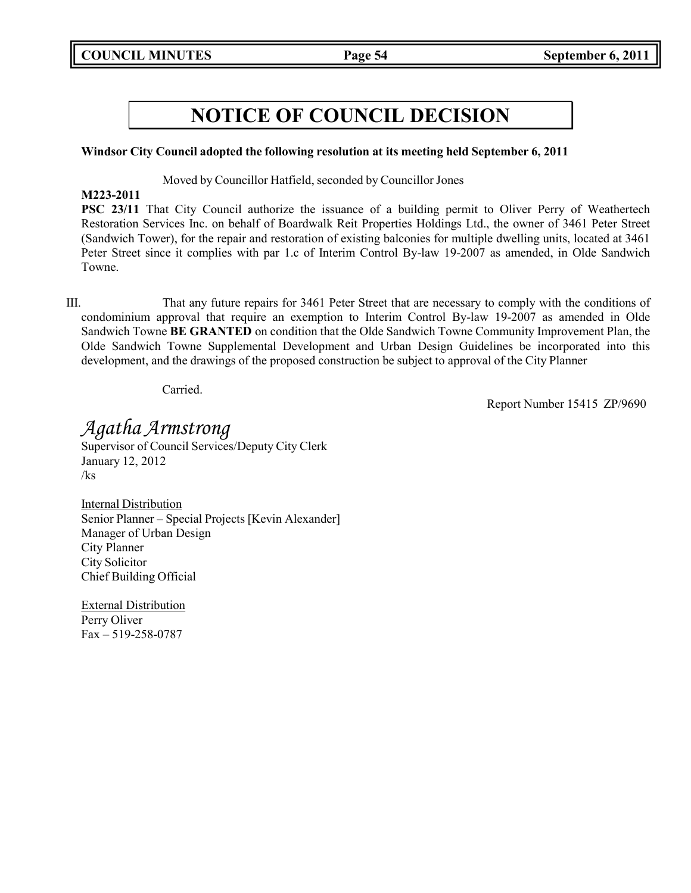# NOTICE OF COUNCIL DECISION

**Windsor City Council adopted the following resolution at its meeting held September 6, 2011**

Moved by Councillor Hatfield, seconded by Councillor Jones

**M223-2011**

**PSC 23/11** That City Council authorize the issuance of a building permit to Oliver Perry of Weathertech Restoration Services Inc. on behalf of Boardwalk Reit Properties Holdings Ltd., the owner of 3461 Peter Street (Sandwich Tower), for the repair and restoration of existing balconies for multiple dwelling units, located at 3461 Peter Street since it complies with par 1.c of Interim Control By-law 19-2007 as amended, in Olde Sandwich Towne.

III. That any future repairs for 3461 Peter Street that are necessary to comply with the conditions of condominium approval that require an exemption to Interim Control By-law 19-2007 as amended in Olde Sandwich Towne **BE GRANTED** on condition that the Olde Sandwich Towne Community Improvement Plan, the Olde Sandwich Towne Supplemental Development and Urban Design Guidelines be incorporated into this development, and the drawings of the proposed construction be subject to approval of the City Planner

Carried.

Report Number 15415 ZP/9690

*Agatha Armstrong*
Supervisor of Council Services/Deputy City Clerk
January 12, 2012
/ks

Internal Distribution
Senior Planner – Special Projects [Kevin Alexander]
Manager of Urban Design
City Planner
City Solicitor
Chief Building Official

External Distribution
Perry Oliver
Fax – 519-258-0787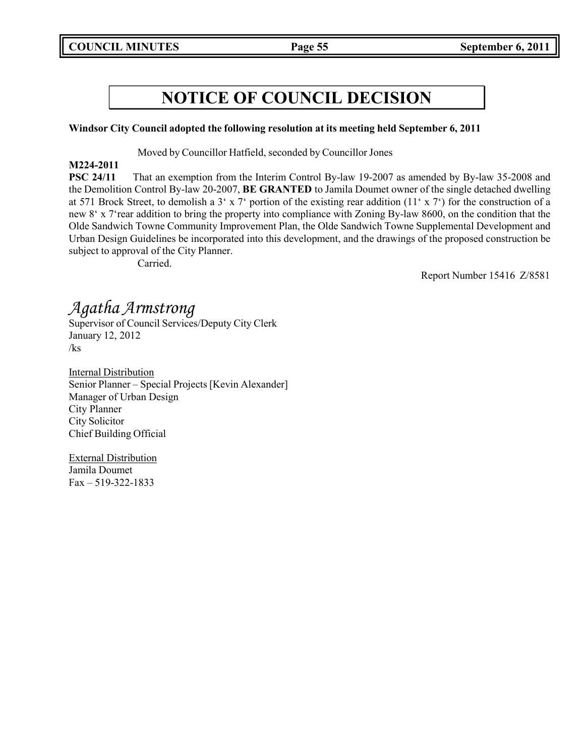# NOTICE OF COUNCIL DECISION

**Windsor City Council adopted the following resolution at its meeting held September 6, 2011**

Moved by Councillor Hatfield, seconded by Councillor Jones

**M224-2011**
**PSC 24/11** That an exemption from the Interim Control By-law 19-2007 as amended by By-law 35-2008 and the Demolition Control By-law 20-2007, **BE GRANTED** to Jamila Doumet owner of the single detached dwelling at 571 Brock Street, to demolish a 3' x 7' portion of the existing rear addition (11' x 7') for the construction of a new 8' x 7'rear addition to bring the property into compliance with Zoning By-law 8600, on the condition that the Olde Sandwich Towne Community Improvement Plan, the Olde Sandwich Towne Supplemental Development and Urban Design Guidelines be incorporated into this development, and the drawings of the proposed construction be subject to approval of the City Planner.

Carried.

Report Number 15416 Z/8581

*Agatha Armstrong*
Supervisor of Council Services/Deputy City Clerk
January 12, 2012
/ks

Internal Distribution
Senior Planner – Special Projects [Kevin Alexander]
Manager of Urban Design
City Planner
City Solicitor
Chief Building Official

External Distribution
Jamila Doumet
Fax – 519-322-1833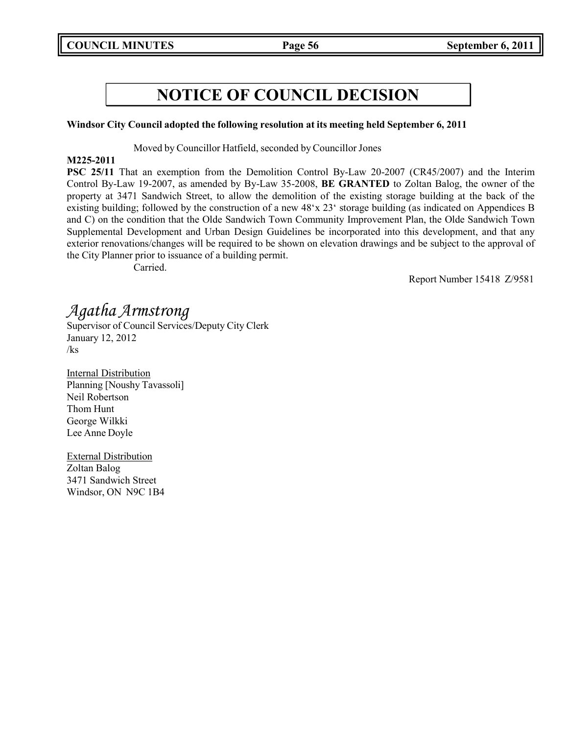# NOTICE OF COUNCIL DECISION

**Windsor City Council adopted the following resolution at its meeting held September 6, 2011**

Moved by Councillor Hatfield, seconded by Councillor Jones

**M225-2011**

**PSC 25/11** That an exemption from the Demolition Control By-Law 20-2007 (CR45/2007) and the Interim Control By-Law 19-2007, as amended by By-Law 35-2008, **BE GRANTED** to Zoltan Balog, the owner of the property at 3471 Sandwich Street, to allow the demolition of the existing storage building at the back of the existing building; followed by the construction of a new 48'x 23' storage building (as indicated on Appendices B and C) on the condition that the Olde Sandwich Town Community Improvement Plan, the Olde Sandwich Town Supplemental Development and Urban Design Guidelines be incorporated into this development, and that any exterior renovations/changes will be required to be shown on elevation drawings and be subject to the approval of the City Planner prior to issuance of a building permit.

Carried.

Report Number 15418 Z/9581

*Agatha Armstrong*

Supervisor of Council Services/Deputy City Clerk
January 12, 2012
/ks

Internal Distribution
Planning [Noushy Tavassoli]
Neil Robertson
Thom Hunt
George Wilkki
Lee Anne Doyle

External Distribution
Zoltan Balog
3471 Sandwich Street
Windsor, ON N9C 1B4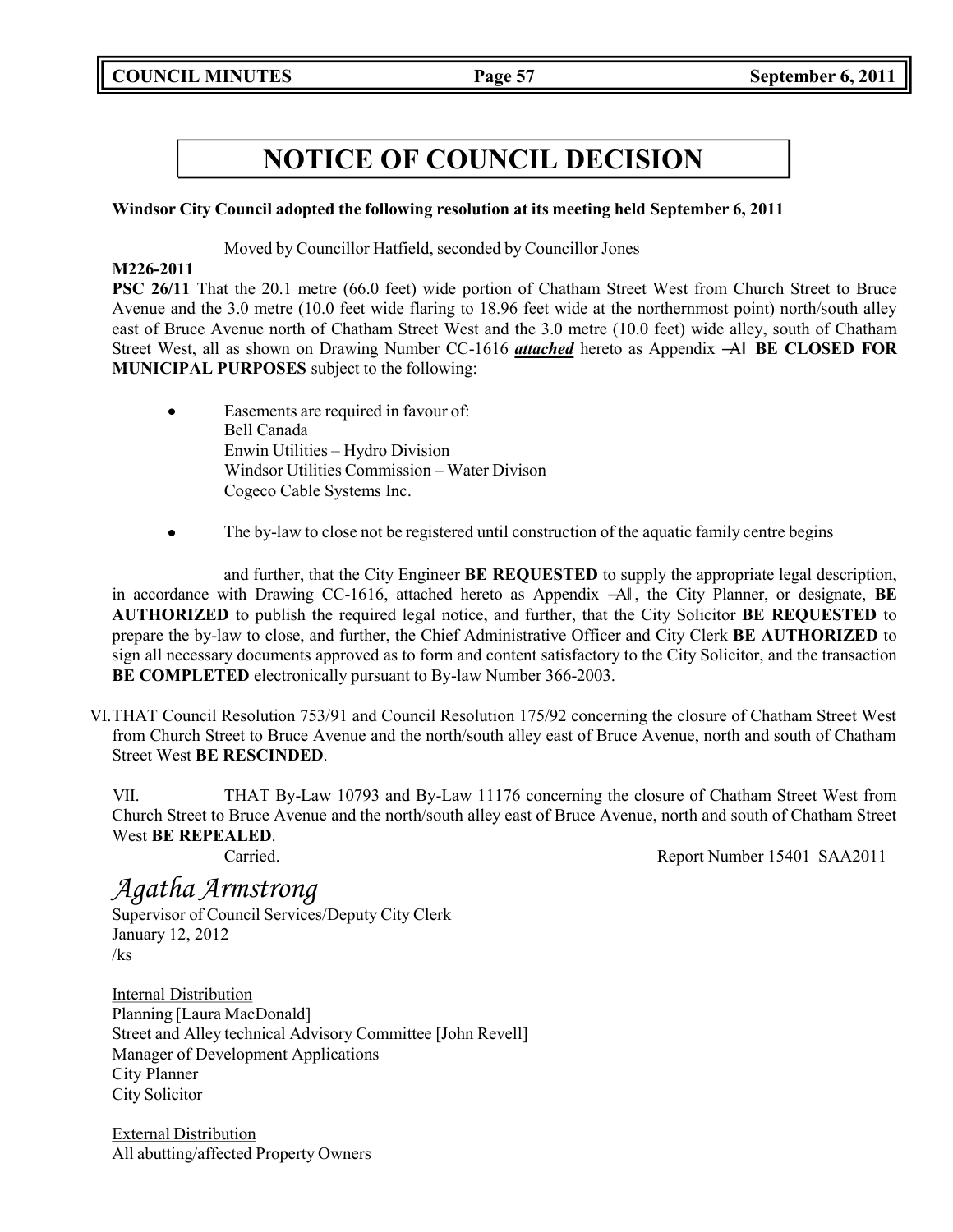# NOTICE OF COUNCIL DECISION

**Windsor City Council adopted the following resolution at its meeting held September 6, 2011**

Moved by Councillor Hatfield, seconded by Councillor Jones

**M226-2011**

**PSC 26/11** That the 20.1 metre (66.0 feet) wide portion of Chatham Street West from Church Street to Bruce Avenue and the 3.0 metre (10.0 feet wide flaring to 18.96 feet wide at the northernmost point) north/south alley east of Bruce Avenue north of Chatham Street West and the 3.0 metre (10.0 feet) wide alley, south of Chatham Street West, all as shown on Drawing Number CC-1616 ***attached*** hereto as Appendix ―A‖ **BE CLOSED FOR MUNICIPAL PURPOSES** subject to the following:

- Easements are required in favour of:
  Bell Canada
  Enwin Utilities – Hydro Division
  Windsor Utilities Commission – Water Divison
  Cogeco Cable Systems Inc.

- The by-law to close not be registered until construction of the aquatic family centre begins

and further, that the City Engineer **BE REQUESTED** to supply the appropriate legal description, in accordance with Drawing CC-1616, attached hereto as Appendix ―A‖, the City Planner, or designate, **BE AUTHORIZED** to publish the required legal notice, and further, that the City Solicitor **BE REQUESTED** to prepare the by-law to close, and further, the Chief Administrative Officer and City Clerk **BE AUTHORIZED** to sign all necessary documents approved as to form and content satisfactory to the City Solicitor, and the transaction **BE COMPLETED** electronically pursuant to By-law Number 366-2003.

VI. THAT Council Resolution 753/91 and Council Resolution 175/92 concerning the closure of Chatham Street West from Church Street to Bruce Avenue and the north/south alley east of Bruce Avenue, north and south of Chatham Street West **BE RESCINDED**.

VII. THAT By-Law 10793 and By-Law 11176 concerning the closure of Chatham Street West from Church Street to Bruce Avenue and the north/south alley east of Bruce Avenue, north and south of Chatham Street West **BE REPEALED**.

Carried. Report Number 15401 SAA2011

*Agatha Armstrong*

Supervisor of Council Services/Deputy City Clerk
January 12, 2012
/ks

Internal Distribution
Planning [Laura MacDonald]
Street and Alley technical Advisory Committee [John Revell]
Manager of Development Applications
City Planner
City Solicitor

External Distribution
All abutting/affected Property Owners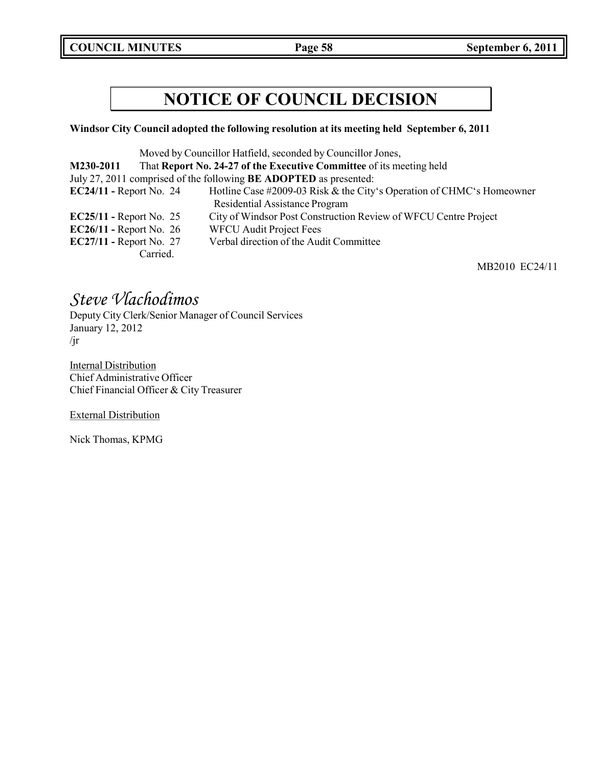# NOTICE OF COUNCIL DECISION

**Windsor City Council adopted the following resolution at its meeting held September 6, 2011**

Moved by Councillor Hatfield, seconded by Councillor Jones,

**M230-2011** That **Report No. 24-27 of the Executive Committee** of its meeting held July 27, 2011 comprised of the following **BE ADOPTED** as presented:

**EC24/11 -** Report No. 24 Hotline Case #2009-03 Risk & the City's Operation of CHMC's Homeowner Residential Assistance Program

**EC25/11 -** Report No. 25 City of Windsor Post Construction Review of WFCU Centre Project

**EC26/11 -** Report No. 26 WFCU Audit Project Fees

**EC27/11 -** Report No. 27 Verbal direction of the Audit Committee

Carried.

MB2010 EC24/11

*Steve Vlachodimos*

Deputy City Clerk/Senior Manager of Council Services

January 12, 2012

/jr

Internal Distribution

Chief Administrative Officer

Chief Financial Officer & City Treasurer

External Distribution

Nick Thomas, KPMG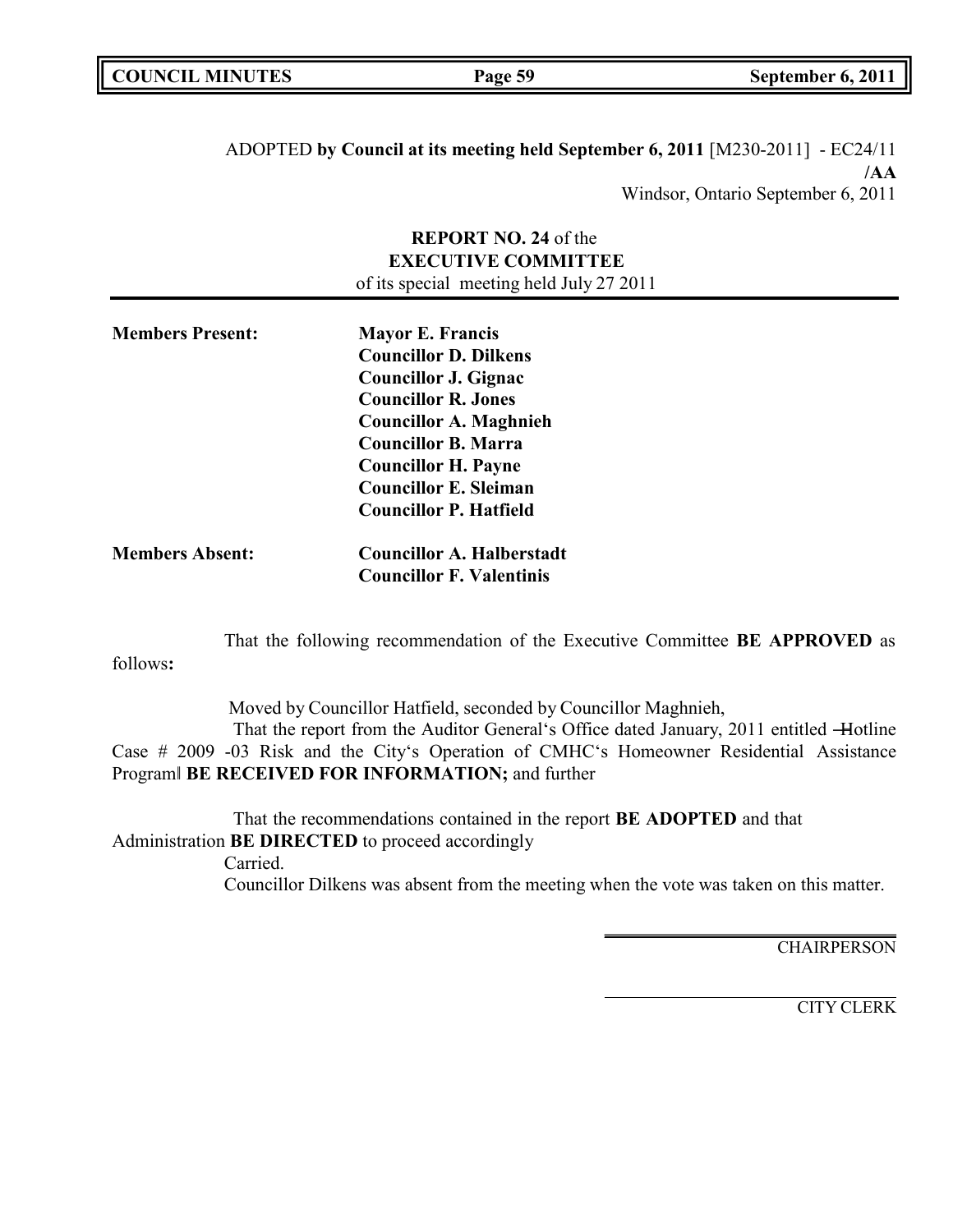ADOPTED **by Council at its meeting held September 6, 2011** [M230-2011] - EC24/11
**/AA**
Windsor, Ontario September 6, 2011

**REPORT NO. 24** of the
**EXECUTIVE COMMITTEE**
of its special meeting held July 27 2011

| | |
|---|---|
| **Members Present:** | **Mayor E. Francis** |
| | **Councillor D. Dilkens** |
| | **Councillor J. Gignac** |
| | **Councillor R. Jones** |
| | **Councillor A. Maghnieh** |
| | **Councillor B. Marra** |
| | **Councillor H. Payne** |
| | **Councillor E. Sleiman** |
| | **Councillor P. Hatfield** |
| **Members Absent:** | **Councillor A. Halberstadt** |
| | **Councillor F. Valentinis** |

That the following recommendation of the Executive Committee **BE APPROVED** as follows**:**

Moved by Councillor Hatfield, seconded by Councillor Maghnieh,

That the report from the Auditor General's Office dated January, 2011 entitled ―Hotline Case # 2009 -03 Risk and the City's Operation of CMHC's Homeowner Residential Assistance Program‖ **BE RECEIVED FOR INFORMATION;** and further

That the recommendations contained in the report **BE ADOPTED** and that Administration **BE DIRECTED** to proceed accordingly

Carried.

Councillor Dilkens was absent from the meeting when the vote was taken on this matter.

CHAIRPERSON

CITY CLERK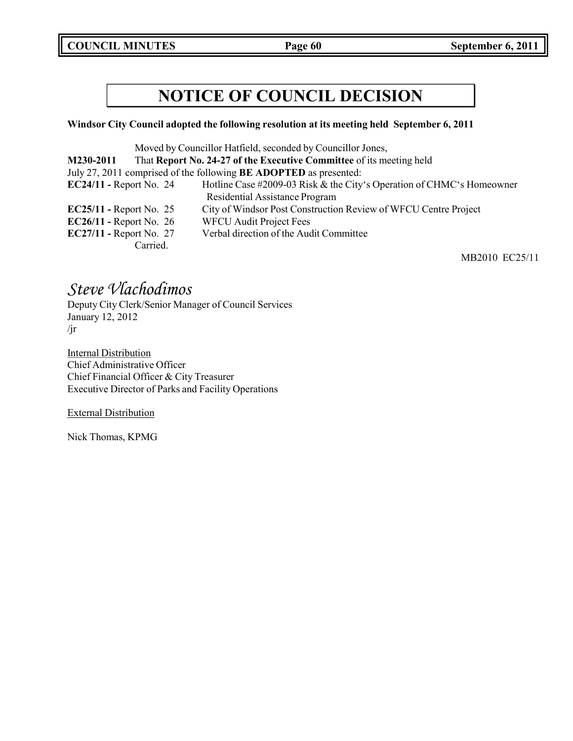# NOTICE OF COUNCIL DECISION

**Windsor City Council adopted the following resolution at its meeting held September 6, 2011**

Moved by Councillor Hatfield, seconded by Councillor Jones,

**M230-2011** That **Report No. 24-27 of the Executive Committee** of its meeting held July 27, 2011 comprised of the following **BE ADOPTED** as presented:

**EC24/11 -** Report No. 24 Hotline Case #2009-03 Risk & the City's Operation of CHMC's Homeowner Residential Assistance Program

**EC25/11 -** Report No. 25 City of Windsor Post Construction Review of WFCU Centre Project

**EC26/11 -** Report No. 26 WFCU Audit Project Fees

**EC27/11 -** Report No. 27 Verbal direction of the Audit Committee

Carried.

MB2010 EC25/11

*Steve Vlachodimos*

Deputy City Clerk/Senior Manager of Council Services
January 12, 2012
/jr

Internal Distribution
Chief Administrative Officer
Chief Financial Officer & City Treasurer
Executive Director of Parks and Facility Operations

External Distribution

Nick Thomas, KPMG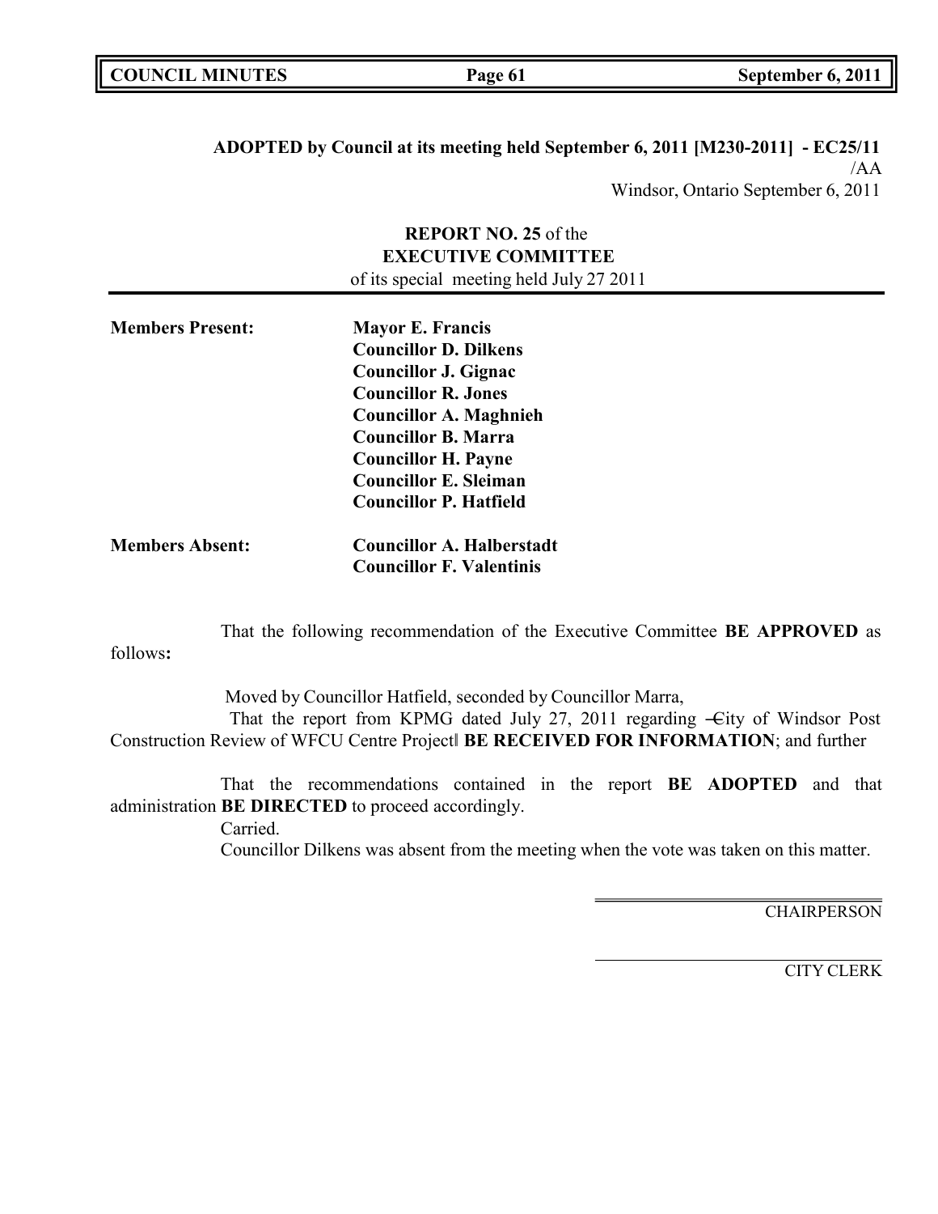**ADOPTED by Council at its meeting held September 6, 2011 [M230-2011] - EC25/11**

/AA

Windsor, Ontario September 6, 2011

**REPORT NO. 25** of the
**EXECUTIVE COMMITTEE**
of its special meeting held July 27 2011

| | |
|---|---|
| **Members Present:** | **Mayor E. Francis** |
| | **Councillor D. Dilkens** |
| | **Councillor J. Gignac** |
| | **Councillor R. Jones** |
| | **Councillor A. Maghnieh** |
| | **Councillor B. Marra** |
| | **Councillor H. Payne** |
| | **Councillor E. Sleiman** |
| | **Councillor P. Hatfield** |
| **Members Absent:** | **Councillor A. Halberstadt** |
| | **Councillor F. Valentinis** |

That the following recommendation of the Executive Committee **BE APPROVED** as follows**:**

Moved by Councillor Hatfield, seconded by Councillor Marra,

That the report from KPMG dated July 27, 2011 regarding ―City of Windsor Post Construction Review of WFCU Centre Project‖ **BE RECEIVED FOR INFORMATION**; and further

That the recommendations contained in the report **BE ADOPTED** and that administration **BE DIRECTED** to proceed accordingly.

Carried.

Councillor Dilkens was absent from the meeting when the vote was taken on this matter.

CHAIRPERSON

CITY CLERK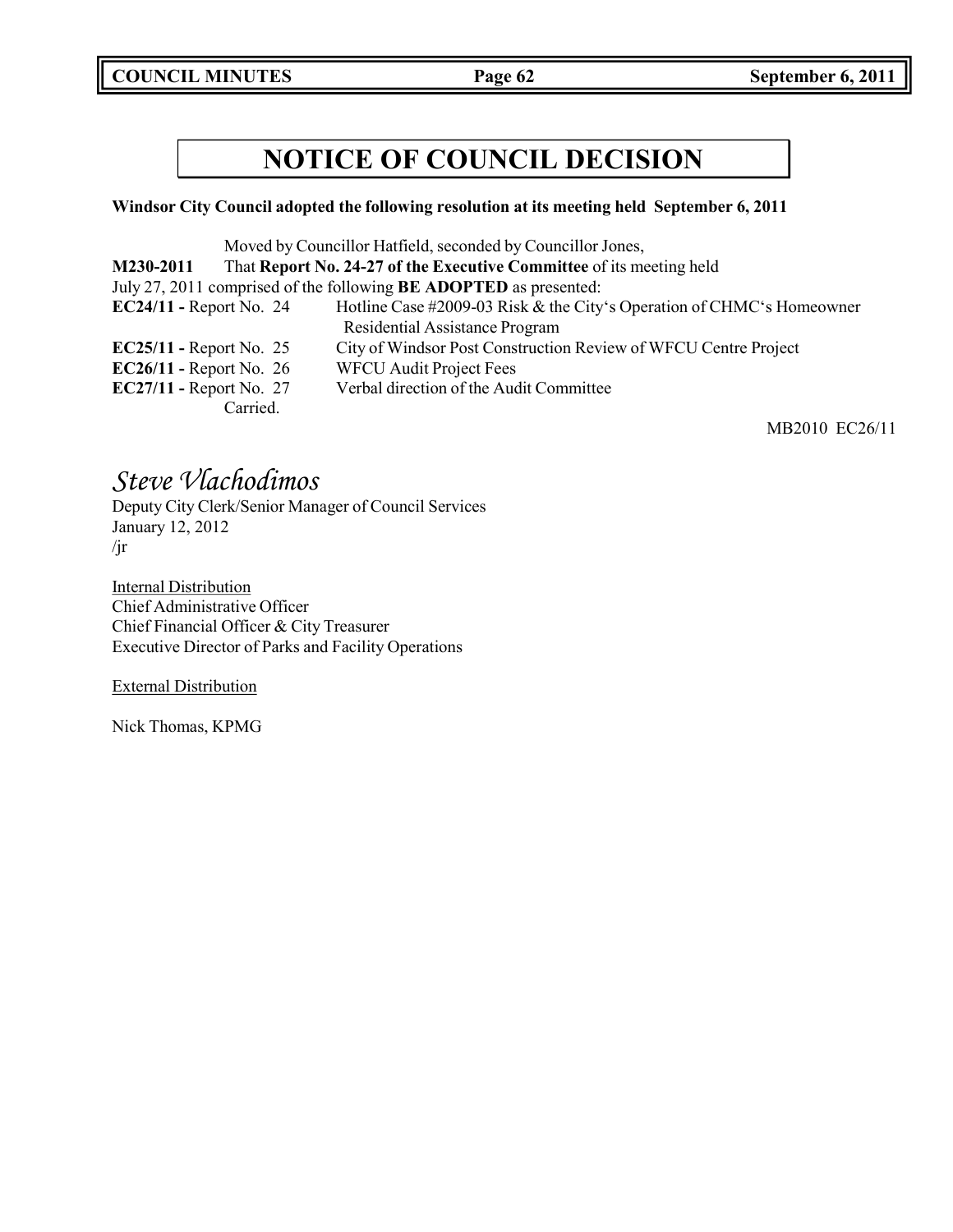# NOTICE OF COUNCIL DECISION

**Windsor City Council adopted the following resolution at its meeting held September 6, 2011**

Moved by Councillor Hatfield, seconded by Councillor Jones,

**M230-2011** That **Report No. 24-27 of the Executive Committee** of its meeting held July 27, 2011 comprised of the following **BE ADOPTED** as presented:

| | |
|---|---|
| **EC24/11 -** Report No. 24 | Hotline Case #2009-03 Risk & the City's Operation of CHMC's Homeowner Residential Assistance Program |
| **EC25/11 -** Report No. 25 | City of Windsor Post Construction Review of WFCU Centre Project |
| **EC26/11 -** Report No. 26 | WFCU Audit Project Fees |
| **EC27/11 -** Report No. 27 | Verbal direction of the Audit Committee |

Carried.

MB2010 EC26/11

*Steve Vlachodimos*
Deputy City Clerk/Senior Manager of Council Services
January 12, 2012
/jr

Internal Distribution
Chief Administrative Officer
Chief Financial Officer & City Treasurer
Executive Director of Parks and Facility Operations

External Distribution

Nick Thomas, KPMG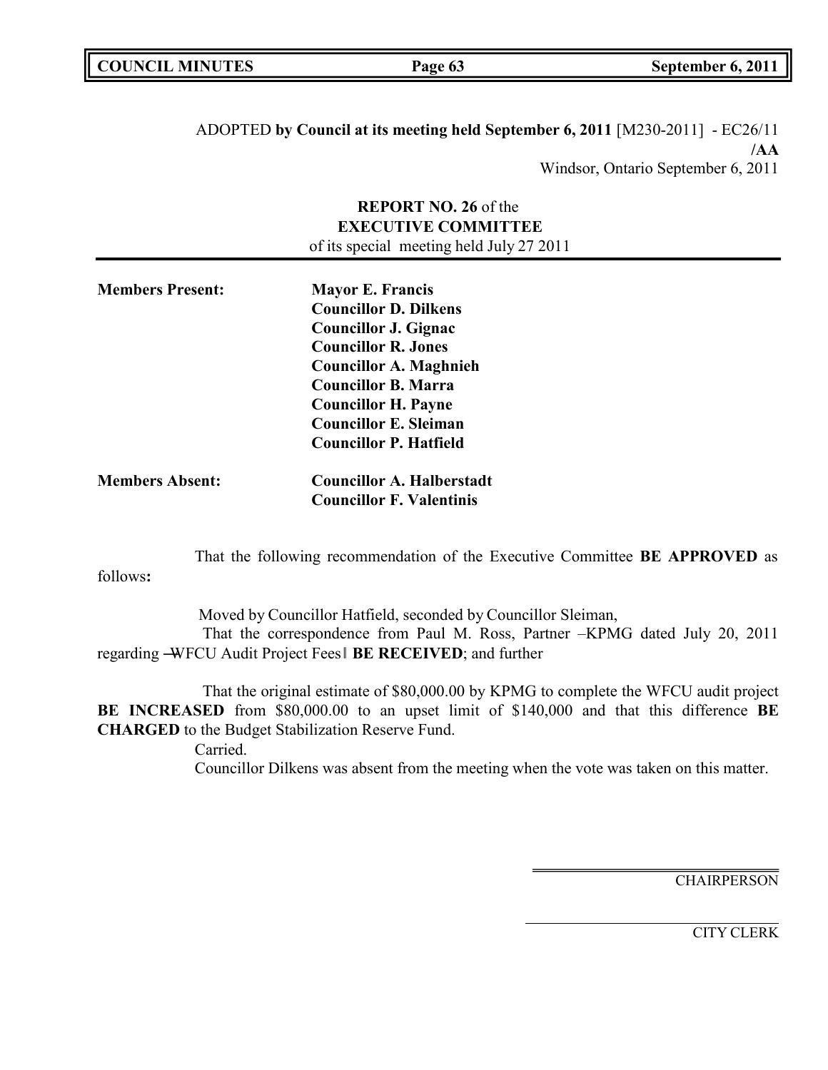ADOPTED **by Council at its meeting held September 6, 2011** [M230-2011] - EC26/11
**/AA**
Windsor, Ontario September 6, 2011

**REPORT NO. 26** of the
**EXECUTIVE COMMITTEE**
of its special meeting held July 27 2011

---

**Members Present:**
**Mayor E. Francis**
**Councillor D. Dilkens**
**Councillor J. Gignac**
**Councillor R. Jones**
**Councillor A. Maghnieh**
**Councillor B. Marra**
**Councillor H. Payne**
**Councillor E. Sleiman**
**Councillor P. Hatfield**

**Members Absent:**
**Councillor A. Halberstadt**
**Councillor F. Valentinis**

That the following recommendation of the Executive Committee **BE APPROVED** as follows**:**

Moved by Councillor Hatfield, seconded by Councillor Sleiman,
That the correspondence from Paul M. Ross, Partner –KPMG dated July 20, 2011 regarding ―WFCU Audit Project Fees‖ **BE RECEIVED**; and further

That the original estimate of $80,000.00 by KPMG to complete the WFCU audit project **BE INCREASED** from $80,000.00 to an upset limit of $140,000 and that this difference **BE CHARGED** to the Budget Stabilization Reserve Fund.
Carried.
Councillor Dilkens was absent from the meeting when the vote was taken on this matter.

CHAIRPERSON

CITY CLERK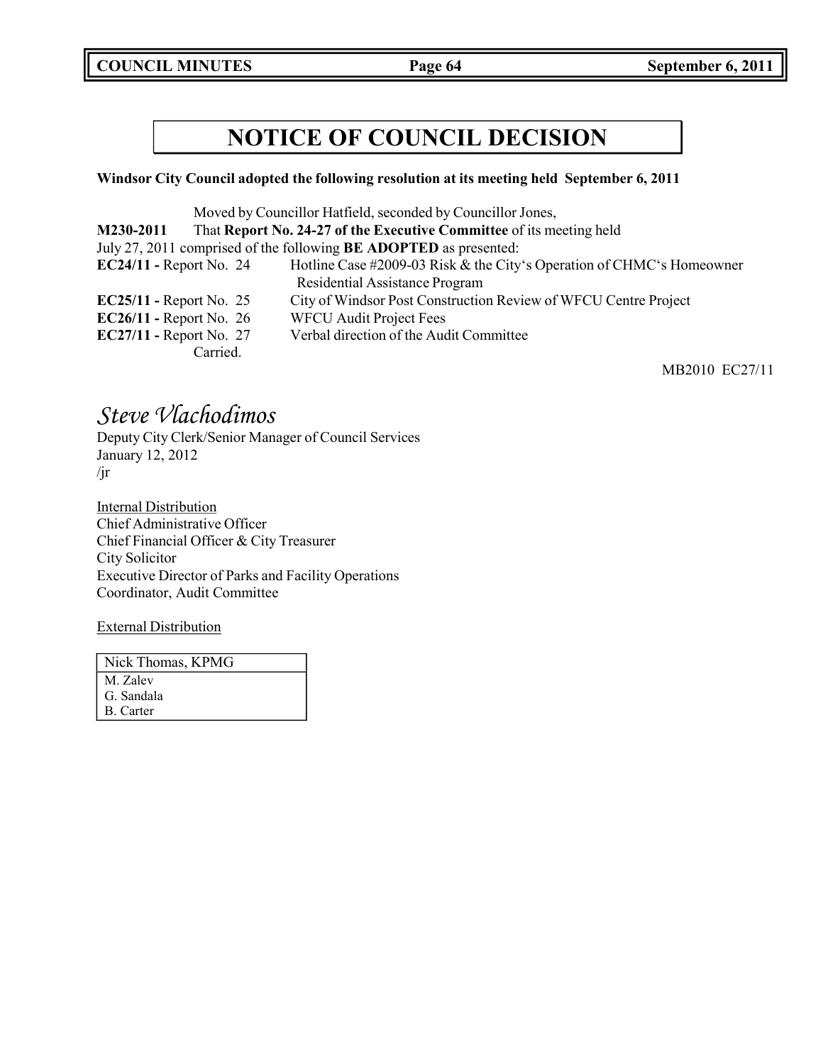# NOTICE OF COUNCIL DECISION

**Windsor City Council adopted the following resolution at its meeting held September 6, 2011**

Moved by Councillor Hatfield, seconded by Councillor Jones,

**M230-2011** That **Report No. 24-27 of the Executive Committee** of its meeting held July 27, 2011 comprised of the following **BE ADOPTED** as presented:

**EC24/11 -** Report No. 24 Hotline Case #2009-03 Risk & the City's Operation of CHMC's Homeowner Residential Assistance Program

**EC25/11 -** Report No. 25 City of Windsor Post Construction Review of WFCU Centre Project

**EC26/11 -** Report No. 26 WFCU Audit Project Fees

**EC27/11 -** Report No. 27 Verbal direction of the Audit Committee

Carried.

MB2010 EC27/11

*Steve Vlachodimos*

Deputy City Clerk/Senior Manager of Council Services

January 12, 2012

/jr

Internal Distribution

Chief Administrative Officer

Chief Financial Officer & City Treasurer

City Solicitor

Executive Director of Parks and Facility Operations

Coordinator, Audit Committee

External Distribution

| Nick Thomas, KPMG |
| --- |
| M. Zalev |
| G. Sandala |
| B. Carter |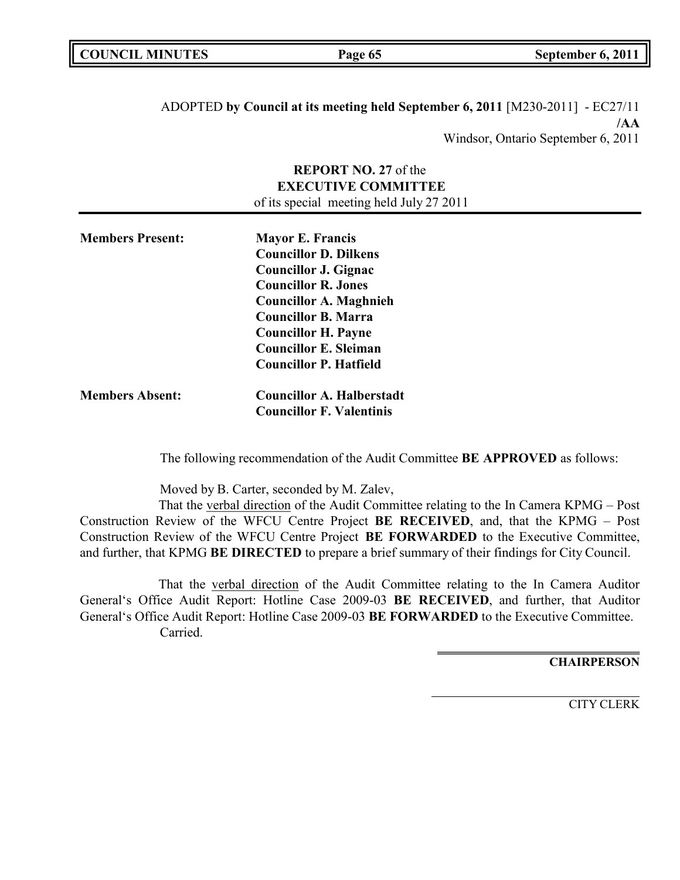ADOPTED **by Council at its meeting held September 6, 2011** [M230-2011] - EC27/11

**/AA**

Windsor, Ontario September 6, 2011

**REPORT NO. 27** of the
**EXECUTIVE COMMITTEE**
of its special meeting held July 27 2011

**Members Present:**

**Mayor E. Francis**
**Councillor D. Dilkens**
**Councillor J. Gignac**
**Councillor R. Jones**
**Councillor A. Maghnieh**
**Councillor B. Marra**
**Councillor H. Payne**
**Councillor E. Sleiman**
**Councillor P. Hatfield**

**Members Absent:**

**Councillor A. Halberstadt**
**Councillor F. Valentinis**

The following recommendation of the Audit Committee **BE APPROVED** as follows:

Moved by B. Carter, seconded by M. Zalev,

That the verbal direction of the Audit Committee relating to the In Camera KPMG – Post Construction Review of the WFCU Centre Project **BE RECEIVED**, and, that the KPMG – Post Construction Review of the WFCU Centre Project **BE FORWARDED** to the Executive Committee, and further, that KPMG **BE DIRECTED** to prepare a brief summary of their findings for City Council.

That the verbal direction of the Audit Committee relating to the In Camera Auditor General's Office Audit Report: Hotline Case 2009-03 **BE RECEIVED**, and further, that Auditor General's Office Audit Report: Hotline Case 2009-03 **BE FORWARDED** to the Executive Committee.

Carried.

**CHAIRPERSON**

CITY CLERK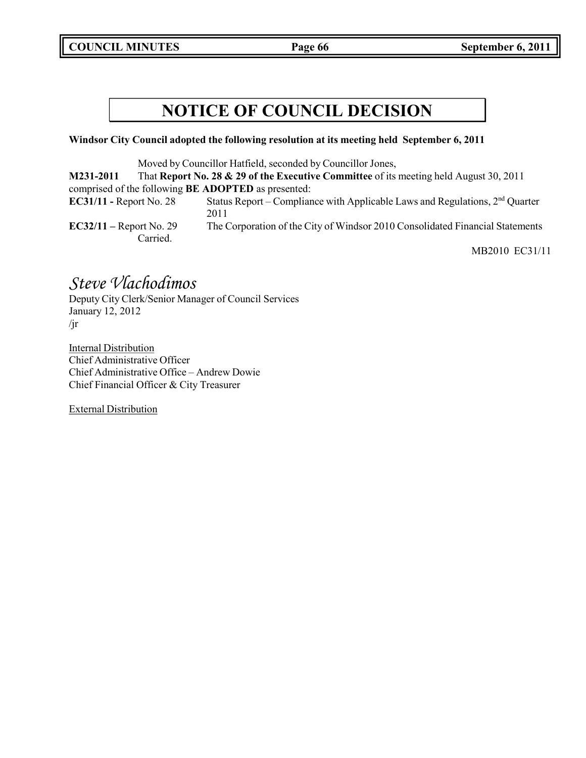# NOTICE OF COUNCIL DECISION

**Windsor City Council adopted the following resolution at its meeting held September 6, 2011**

Moved by Councillor Hatfield, seconded by Councillor Jones,

**M231-2011** That **Report No. 28 & 29 of the Executive Committee** of its meeting held August 30, 2011 comprised of the following **BE ADOPTED** as presented:

**EC31/11 -** Report No. 28 Status Report – Compliance with Applicable Laws and Regulations, 2nd Quarter 2011

**EC32/11 –** Report No. 29 The Corporation of the City of Windsor 2010 Consolidated Financial Statements

Carried.

MB2010 EC31/11

*Steve Vlachodimos*

Deputy City Clerk/Senior Manager of Council Services
January 12, 2012
/jr

Internal Distribution
Chief Administrative Officer
Chief Administrative Office – Andrew Dowie
Chief Financial Officer & City Treasurer

External Distribution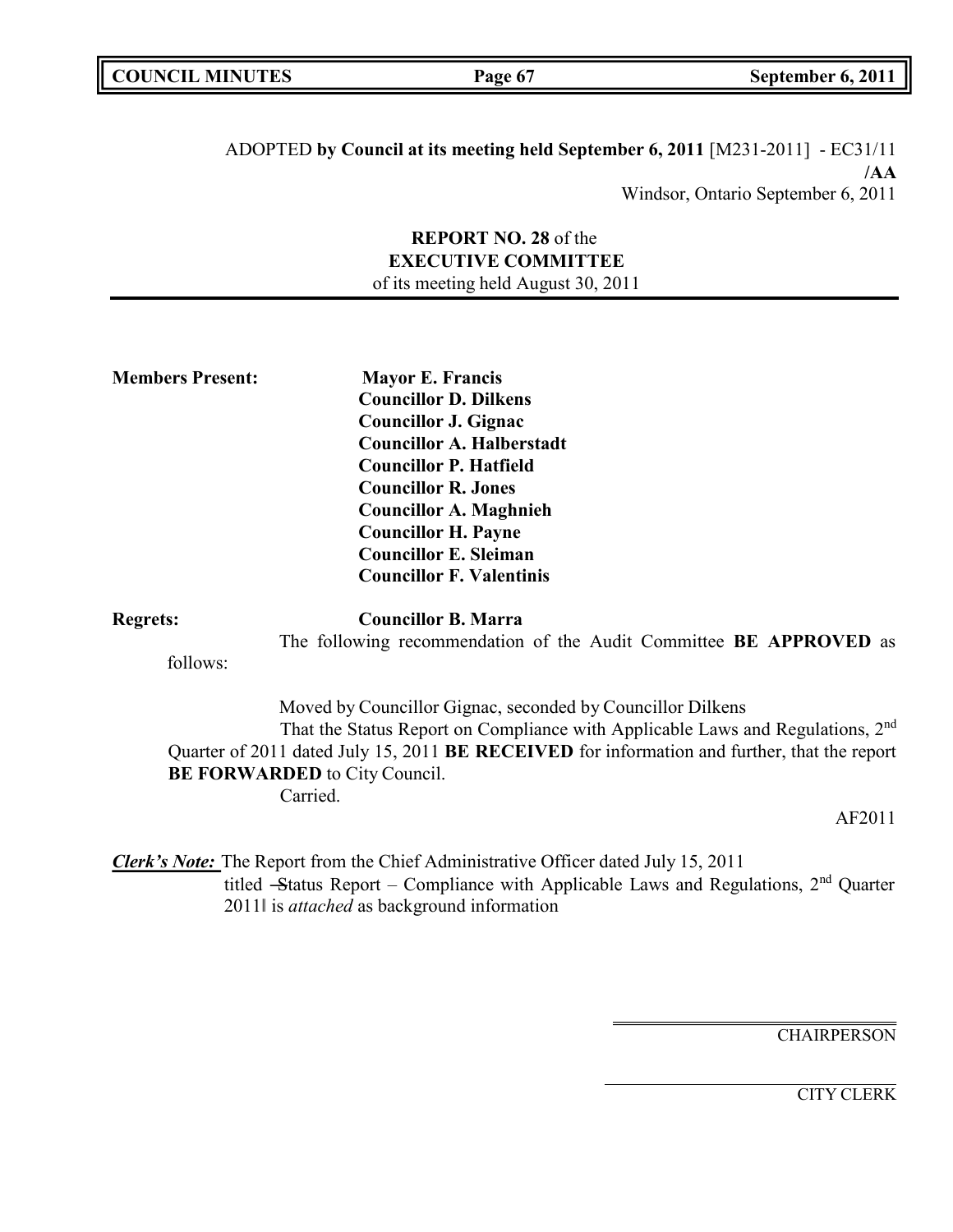ADOPTED **by Council at its meeting held September 6, 2011** [M231-2011] - EC31/11
**/AA**
Windsor, Ontario September 6, 2011

**REPORT NO. 28** of the
**EXECUTIVE COMMITTEE**
of its meeting held August 30, 2011

**Members Present:**
**Mayor E. Francis**
**Councillor D. Dilkens**
**Councillor J. Gignac**
**Councillor A. Halberstadt**
**Councillor P. Hatfield**
**Councillor R. Jones**
**Councillor A. Maghnieh**
**Councillor H. Payne**
**Councillor E. Sleiman**
**Councillor F. Valentinis**

**Regrets:** **Councillor B. Marra**

The following recommendation of the Audit Committee **BE APPROVED** as follows:

Moved by Councillor Gignac, seconded by Councillor Dilkens

That the Status Report on Compliance with Applicable Laws and Regulations, 2nd Quarter of 2011 dated July 15, 2011 **BE RECEIVED** for information and further, that the report **BE FORWARDED** to City Council.

Carried.

AF2011

***Clerk's Note:*** The Report from the Chief Administrative Officer dated July 15, 2011 titled "Status Report – Compliance with Applicable Laws and Regulations, 2nd Quarter 2011" is *attached* as background information

CHAIRPERSON

CITY CLERK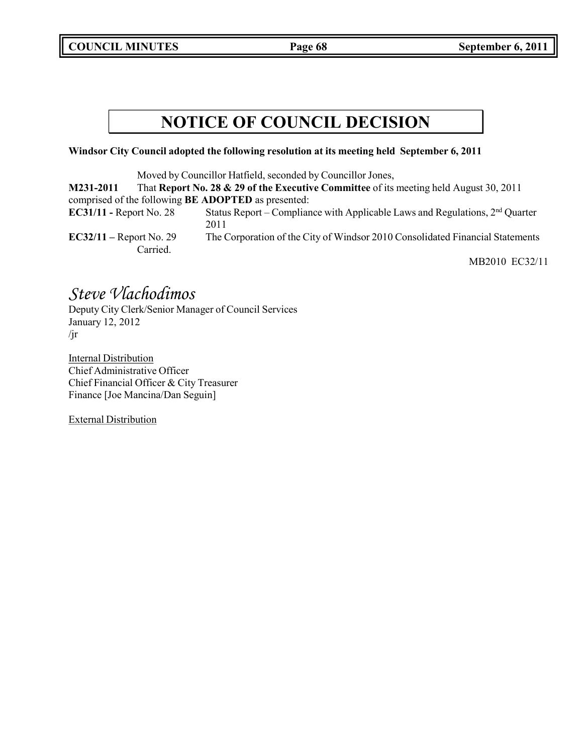# NOTICE OF COUNCIL DECISION

**Windsor City Council adopted the following resolution at its meeting held September 6, 2011**

Moved by Councillor Hatfield, seconded by Councillor Jones,

**M231-2011** That **Report No. 28 & 29 of the Executive Committee** of its meeting held August 30, 2011 comprised of the following **BE ADOPTED** as presented:

**EC31/11 -** Report No. 28 Status Report – Compliance with Applicable Laws and Regulations, 2nd Quarter 2011

**EC32/11 –** Report No. 29 The Corporation of the City of Windsor 2010 Consolidated Financial Statements

Carried.

MB2010 EC32/11

*Steve Vlachodimos*
Deputy City Clerk/Senior Manager of Council Services
January 12, 2012
/jr

Internal Distribution
Chief Administrative Officer
Chief Financial Officer & City Treasurer
Finance [Joe Mancina/Dan Seguin]

External Distribution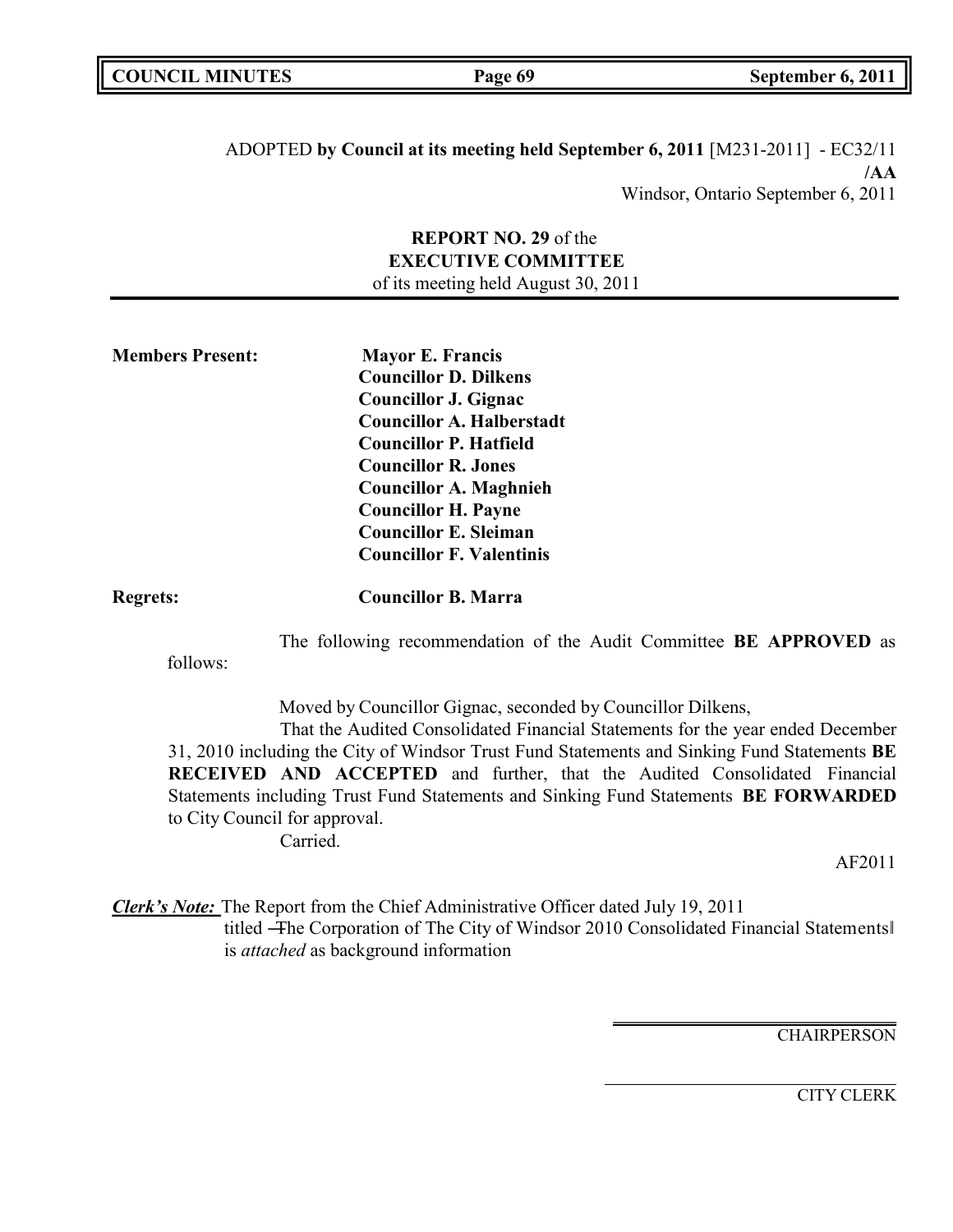ADOPTED **by Council at its meeting held September 6, 2011** [M231-2011] - EC32/11
**/AA**
Windsor, Ontario September 6, 2011

**REPORT NO. 29** of the
**EXECUTIVE COMMITTEE**
of its meeting held August 30, 2011

**Members Present:**
**Mayor E. Francis**
**Councillor D. Dilkens**
**Councillor J. Gignac**
**Councillor A. Halberstadt**
**Councillor P. Hatfield**
**Councillor R. Jones**
**Councillor A. Maghnieh**
**Councillor H. Payne**
**Councillor E. Sleiman**
**Councillor F. Valentinis**

**Regrets:** **Councillor B. Marra**

The following recommendation of the Audit Committee **BE APPROVED** as follows:

Moved by Councillor Gignac, seconded by Councillor Dilkens,

That the Audited Consolidated Financial Statements for the year ended December 31, 2010 including the City of Windsor Trust Fund Statements and Sinking Fund Statements **BE RECEIVED AND ACCEPTED** and further, that the Audited Consolidated Financial Statements including Trust Fund Statements and Sinking Fund Statements **BE FORWARDED** to City Council for approval.

Carried.

AF2011

***Clerk's Note:*** The Report from the Chief Administrative Officer dated July 19, 2011 titled ―The Corporation of The City of Windsor 2010 Consolidated Financial Statements‖ is *attached* as background information

CHAIRPERSON

CITY CLERK